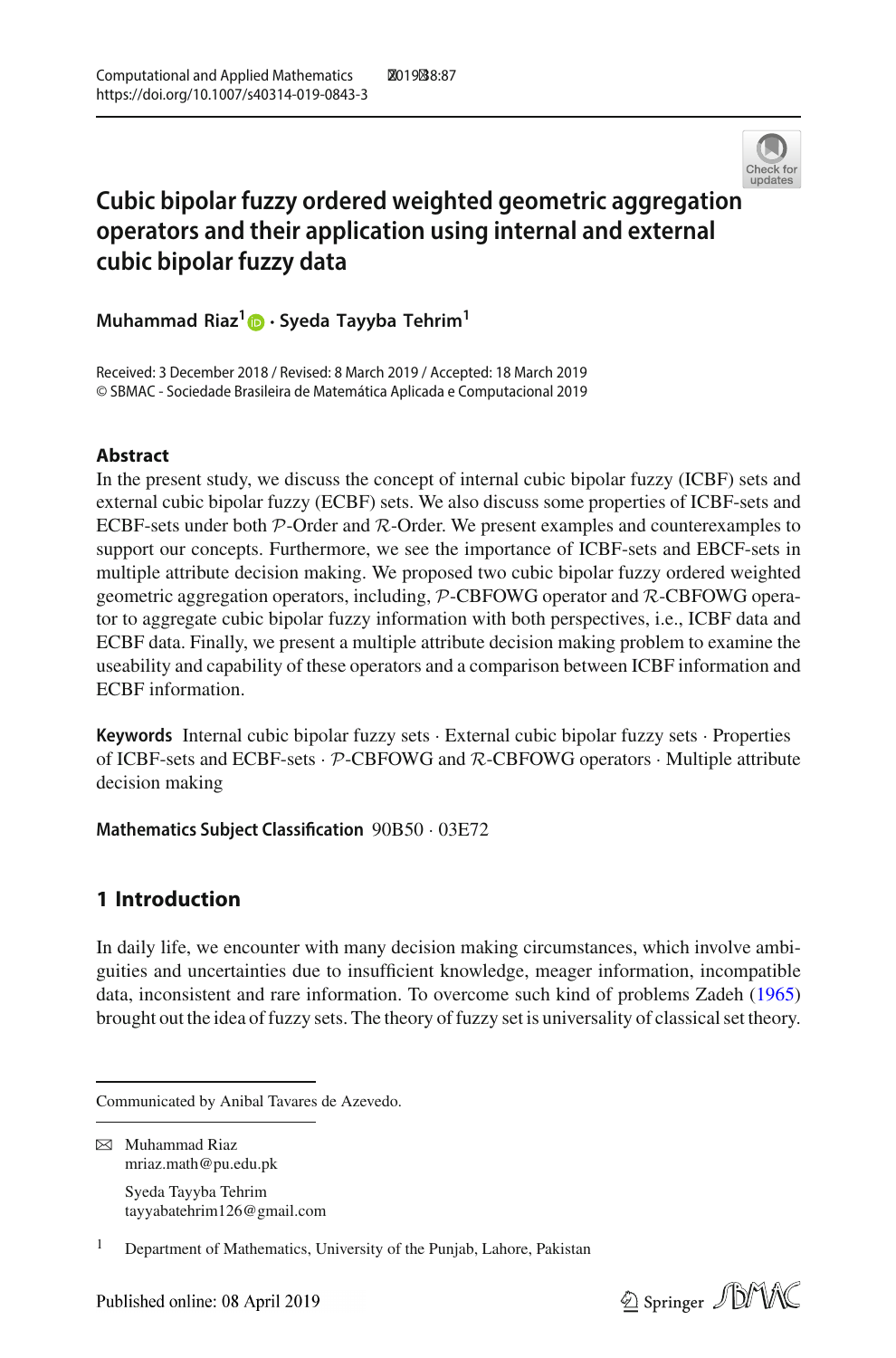# Cubic bipolar fuzzy ordered weighted geometric aggregation operators and their application using internal and external cubic bipolar fuzzy data

**Muhammad Riaz[1] · Syeda Tayyba Tehrim[1]**

Received: 3 December 2018 / Revised: 8 March 2019 / Accepted: 18 March 2019
© SBMAC - Sociedade Brasileira de Matemática Aplicada e Computacional 2019

## Abstract

In the present study, we discuss the concept of internal cubic bipolar fuzzy (ICBF) sets and external cubic bipolar fuzzy (ECBF) sets. We also discuss some properties of ICBF-sets and ECBF-sets under both $\mathcal{P}$-Order and $\mathcal{R}$-Order. We present examples and counterexamples to support our concepts. Furthermore, we see the importance of ICBF-sets and EBCF-sets in multiple attribute decision making. We proposed two cubic bipolar fuzzy ordered weighted geometric aggregation operators, including, $\mathcal{P}$-CBFOWG operator and $\mathcal{R}$-CBFOWG operator to aggregate cubic bipolar fuzzy information with both perspectives, i.e., ICBF data and ECBF data. Finally, we present a multiple attribute decision making problem to examine the useability and capability of these operators and a comparison between ICBF information and ECBF information.

**Keywords** Internal cubic bipolar fuzzy sets · External cubic bipolar fuzzy sets · Properties of ICBF-sets and ECBF-sets · $\mathcal{P}$-CBFOWG and $\mathcal{R}$-CBFOWG operators · Multiple attribute decision making

**Mathematics Subject Classification** 90B50 · 03E72

## 1 Introduction

In daily life, we encounter with many decision making circumstances, which involve ambiguities and uncertainties due to insufficient knowledge, meager information, incompatible data, inconsistent and rare information. To overcome such kind of problems Zadeh (1965) brought out the idea of fuzzy sets. The theory of fuzzy set is universality of classical set theory.

---

Communicated by Anibal Tavares de Azevedo.

✉ Muhammad Riaz
mriaz.math@pu.edu.pk

Syeda Tayyba Tehrim
tayyabatehrim126@gmail.com

[1] Department of Mathematics, University of the Punjab, Lahore, Pakistan

Published online: 08 April 2019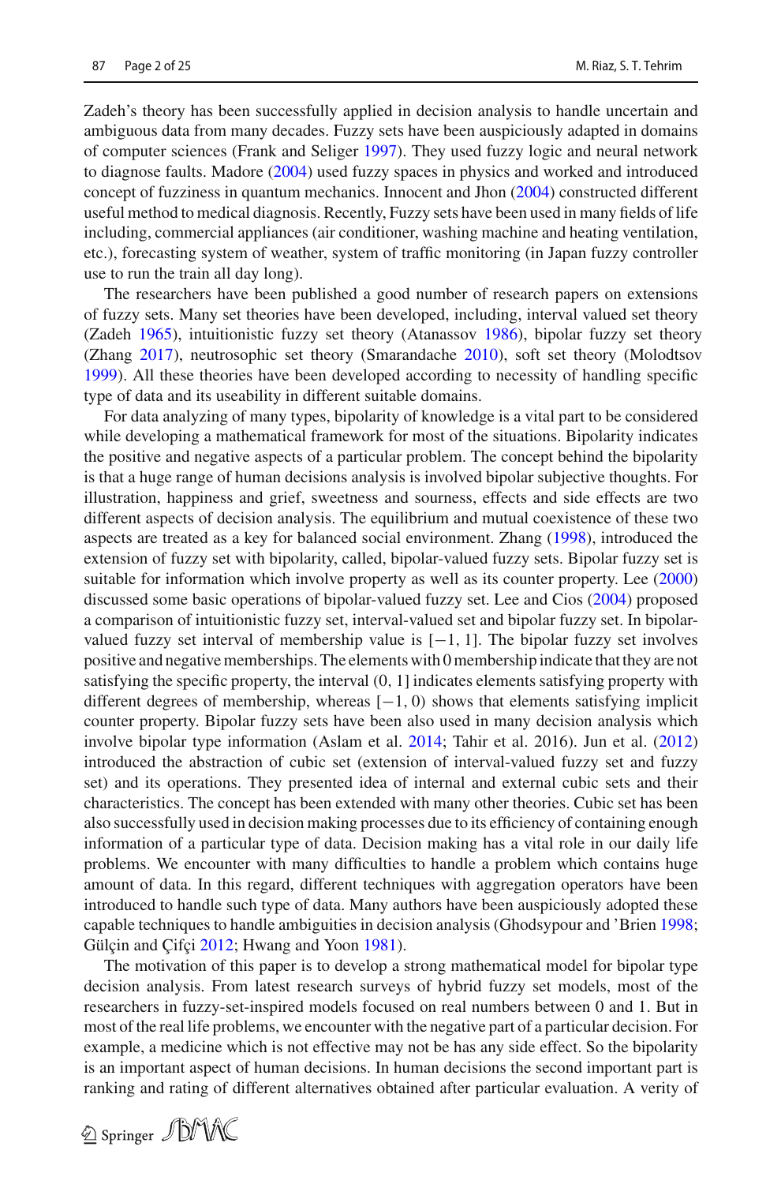Zadeh's theory has been successfully applied in decision analysis to handle uncertain and ambiguous data from many decades. Fuzzy sets have been auspiciously adapted in domains of computer sciences (Frank and Seliger 1997). They used fuzzy logic and neural network to diagnose faults. Madore (2004) used fuzzy spaces in physics and worked and introduced concept of fuzziness in quantum mechanics. Innocent and Jhon (2004) constructed different useful method to medical diagnosis. Recently, Fuzzy sets have been used in many fields of life including, commercial appliances (air conditioner, washing machine and heating ventilation, etc.), forecasting system of weather, system of traffic monitoring (in Japan fuzzy controller use to run the train all day long).

The researchers have been published a good number of research papers on extensions of fuzzy sets. Many set theories have been developed, including, interval valued set theory (Zadeh 1965), intuitionistic fuzzy set theory (Atanassov 1986), bipolar fuzzy set theory (Zhang 2017), neutrosophic set theory (Smarandache 2010), soft set theory (Molodtsov 1999). All these theories have been developed according to necessity of handling specific type of data and its useability in different suitable domains.

For data analyzing of many types, bipolarity of knowledge is a vital part to be considered while developing a mathematical framework for most of the situations. Bipolarity indicates the positive and negative aspects of a particular problem. The concept behind the bipolarity is that a huge range of human decisions analysis is involved bipolar subjective thoughts. For illustration, happiness and grief, sweetness and sourness, effects and side effects are two different aspects of decision analysis. The equilibrium and mutual coexistence of these two aspects are treated as a key for balanced social environment. Zhang (1998), introduced the extension of fuzzy set with bipolarity, called, bipolar-valued fuzzy sets. Bipolar fuzzy set is suitable for information which involve property as well as its counter property. Lee (2000) discussed some basic operations of bipolar-valued fuzzy set. Lee and Cios (2004) proposed a comparison of intuitionistic fuzzy set, interval-valued set and bipolar fuzzy set. In bipolar-valued fuzzy set interval of membership value is $[-1, 1]$. The bipolar fuzzy set involves positive and negative memberships. The elements with 0 membership indicate that they are not satisfying the specific property, the interval $(0, 1]$ indicates elements satisfying property with different degrees of membership, whereas $[-1, 0)$ shows that elements satisfying implicit counter property. Bipolar fuzzy sets have been also used in many decision analysis which involve bipolar type information (Aslam et al. 2014; Tahir et al. 2016). Jun et al. (2012) introduced the abstraction of cubic set (extension of interval-valued fuzzy set and fuzzy set) and its operations. They presented idea of internal and external cubic sets and their characteristics. The concept has been extended with many other theories. Cubic set has been also successfully used in decision making processes due to its efficiency of containing enough information of a particular type of data. Decision making has a vital role in our daily life problems. We encounter with many difficulties to handle a problem which contains huge amount of data. In this regard, different techniques with aggregation operators have been introduced to handle such type of data. Many authors have been auspiciously adopted these capable techniques to handle ambiguities in decision analysis (Ghodsypour and 'Brien 1998; Gülçin and Çifçi 2012; Hwang and Yoon 1981).

The motivation of this paper is to develop a strong mathematical model for bipolar type decision analysis. From latest research surveys of hybrid fuzzy set models, most of the researchers in fuzzy-set-inspired models focused on real numbers between 0 and 1. But in most of the real life problems, we encounter with the negative part of a particular decision. For example, a medicine which is not effective may not be has any side effect. So the bipolarity is an important aspect of human decisions. In human decisions the second important part is ranking and rating of different alternatives obtained after particular evaluation. A verity of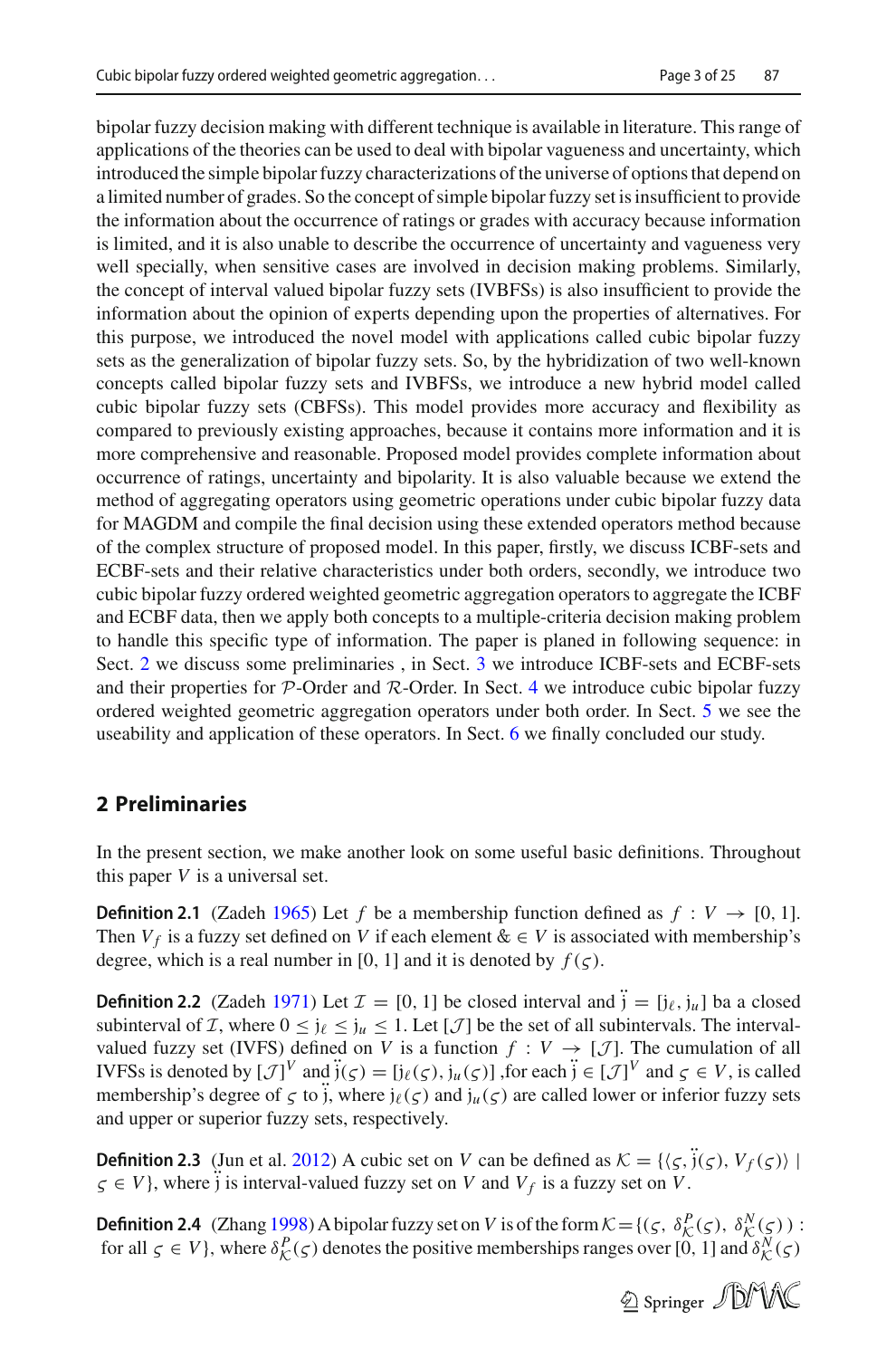bipolar fuzzy decision making with different technique is available in literature. This range of applications of the theories can be used to deal with bipolar vagueness and uncertainty, which introduced the simple bipolar fuzzy characterizations of the universe of options that depend on a limited number of grades. So the concept of simple bipolar fuzzy set is insufficient to provide the information about the occurrence of ratings or grades with accuracy because information is limited, and it is also unable to describe the occurrence of uncertainty and vagueness very well specially, when sensitive cases are involved in decision making problems. Similarly, the concept of interval valued bipolar fuzzy sets (IVBFSs) is also insufficient to provide the information about the opinion of experts depending upon the properties of alternatives. For this purpose, we introduced the novel model with applications called cubic bipolar fuzzy sets as the generalization of bipolar fuzzy sets. So, by the hybridization of two well-known concepts called bipolar fuzzy sets and IVBFSs, we introduce a new hybrid model called cubic bipolar fuzzy sets (CBFSs). This model provides more accuracy and flexibility as compared to previously existing approaches, because it contains more information and it is more comprehensive and reasonable. Proposed model provides complete information about occurrence of ratings, uncertainty and bipolarity. It is also valuable because we extend the method of aggregating operators using geometric operations under cubic bipolar fuzzy data for MAGDM and compile the final decision using these extended operators method because of the complex structure of proposed model. In this paper, firstly, we discuss ICBF-sets and ECBF-sets and their relative characteristics under both orders, secondly, we introduce two cubic bipolar fuzzy ordered weighted geometric aggregation operators to aggregate the ICBF and ECBF data, then we apply both concepts to a multiple-criteria decision making problem to handle this specific type of information. The paper is planed in following sequence: in Sect. 2 we discuss some preliminaries , in Sect. 3 we introduce ICBF-sets and ECBF-sets and their properties for $\mathcal{P}$-Order and $\mathcal{R}$-Order. In Sect. 4 we introduce cubic bipolar fuzzy ordered weighted geometric aggregation operators under both order. In Sect. 5 we see the useability and application of these operators. In Sect. 6 we finally concluded our study.

## 2 Preliminaries

In the present section, we make another look on some useful basic definitions. Throughout this paper $V$ is a universal set.

**Definition 2.1** (Zadeh 1965) Let $f$ be a membership function defined as $f : V \rightarrow [0, 1]$. Then $V_f$ is a fuzzy set defined on $V$ if each element $\& \in V$ is associated with membership's degree, which is a real number in [0, 1] and it is denoted by $f(\varsigma)$.

**Definition 2.2** (Zadeh 1971) Let $\mathcal{I} = [0, 1]$ be closed interval and $\ddot{\jmath} = [\jmath_\ell, \jmath_u]$ ba a closed subinterval of $\mathcal{I}$, where $0 \leq \jmath_\ell \leq \jmath_u \leq 1$. Let $[\mathcal{J}]$ be the set of all subintervals. The interval-valued fuzzy set (IVFS) defined on $V$ is a function $f : V \rightarrow [\mathcal{J}]$. The cumulation of all IVFSs is denoted by $[\mathcal{J}]^V$ and $\ddot{\jmath}(\varsigma) = [\jmath_\ell(\varsigma), \jmath_u(\varsigma)]$ ,for each $\ddot{\jmath} \in [\mathcal{J}]^V$ and $\varsigma \in V$, is called membership's degree of $\varsigma$ to $\ddot{\jmath}$, where $\jmath_\ell(\varsigma)$ and $\jmath_u(\varsigma)$ are called lower or inferior fuzzy sets and upper or superior fuzzy sets, respectively.

**Definition 2.3** (Jun et al. 2012) A cubic set on $V$ can be defined as $\mathcal{K} = \{\langle \varsigma, \ddot{\jmath}(\varsigma), V_f(\varsigma) \rangle \mid \varsigma \in V\}$, where $\ddot{\jmath}$ is interval-valued fuzzy set on $V$ and $V_f$ is a fuzzy set on $V$.

**Definition 2.4** (Zhang 1998) A bipolar fuzzy set on $V$ is of the form $\mathcal{K} = \{(\varsigma,\ \delta^P_{\mathcal{K}}(\varsigma),\ \delta^N_{\mathcal{K}}(\varsigma)) :$ for all $\varsigma \in V\}$, where $\delta^P_{\mathcal{K}}(\varsigma)$ denotes the positive memberships ranges over [0, 1] and $\delta^N_{\mathcal{K}}(\varsigma)$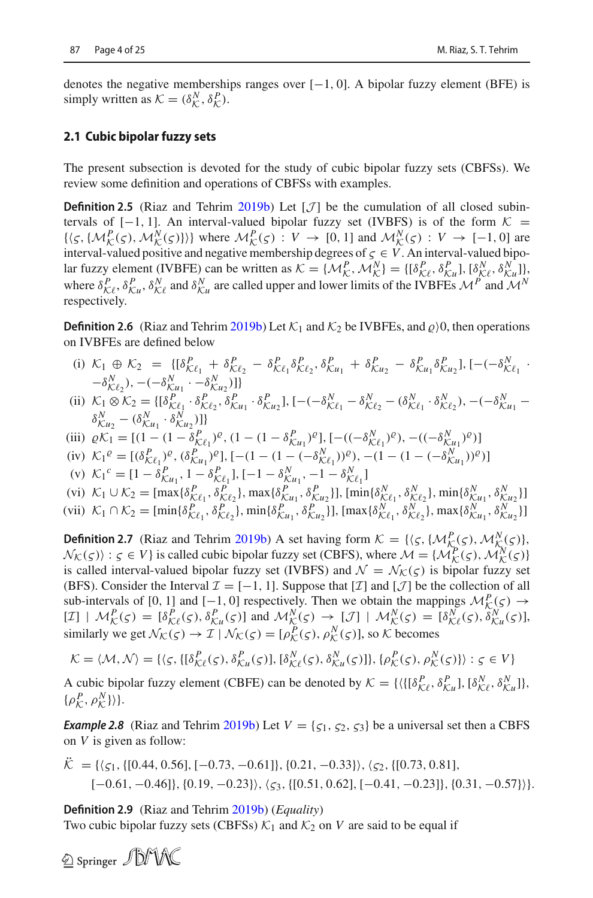denotes the negative memberships ranges over $[-1, 0]$. A bipolar fuzzy element (BFE) is simply written as $\mathcal{K} = (\delta^N_{\mathcal{K}}, \delta^P_{\mathcal{K}})$.

### 2.1 Cubic bipolar fuzzy sets

The present subsection is devoted for the study of cubic bipolar fuzzy sets (CBFSs). We review some definition and operations of CBFSs with examples.

**Definition 2.5** (Riaz and Tehrim 2019b) Let $[\mathcal{J}]$ be the cumulation of all closed subintervals of $[-1, 1]$. An interval-valued bipolar fuzzy set (IVBFS) is of the form $\mathcal{K} = \{\langle \varsigma, \{\mathcal{M}^P_{\mathcal{K}}(\varsigma), \mathcal{M}^N_{\mathcal{K}}(\varsigma)\}\rangle\}$ where $\mathcal{M}^P_{\mathcal{K}}(\varsigma) : V \to [0, 1]$ and $\mathcal{M}^N_{\mathcal{K}}(\varsigma) : V \to [-1, 0]$ are interval-valued positive and negative membership degrees of $\varsigma \in V$. An interval-valued bipolar fuzzy element (IVBFE) can be written as $\mathcal{K} = \{\mathcal{M}^P_{\mathcal{K}}, \mathcal{M}^N_{\mathcal{K}}\} = \{[\delta^P_{\mathcal{K}\ell}, \delta^P_{\mathcal{K}u}], [\delta^N_{\mathcal{K}\ell}, \delta^N_{\mathcal{K}u}]\}$, where $\delta^P_{\mathcal{K}\ell}, \delta^P_{\mathcal{K}u}, \delta^N_{\mathcal{K}\ell}$ and $\delta^N_{\mathcal{K}u}$ are called upper and lower limits of the IVBFEs $\mathcal{M}^P$ and $\mathcal{M}^N$ respectively.

**Definition 2.6** (Riaz and Tehrim 2019b) Let $\mathcal{K}_1$ and $\mathcal{K}_2$ be IVBFEs, and $\varrho\rangle 0$, then operations on IVBFEs are defined below

(i) $\mathcal{K}_1 \oplus \mathcal{K}_2 = \{[\delta^P_{\mathcal{K}\ell_1} + \delta^P_{\mathcal{K}\ell_2} - \delta^P_{\mathcal{K}\ell_1}\delta^P_{\mathcal{K}\ell_2}, \delta^P_{\mathcal{K}u_1} + \delta^P_{\mathcal{K}u_2} - \delta^P_{\mathcal{K}u_1}\delta^P_{\mathcal{K}u_2}], [-(-\delta^N_{\mathcal{K}\ell_1} \cdot -\delta^N_{\mathcal{K}\ell_2}), -(-\delta^N_{\mathcal{K}u_1} \cdot -\delta^N_{\mathcal{K}u_2})]\}$

(ii) $\mathcal{K}_1 \otimes \mathcal{K}_2 = \{[\delta^P_{\mathcal{K}\ell_1} \cdot \delta^P_{\mathcal{K}\ell_2}, \delta^P_{\mathcal{K}u_1} \cdot \delta^P_{\mathcal{K}u_2}], [-(-\delta^N_{\mathcal{K}\ell_1} - \delta^N_{\mathcal{K}\ell_2} - (\delta^N_{\mathcal{K}\ell_1} \cdot \delta^N_{\mathcal{K}\ell_2}), -(-\delta^N_{\mathcal{K}u_1} - \delta^N_{\mathcal{K}u_2} - (\delta^N_{\mathcal{K}u_1} \cdot \delta^N_{\mathcal{K}u_2})]\}$

(iii) $\varrho\mathcal{K}_1 = [(1 - (1 - \delta^P_{\mathcal{K}\ell_1})^{\varrho}, (1 - (1 - \delta^P_{\mathcal{K}u_1})^{\varrho}], [-((-\delta^N_{\mathcal{K}\ell_1})^{\varrho}), -((-\delta^N_{\mathcal{K}u_1})^{\varrho})]$

(iv) $\mathcal{K}_1{}^{\varrho} = [(\delta^P_{\mathcal{K}\ell_1})^{\varrho}, (\delta^P_{\mathcal{K}u_1})^{\varrho}], [-(1 - (1 - (-\delta^N_{\mathcal{K}\ell_1}))^{\varrho}), -(1 - (1 - (-\delta^N_{\mathcal{K}u_1}))^{\varrho})]$

(v) $\mathcal{K}_1{}^c = [1 - \delta^P_{\mathcal{K}u_1}, 1 - \delta^P_{\mathcal{K}\ell_1}], [-1 - \delta^N_{\mathcal{K}u_1}, -1 - \delta^N_{\mathcal{K}\ell_1}]$

(vi) $\mathcal{K}_1 \cup \mathcal{K}_2 = [\max\{\delta^P_{\mathcal{K}\ell_1}, \delta^P_{\mathcal{K}\ell_2}\}, \max\{\delta^P_{\mathcal{K}u_1}, \delta^P_{\mathcal{K}u_2}\}], [\min\{\delta^N_{\mathcal{K}\ell_1}, \delta^N_{\mathcal{K}\ell_2}\}, \min\{\delta^N_{\mathcal{K}u_1}, \delta^N_{\mathcal{K}u_2}\}]$

(vii) $\mathcal{K}_1 \cap \mathcal{K}_2 = [\min\{\delta^P_{\mathcal{K}\ell_1}, \delta^P_{\mathcal{K}\ell_2}\}, \min\{\delta^P_{\mathcal{K}u_1}, \delta^P_{\mathcal{K}u_2}\}], [\max\{\delta^N_{\mathcal{K}\ell_1}, \delta^N_{\mathcal{K}\ell_2}\}, \max\{\delta^N_{\mathcal{K}u_1}, \delta^N_{\mathcal{K}u_2}\}]$

**Definition 2.7** (Riaz and Tehrim 2019b) A set having form $\mathcal{K} = \{\langle \varsigma, \{\mathcal{M}^P_{\mathcal{K}}(\varsigma), \mathcal{M}^N_{\mathcal{K}}(\varsigma)\}, \mathcal{N}_{\mathcal{K}}(\varsigma)\rangle : \varsigma \in V\}$ is called cubic bipolar fuzzy set (CBFS), where $\mathcal{M} = \{\mathcal{M}^P_{\mathcal{K}}(\varsigma), \mathcal{M}^N_{\mathcal{K}}(\varsigma)\}$ is called interval-valued bipolar fuzzy set (IVBFS) and $\mathcal{N} = \mathcal{N}_{\mathcal{K}}(\varsigma)$ is bipolar fuzzy set (BFS). Consider the Interval $\mathcal{I} = [-1, 1]$. Suppose that $[\mathcal{I}]$ and $[\mathcal{J}]$ be the collection of all sub-intervals of $[0, 1]$ and $[-1, 0]$ respectively. Then we obtain the mappings $\mathcal{M}^P_{\mathcal{K}}(\varsigma) \to [\mathcal{I}] \mid \mathcal{M}^P_{\mathcal{K}}(\varsigma) = [\delta^P_{\mathcal{K}\ell}(\varsigma), \delta^P_{\mathcal{K}u}(\varsigma)]$ and $\mathcal{M}^N_{\mathcal{K}}(\varsigma) \to [\mathcal{J}] \mid \mathcal{M}^N_{\mathcal{K}}(\varsigma) = [\delta^N_{\mathcal{K}\ell}(\varsigma), \delta^N_{\mathcal{K}u}(\varsigma)]$, similarly we get $\mathcal{N}_{\mathcal{K}}(\varsigma) \to \mathcal{I} \mid \mathcal{N}_{\mathcal{K}}(\varsigma) = [\rho^P_{\mathcal{K}}(\varsigma), \rho^N_{\mathcal{K}}(\varsigma)]$, so $\mathcal{K}$ becomes

$$\mathcal{K} = \langle \mathcal{M}, \mathcal{N}\rangle = \{\langle \varsigma, \{[\delta^P_{\mathcal{K}\ell}(\varsigma), \delta^P_{\mathcal{K}u}(\varsigma)], [\delta^N_{\mathcal{K}\ell}(\varsigma), \delta^N_{\mathcal{K}u}(\varsigma)]\}, \{\rho^P_{\mathcal{K}}(\varsigma), \rho^N_{\mathcal{K}}(\varsigma)\}\rangle : \varsigma \in V\}$$

A cubic bipolar fuzzy element (CBFE) can be denoted by $\mathcal{K} = \{\langle\{[\delta^P_{\mathcal{K}\ell}, \delta^P_{\mathcal{K}u}], [\delta^N_{\mathcal{K}\ell}, \delta^N_{\mathcal{K}u}]\}, \{\rho^P_{\mathcal{K}}, \rho^N_{\mathcal{K}}\}\rangle\}$.

***Example 2.8*** (Riaz and Tehrim 2019b) Let $V = \{\varsigma_1, \varsigma_2, \varsigma_3\}$ be a universal set then a CBFS on $V$ is given as follow:

$$\begin{aligned}\ddot{\mathcal{K}} = \{&\langle \varsigma_1, \{[0.44, 0.56], [-0.73, -0.61]\}, \{0.21, -0.33\}\rangle, \langle \varsigma_2, \{[0.73, 0.81], \\ &[-0.61, -0.46]\}, \{0.19, -0.23\}\rangle, \langle \varsigma_3, \{[0.51, 0.62], [-0.41, -0.23]\}, \{0.31, -0.57\}\rangle\}.\end{aligned}$$

**Definition 2.9** (Riaz and Tehrim 2019b) (*Equality*)
Two cubic bipolar fuzzy sets (CBFSs) $\mathcal{K}_1$ and $\mathcal{K}_2$ on $V$ are said to be equal if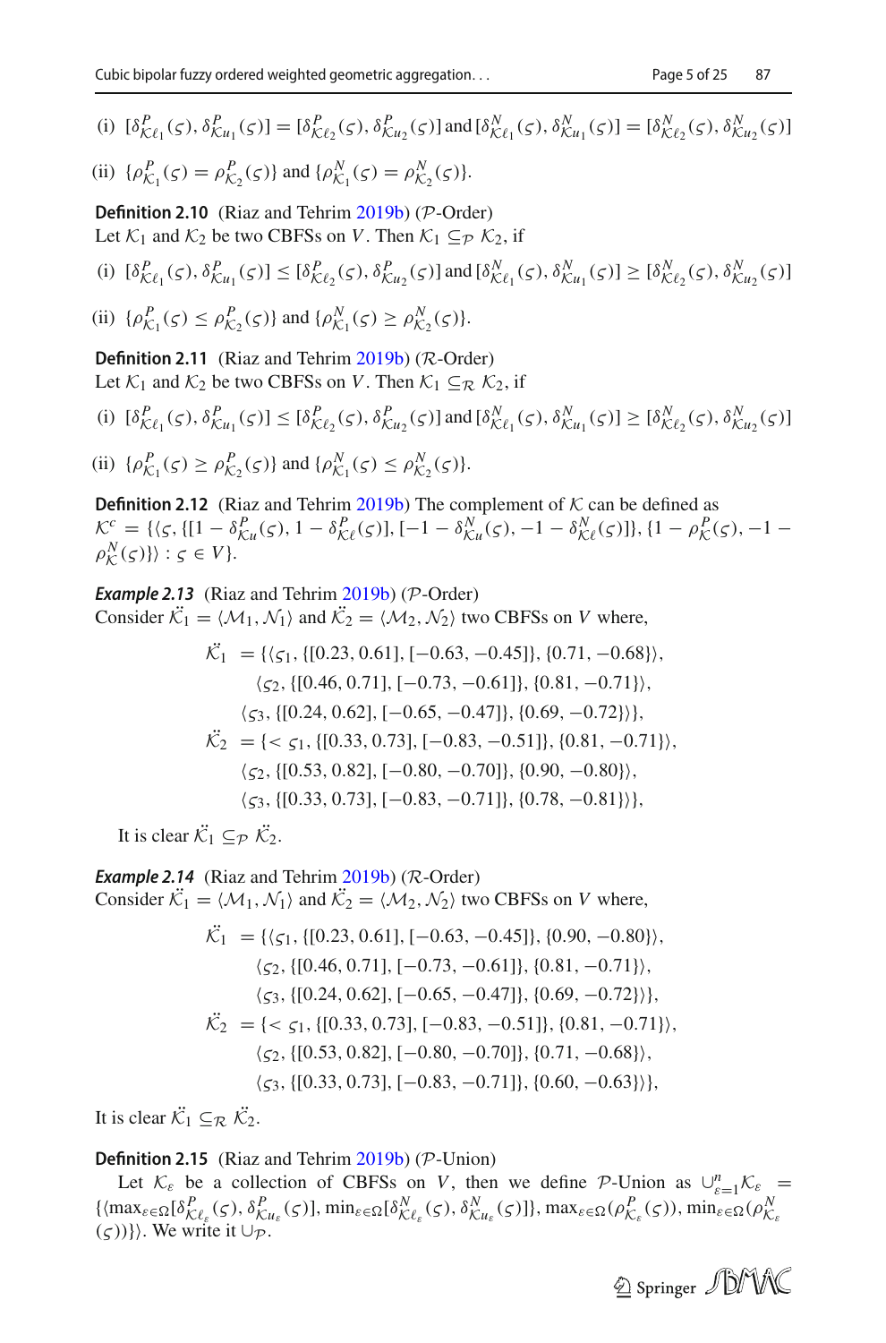(i) $[\delta^P_{\mathcal{K}\ell_1}(\varsigma), \delta^P_{\mathcal{K}u_1}(\varsigma)] = [\delta^P_{\mathcal{K}\ell_2}(\varsigma), \delta^P_{\mathcal{K}u_2}(\varsigma)]$ and $[\delta^N_{\mathcal{K}\ell_1}(\varsigma), \delta^N_{\mathcal{K}u_1}(\varsigma)] = [\delta^N_{\mathcal{K}\ell_2}(\varsigma), \delta^N_{\mathcal{K}u_2}(\varsigma)]$

(ii) $\{\rho^P_{\mathcal{K}_1}(\varsigma) = \rho^P_{\mathcal{K}_2}(\varsigma)\}$ and $\{\rho^N_{\mathcal{K}_1}(\varsigma) = \rho^N_{\mathcal{K}_2}(\varsigma)\}$.

**Definition 2.10** (Riaz and Tehrim 2019b) ($\mathcal{P}$-Order)
Let $\mathcal{K}_1$ and $\mathcal{K}_2$ be two CBFSs on $V$. Then $\mathcal{K}_1 \subseteq_{\mathcal{P}} \mathcal{K}_2$, if

(i) $[\delta^P_{\mathcal{K}\ell_1}(\varsigma), \delta^P_{\mathcal{K}u_1}(\varsigma)] \leq [\delta^P_{\mathcal{K}\ell_2}(\varsigma), \delta^P_{\mathcal{K}u_2}(\varsigma)]$ and $[\delta^N_{\mathcal{K}\ell_1}(\varsigma), \delta^N_{\mathcal{K}u_1}(\varsigma)] \geq [\delta^N_{\mathcal{K}\ell_2}(\varsigma), \delta^N_{\mathcal{K}u_2}(\varsigma)]$

(ii) $\{\rho^P_{\mathcal{K}_1}(\varsigma) \leq \rho^P_{\mathcal{K}_2}(\varsigma)\}$ and $\{\rho^N_{\mathcal{K}_1}(\varsigma) \geq \rho^N_{\mathcal{K}_2}(\varsigma)\}$.

**Definition 2.11** (Riaz and Tehrim 2019b) ($\mathcal{R}$-Order)
Let $\mathcal{K}_1$ and $\mathcal{K}_2$ be two CBFSs on $V$. Then $\mathcal{K}_1 \subseteq_{\mathcal{R}} \mathcal{K}_2$, if

(i) $[\delta^P_{\mathcal{K}\ell_1}(\varsigma), \delta^P_{\mathcal{K}u_1}(\varsigma)] \leq [\delta^P_{\mathcal{K}\ell_2}(\varsigma), \delta^P_{\mathcal{K}u_2}(\varsigma)]$ and $[\delta^N_{\mathcal{K}\ell_1}(\varsigma), \delta^N_{\mathcal{K}u_1}(\varsigma)] \geq [\delta^N_{\mathcal{K}\ell_2}(\varsigma), \delta^N_{\mathcal{K}u_2}(\varsigma)]$

(ii) $\{\rho^P_{\mathcal{K}_1}(\varsigma) \geq \rho^P_{\mathcal{K}_2}(\varsigma)\}$ and $\{\rho^N_{\mathcal{K}_1}(\varsigma) \leq \rho^N_{\mathcal{K}_2}(\varsigma)\}$.

**Definition 2.12** (Riaz and Tehrim 2019b) The complement of $\mathcal{K}$ can be defined as
$\mathcal{K}^c = \{\langle \varsigma, \{[1-\delta^P_{\mathcal{K}u}(\varsigma), 1-\delta^P_{\mathcal{K}\ell}(\varsigma)], [-1-\delta^N_{\mathcal{K}u}(\varsigma), -1-\delta^N_{\mathcal{K}\ell}(\varsigma)]\}, \{1-\rho^P_{\mathcal{K}}(\varsigma), -1-\rho^N_{\mathcal{K}}(\varsigma)\}\rangle : \varsigma \in V\}$.

***Example 2.13*** (Riaz and Tehrim 2019b) ($\mathcal{P}$-Order)
Consider $\ddot{\mathcal{K}_1} = \langle \mathcal{M}_1, \mathcal{N}_1\rangle$ and $\ddot{\mathcal{K}_2} = \langle \mathcal{M}_2, \mathcal{N}_2\rangle$ two CBFSs on $V$ where,

$$
\begin{aligned}
\ddot{\mathcal{K}_1} &= \{\langle \varsigma_1, \{[0.23, 0.61], [-0.63, -0.45]\}, \{0.71, -0.68\}\rangle,\\
&\quad \langle \varsigma_2, \{[0.46, 0.71], [-0.73, -0.61]\}, \{0.81, -0.71\}\rangle,\\
&\quad \langle \varsigma_3, \{[0.24, 0.62], [-0.65, -0.47]\}, \{0.69, -0.72\}\rangle\},\\
\ddot{\mathcal{K}_2} &= \{< \varsigma_1, \{[0.33, 0.73], [-0.83, -0.51]\}, \{0.81, -0.71\}\rangle,\\
&\quad \langle \varsigma_2, \{[0.53, 0.82], [-0.80, -0.70]\}, \{0.90, -0.80\}\rangle,\\
&\quad \langle \varsigma_3, \{[0.33, 0.73], [-0.83, -0.71]\}, \{0.78, -0.81\}\rangle\},
\end{aligned}
$$

It is clear $\ddot{\mathcal{K}_1} \subseteq_{\mathcal{P}} \ddot{\mathcal{K}_2}$.

***Example 2.14*** (Riaz and Tehrim 2019b) ($\mathcal{R}$-Order)
Consider $\ddot{\mathcal{K}_1} = \langle \mathcal{M}_1, \mathcal{N}_1\rangle$ and $\ddot{\mathcal{K}_2} = \langle \mathcal{M}_2, \mathcal{N}_2\rangle$ two CBFSs on $V$ where,

$$
\begin{aligned}
\ddot{\mathcal{K}_1} &= \{\langle \varsigma_1, \{[0.23, 0.61], [-0.63, -0.45]\}, \{0.90, -0.80\}\rangle,\\
&\quad \langle \varsigma_2, \{[0.46, 0.71], [-0.73, -0.61]\}, \{0.81, -0.71\}\rangle,\\
&\quad \langle \varsigma_3, \{[0.24, 0.62], [-0.65, -0.47]\}, \{0.69, -0.72\}\rangle\},\\
\ddot{\mathcal{K}_2} &= \{< \varsigma_1, \{[0.33, 0.73], [-0.83, -0.51]\}, \{0.81, -0.71\}\rangle,\\
&\quad \langle \varsigma_2, \{[0.53, 0.82], [-0.80, -0.70]\}, \{0.71, -0.68\}\rangle,\\
&\quad \langle \varsigma_3, \{[0.33, 0.73], [-0.83, -0.71]\}, \{0.60, -0.63\}\rangle\},
\end{aligned}
$$

It is clear $\ddot{\mathcal{K}_1} \subseteq_{\mathcal{R}} \ddot{\mathcal{K}_2}$.

**Definition 2.15** (Riaz and Tehrim 2019b) ($\mathcal{P}$-Union)
Let $\mathcal{K}_\varepsilon$ be a collection of CBFSs on $V$, then we define $\mathcal{P}$-Union as $\cup^n_{\varepsilon=1}\mathcal{K}_\varepsilon = \{\langle \max_{\varepsilon\in\Omega}[\delta^P_{\mathcal{K}\ell_\varepsilon}(\varsigma), \delta^P_{\mathcal{K}u_\varepsilon}(\varsigma)], \min_{\varepsilon\in\Omega}[\delta^N_{\mathcal{K}\ell_\varepsilon}(\varsigma), \delta^N_{\mathcal{K}u_\varepsilon}(\varsigma)]\}, \max_{\varepsilon\in\Omega}(\rho^P_{\mathcal{K}_\varepsilon}(\varsigma)), \min_{\varepsilon\in\Omega}(\rho^N_{\mathcal{K}_\varepsilon}(\varsigma))\}\rangle$. We write it $\cup_{\mathcal{P}}$.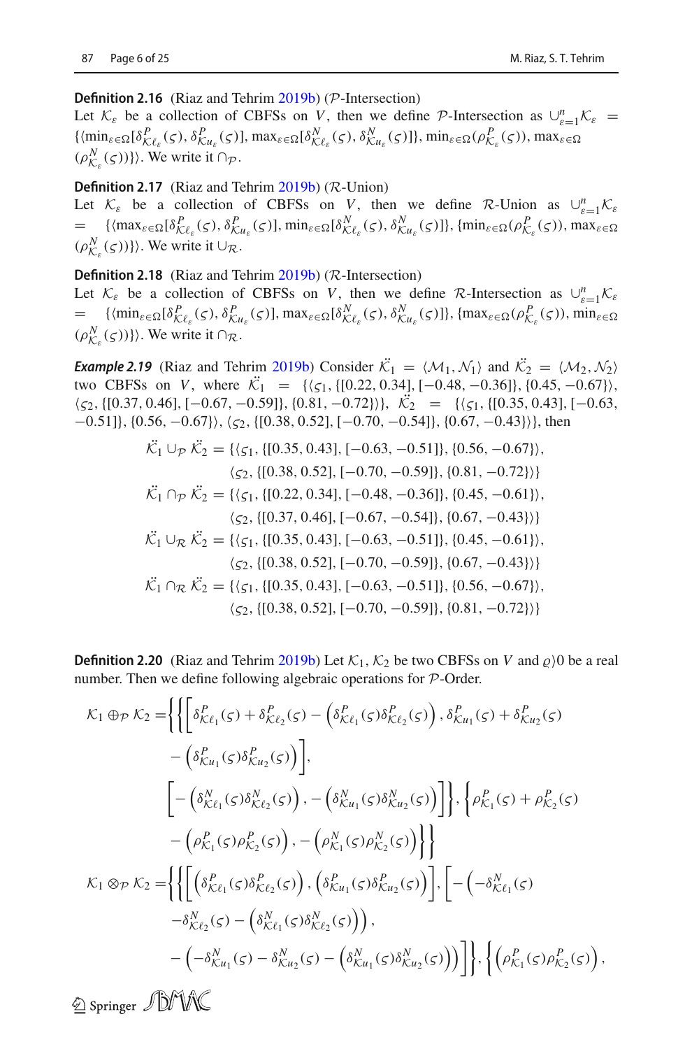**Definition 2.16** (Riaz and Tehrim 2019b) ($\mathcal{P}$-Intersection)
Let $\mathcal{K}_\varepsilon$ be a collection of CBFSs on $V$, then we define $\mathcal{P}$-Intersection as $\cup_{\varepsilon=1}^{n}\mathcal{K}_\varepsilon = \{\langle \min_{\varepsilon\in\Omega}[\delta^P_{\mathcal{K}\ell_\varepsilon}(\varsigma), \delta^P_{\mathcal{K}u_\varepsilon}(\varsigma)], \max_{\varepsilon\in\Omega}[\delta^N_{\mathcal{K}\ell_\varepsilon}(\varsigma), \delta^N_{\mathcal{K}u_\varepsilon}(\varsigma)]\}, \min_{\varepsilon\in\Omega}(\rho^P_{\mathcal{K}_\varepsilon}(\varsigma)), \max_{\varepsilon\in\Omega}(\rho^N_{\mathcal{K}_\varepsilon}(\varsigma))\}\rangle$. We write it $\cap_{\mathcal{P}}$.

**Definition 2.17** (Riaz and Tehrim 2019b) ($\mathcal{R}$-Union)
Let $\mathcal{K}_\varepsilon$ be a collection of CBFSs on $V$, then we define $\mathcal{R}$-Union as $\cup_{\varepsilon=1}^{n}\mathcal{K}_\varepsilon = \{\langle \max_{\varepsilon\in\Omega}[\delta^P_{\mathcal{K}\ell_\varepsilon}(\varsigma), \delta^P_{\mathcal{K}u_\varepsilon}(\varsigma)], \min_{\varepsilon\in\Omega}[\delta^N_{\mathcal{K}\ell_\varepsilon}(\varsigma), \delta^N_{\mathcal{K}u_\varepsilon}(\varsigma)]\}, \{\min_{\varepsilon\in\Omega}(\rho^P_{\mathcal{K}_\varepsilon}(\varsigma)), \max_{\varepsilon\in\Omega}(\rho^N_{\mathcal{K}_\varepsilon}(\varsigma))\}\rangle$. We write it $\cup_{\mathcal{R}}$.

**Definition 2.18** (Riaz and Tehrim 2019b) ($\mathcal{R}$-Intersection)
Let $\mathcal{K}_\varepsilon$ be a collection of CBFSs on $V$, then we define $\mathcal{R}$-Intersection as $\cup_{\varepsilon=1}^{n}\mathcal{K}_\varepsilon = \{\langle \min_{\varepsilon\in\Omega}[\delta^P_{\mathcal{K}\ell_\varepsilon}(\varsigma), \delta^P_{\mathcal{K}u_\varepsilon}(\varsigma)], \max_{\varepsilon\in\Omega}[\delta^N_{\mathcal{K}\ell_\varepsilon}(\varsigma), \delta^N_{\mathcal{K}u_\varepsilon}(\varsigma)]\}, \{\max_{\varepsilon\in\Omega}(\rho^P_{\mathcal{K}_\varepsilon}(\varsigma)), \min_{\varepsilon\in\Omega}(\rho^N_{\mathcal{K}_\varepsilon}(\varsigma))\}\rangle$. We write it $\cap_{\mathcal{R}}$.

***Example 2.19*** (Riaz and Tehrim 2019b) Consider $\ddot{\mathcal{K}}_1 = \langle \mathcal{M}_1, \mathcal{N}_1\rangle$ and $\ddot{\mathcal{K}}_2 = \langle \mathcal{M}_2, \mathcal{N}_2\rangle$ two CBFSs on $V$, where $\ddot{\mathcal{K}}_1 = \{\langle\varsigma_1, \{[0.22, 0.34], [-0.48, -0.36]\}, \{0.45, -0.67\}\rangle, \langle\varsigma_2, \{[0.37, 0.46], [-0.67, -0.59]\}, \{0.81, -0.72\}\rangle\}$, $\ddot{\mathcal{K}}_2 = \{\langle\varsigma_1, \{[0.35, 0.43], [-0.63, -0.51]\}, \{0.56, -0.67\}\rangle, \langle\varsigma_2, \{[0.38, 0.52], [-0.70, -0.54]\}, \{0.67, -0.43\}\rangle\}$, then

$$
\begin{aligned}
\ddot{\mathcal{K}}_1 \cup_{\mathcal{P}} \ddot{\mathcal{K}}_2 = \{&\langle\varsigma_1, \{[0.35, 0.43], [-0.63, -0.51]\}, \{0.56, -0.67\}\rangle,\\
&\langle\varsigma_2, \{[0.38, 0.52], [-0.70, -0.59]\}, \{0.81, -0.72\}\rangle\}\\
\ddot{\mathcal{K}}_1 \cap_{\mathcal{P}} \ddot{\mathcal{K}}_2 = \{&\langle\varsigma_1, \{[0.22, 0.34], [-0.48, -0.36]\}, \{0.45, -0.61\}\rangle,\\
&\langle\varsigma_2, \{[0.37, 0.46], [-0.67, -0.54]\}, \{0.67, -0.43\}\rangle\}\\
\ddot{\mathcal{K}}_1 \cup_{\mathcal{R}} \ddot{\mathcal{K}}_2 = \{&\langle\varsigma_1, \{[0.35, 0.43], [-0.63, -0.51]\}, \{0.45, -0.61\}\rangle,\\
&\langle\varsigma_2, \{[0.38, 0.52], [-0.70, -0.59]\}, \{0.67, -0.43\}\rangle\}\\
\ddot{\mathcal{K}}_1 \cap_{\mathcal{R}} \ddot{\mathcal{K}}_2 = \{&\langle\varsigma_1, \{[0.35, 0.43], [-0.63, -0.51]\}, \{0.56, -0.67\}\rangle,\\
&\langle\varsigma_2, \{[0.38, 0.52], [-0.70, -0.59]\}, \{0.81, -0.72\}\rangle\}
\end{aligned}
$$

**Definition 2.20** (Riaz and Tehrim 2019b) Let $\mathcal{K}_1, \mathcal{K}_2$ be two CBFSs on $V$ and $\varrho\rangle 0$ be a real number. Then we define following algebraic operations for $\mathcal{P}$-Order.

$$
\begin{aligned}
\mathcal{K}_1 \oplus_{\mathcal{P}} \mathcal{K}_2 =& \Bigg\{\Bigg\{\Bigg[\delta^P_{\mathcal{K}\ell_1}(\varsigma) + \delta^P_{\mathcal{K}\ell_2}(\varsigma) - \left(\delta^P_{\mathcal{K}\ell_1}(\varsigma)\delta^P_{\mathcal{K}\ell_2}(\varsigma)\right), \delta^P_{\mathcal{K}u_1}(\varsigma) + \delta^P_{\mathcal{K}u_2}(\varsigma)\\
&- \left(\delta^P_{\mathcal{K}u_1}(\varsigma)\delta^P_{\mathcal{K}u_2}(\varsigma)\right)\Bigg],\\
&\Bigg[-\left(\delta^N_{\mathcal{K}\ell_1}(\varsigma)\delta^N_{\mathcal{K}\ell_2}(\varsigma)\right), -\left(\delta^N_{\mathcal{K}u_1}(\varsigma)\delta^N_{\mathcal{K}u_2}(\varsigma)\right)\Bigg]\Bigg\}, \Bigg\{\rho^P_{\mathcal{K}_1}(\varsigma) + \rho^P_{\mathcal{K}_2}(\varsigma)\\
&- \left(\rho^P_{\mathcal{K}_1}(\varsigma)\rho^P_{\mathcal{K}_2}(\varsigma)\right), -\left(\rho^N_{\mathcal{K}_1}(\varsigma)\rho^N_{\mathcal{K}_2}(\varsigma)\right)\Bigg\}\Bigg\}\\
\mathcal{K}_1 \otimes_{\mathcal{P}} \mathcal{K}_2 =& \Bigg\{\Bigg\{\Bigg[\left(\delta^P_{\mathcal{K}\ell_1}(\varsigma)\delta^P_{\mathcal{K}\ell_2}(\varsigma)\right), \left(\delta^P_{\mathcal{K}u_1}(\varsigma)\delta^P_{\mathcal{K}u_2}(\varsigma)\right)\Bigg], \Bigg[-\Bigg(-\delta^N_{\mathcal{K}\ell_1}(\varsigma)\\
&-\delta^N_{\mathcal{K}\ell_2}(\varsigma) - \left(\delta^N_{\mathcal{K}\ell_1}(\varsigma)\delta^N_{\mathcal{K}\ell_2}(\varsigma)\right)\Bigg),\\
&-\left(-\delta^N_{\mathcal{K}u_1}(\varsigma) - \delta^N_{\mathcal{K}u_2}(\varsigma) - \left(\delta^N_{\mathcal{K}u_1}(\varsigma)\delta^N_{\mathcal{K}u_2}(\varsigma)\right)\right)\Bigg]\Bigg\}, \Bigg\{\left(\rho^P_{\mathcal{K}_1}(\varsigma)\rho^P_{\mathcal{K}_2}(\varsigma)\right),
\end{aligned}
$$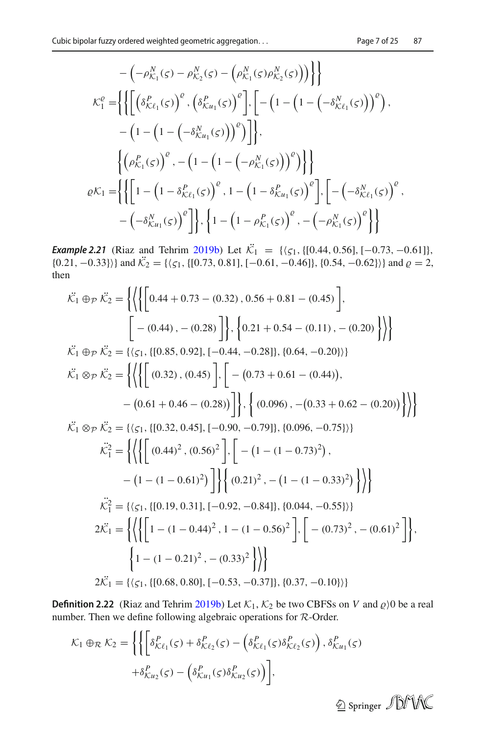$$-\left(-\rho^N_{\mathcal{K}_1}(\varsigma)-\rho^N_{\mathcal{K}_2}(\varsigma)-\left(\rho^N_{\mathcal{K}_1}(\varsigma)\rho^N_{\mathcal{K}_2}(\varsigma)\right)\right)\Big\}\Big\}$$

$$\mathcal{K}_1^{\varrho}=\Big\{\Big\{\Big[\left(\delta^P_{\mathcal{K}\ell_1}(\varsigma)\right)^{\varrho},\left(\delta^P_{\mathcal{K}u_1}(\varsigma)\right)^{\varrho}\Big],\Big[-\left(1-\left(1-\left(-\delta^N_{\mathcal{K}\ell_1}(\varsigma)\right)\right)^{\varrho}\right),$$
$$-\left(1-\left(1-\left(-\delta^N_{\mathcal{K}u_1}(\varsigma)\right)\right)^{\varrho}\right)\Big]\Big\},$$
$$\Big\{\left(\rho^P_{\mathcal{K}_1}(\varsigma)\right)^{\varrho},-\left(1-\left(1-\left(-\rho^N_{\mathcal{K}_1}(\varsigma)\right)\right)^{\varrho}\right)\Big\}\Big\}$$

$$\varrho\mathcal{K}_1=\Big\{\Big\{\Big[1-\left(1-\delta^P_{\mathcal{K}\ell_1}(\varsigma)\right)^{\varrho},1-\left(1-\delta^P_{\mathcal{K}u_1}(\varsigma)\right)^{\varrho}\Big],\Big[-\left(-\delta^N_{\mathcal{K}\ell_1}(\varsigma)\right)^{\varrho},$$
$$-\left(-\delta^N_{\mathcal{K}u_1}(\varsigma)\right)^{\varrho}\Big]\Big\},\Big\{1-\left(1-\rho^P_{\mathcal{K}_1}(\varsigma)\right)^{\varrho},-\left(-\rho^N_{\mathcal{K}_1}(\varsigma)\right)^{\varrho}\Big\}\Big\}$$

***Example 2.21*** (Riaz and Tehrim 2019b) Let $\ddot{\mathcal{K}_1}=\{\langle\varsigma_1,\{[0.44,0.56],[-0.73,-0.61]\},\{0.21,-0.33\}\rangle\}$ and $\ddot{\mathcal{K}_2}=\{\langle\varsigma_1,\{[0.73,0.81],[-0.61,-0.46]\},\{0.54,-0.62\}\rangle\}$ and $\varrho=2$, then

$$\ddot{\mathcal{K}_1}\oplus_{\mathcal{P}}\ddot{\mathcal{K}_2}=\Big\{\Big\langle\Big\{\Big[0.44+0.73-(0.32)\,,0.56+0.81-(0.45)\Big],$$
$$\Big[-(0.44)\,,-(0.28)\Big]\Big\},\Big\{0.21+0.54-(0.11)\,,-(0.20)\Big\}\Big\rangle\Big\}$$

$$\ddot{\mathcal{K}_1}\oplus_{\mathcal{P}}\ddot{\mathcal{K}_2}=\{\langle\varsigma_1,\{[0.85,0.92],[-0.44,-0.28]\},\{0.64,-0.20\}\rangle\}$$

$$\ddot{\mathcal{K}_1}\otimes_{\mathcal{P}}\ddot{\mathcal{K}_2}=\Big\{\Big\langle\Big\{\Big[(0.32)\,,(0.45)\Big],\Big[-\big(0.73+0.61-(0.44)\big),$$
$$-\big(0.61+0.46-(0.28)\big)\Big]\Big\},\Big\{(0.096)\,,-\big(0.33+0.62-(0.20)\big)\Big\}\Big\rangle\Big\}$$

$$\ddot{\mathcal{K}_1}\otimes_{\mathcal{P}}\ddot{\mathcal{K}_2}=\{\langle\varsigma_1,\{[0.32,0.45],[-0.90,-0.79]\},\{0.096,-0.75\}\rangle\}$$

$$\ddot{\mathcal{K}_1^2}=\Big\{\Big\langle\Big\{\Big[(0.44)^2\,,(0.56)^2\Big],\Big[-\big(1-(1-0.73)^2\big),$$
$$-\big(1-(1-0.61)^2\big)\Big]\Big\}\Big\{(0.21)^2\,,-\big(1-(1-0.33)^2\big)\Big\}\Big\rangle\Big\}$$

$$\ddot{\mathcal{K}_1^2}=\{\langle\varsigma_1,\{[0.19,0.31],[-0.92,-0.84]\},\{0.044,-0.55\}\rangle\}$$

$$2\ddot{\mathcal{K}_1}=\Big\{\Big\langle\Big\{\Big[1-(1-0.44)^2\,,1-(1-0.56)^2\Big],\Big[-(0.73)^2\,,-(0.61)^2\Big]\Big\},$$
$$\Big\{1-(1-0.21)^2\,,-(0.33)^2\Big\}\Big\rangle\Big\}$$

$$2\ddot{\mathcal{K}_1}=\{\langle\varsigma_1,\{[0.68,0.80],[-0.53,-0.37]\},\{0.37,-0.10\}\rangle\}$$

**Definition 2.22** (Riaz and Tehrim 2019b) Let $\mathcal{K}_1,\mathcal{K}_2$ be two CBFSs on $V$ and $\varrho\rangle 0$ be a real number. Then we define following algebraic operations for $\mathcal{R}$-Order.

$$\mathcal{K}_1\oplus_{\mathcal{R}}\mathcal{K}_2=\Big\{\Big\{\Big[\delta^P_{\mathcal{K}\ell_1}(\varsigma)+\delta^P_{\mathcal{K}\ell_2}(\varsigma)-\left(\delta^P_{\mathcal{K}\ell_1}(\varsigma)\delta^P_{\mathcal{K}\ell_2}(\varsigma)\right),\delta^P_{\mathcal{K}u_1}(\varsigma)$$
$$+\delta^P_{\mathcal{K}u_2}(\varsigma)-\left(\delta^P_{\mathcal{K}u_1}(\varsigma)\delta^P_{\mathcal{K}u_2}(\varsigma)\right)\Big],$$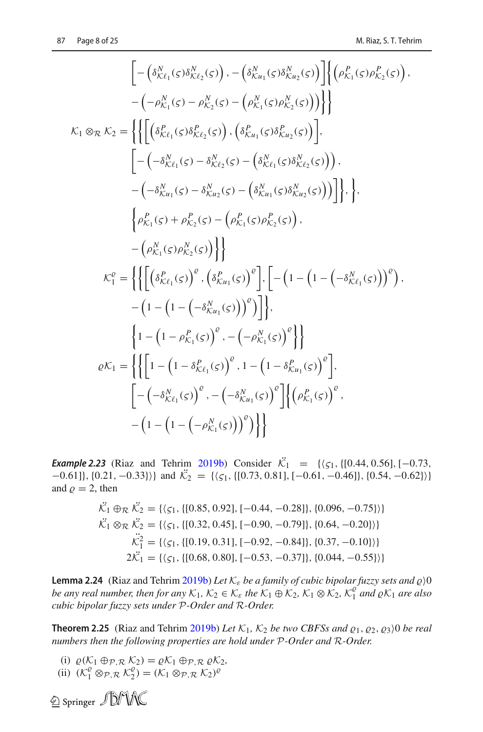$$
\left[-\left(\delta^{N}_{\mathcal{K}\ell_1}(\varsigma)\delta^{N}_{\mathcal{K}\ell_2}(\varsigma)\right), -\left(\delta^{N}_{\mathcal{K}u_1}(\varsigma)\delta^{N}_{\mathcal{K}u_2}(\varsigma)\right)\right]\Bigg\{\left(\rho^{P}_{\mathcal{K}_1}(\varsigma)\rho^{P}_{\mathcal{K}_2}(\varsigma)\right),
-\left(-\rho^{N}_{\mathcal{K}_1}(\varsigma) - \rho^{N}_{\mathcal{K}_2}(\varsigma) - \left(\rho^{N}_{\mathcal{K}_1}(\varsigma)\rho^{N}_{\mathcal{K}_2}(\varsigma)\right)\right)\Bigg\}\Bigg\}
$$

$$
\mathcal{K}_1 \otimes_{\mathcal{R}} \mathcal{K}_2 = \Bigg\{\Bigg\{\left[\left(\delta^{P}_{\mathcal{K}\ell_1}(\varsigma)\delta^{P}_{\mathcal{K}\ell_2}(\varsigma)\right), \left(\delta^{P}_{\mathcal{K}u_1}(\varsigma)\delta^{P}_{\mathcal{K}u_2}(\varsigma)\right)\right],
\left[-\left(-\delta^{N}_{\mathcal{K}\ell_1}(\varsigma) - \delta^{N}_{\mathcal{K}\ell_2}(\varsigma) - \left(\delta^{N}_{\mathcal{K}\ell_1}(\varsigma)\delta^{N}_{\mathcal{K}\ell_2}(\varsigma)\right)\right),
-\left(-\delta^{N}_{\mathcal{K}u_1}(\varsigma) - \delta^{N}_{\mathcal{K}u_2}(\varsigma) - \left(\delta^{N}_{\mathcal{K}u_1}(\varsigma)\delta^{N}_{\mathcal{K}u_2}(\varsigma)\right)\right)\right]\Bigg\},\Bigg\},
\Bigg\{\rho^{P}_{\mathcal{K}_1}(\varsigma) + \rho^{P}_{\mathcal{K}_2}(\varsigma) - \left(\rho^{P}_{\mathcal{K}_1}(\varsigma)\rho^{P}_{\mathcal{K}_2}(\varsigma)\right),
-\left(\rho^{N}_{\mathcal{K}_1}(\varsigma)\rho^{N}_{\mathcal{K}_2}(\varsigma)\right)\Bigg\}\Bigg\}
$$

$$
\mathcal{K}_1^{\varrho} = \Bigg\{\Bigg\{\left[\left(\delta^{P}_{\mathcal{K}\ell_1}(\varsigma)\right)^{\varrho}, \left(\delta^{P}_{\mathcal{K}u_1}(\varsigma)\right)^{\varrho}\right], \left[-\left(1-\left(1-\left(-\delta^{N}_{\mathcal{K}\ell_1}(\varsigma)\right)\right)^{\varrho}\right),
-\left(1-\left(1-\left(-\delta^{N}_{\mathcal{K}u_1}(\varsigma)\right)\right)^{\varrho}\right)\right]\Bigg\},
\Bigg\{1-\left(1-\rho^{P}_{\mathcal{K}_1}(\varsigma)\right)^{\varrho}, -\left(-\rho^{N}_{\mathcal{K}_1}(\varsigma)\right)^{\varrho}\Bigg\}\Bigg\}
$$

$$
\varrho\mathcal{K}_1 = \Bigg\{\Bigg\{\left[1-\left(1-\delta^{P}_{\mathcal{K}\ell_1}(\varsigma)\right)^{\varrho}, 1-\left(1-\delta^{P}_{\mathcal{K}u_1}(\varsigma)\right)^{\varrho}\right],
\left[-\left(-\delta^{N}_{\mathcal{K}\ell_1}(\varsigma)\right)^{\varrho}, -\left(-\delta^{N}_{\mathcal{K}u_1}(\varsigma)\right)^{\varrho}\right]\Bigg\{\left(\rho^{P}_{\mathcal{K}_1}(\varsigma)\right)^{\varrho},
-\left(1-\left(1-\left(-\rho^{N}_{\mathcal{K}_1}(\varsigma)\right)\right)^{\varrho}\right)\Bigg\}\Bigg\}
$$

***Example 2.23*** (Riaz and Tehrim 2019b) Consider $\ddot{\mathcal{K}_1} = \{\langle\varsigma_1, \{[0.44, 0.56], [-0.73, -0.61]\}, \{0.21, -0.33\}\rangle\}$ and $\ddot{\mathcal{K}_2} = \{\langle\varsigma_1, \{[0.73, 0.81], [-0.61, -0.46]\}, \{0.54, -0.62\}\rangle\}$ and $\varrho = 2$, then

$$
\begin{aligned}
\ddot{\mathcal{K}_1} \oplus_{\mathcal{R}} \ddot{\mathcal{K}_2} &= \{\langle\varsigma_1, \{[0.85, 0.92], [-0.44, -0.28]\}, \{0.096, -0.75\}\rangle\} \\
\ddot{\mathcal{K}_1} \otimes_{\mathcal{R}} \ddot{\mathcal{K}_2} &= \{\langle\varsigma_1, \{[0.32, 0.45], [-0.90, -0.79]\}, \{0.64, -0.20\}\rangle\} \\
\ddot{\mathcal{K}}_1^{2} &= \{\langle\varsigma_1, \{[0.19, 0.31], [-0.92, -0.84]\}, \{0.37, -0.10\}\rangle\} \\
2\ddot{\mathcal{K}_1} &= \{\langle\varsigma_1, \{[0.68, 0.80], [-0.53, -0.37]\}, \{0.044, -0.55\}\rangle\}
\end{aligned}
$$

**Lemma 2.24** (Riaz and Tehrim 2019b) *Let $\mathcal{K}_\varepsilon$ be a family of cubic bipolar fuzzy sets and $\varrho \rangle 0$ be any real number, then for any $\mathcal{K}_1, \mathcal{K}_2 \in \mathcal{K}_\varepsilon$ the $\mathcal{K}_1 \oplus \mathcal{K}_2$, $\mathcal{K}_1 \otimes \mathcal{K}_2$, $\mathcal{K}_1^{\varrho}$ and $\varrho\mathcal{K}_1$ are also cubic bipolar fuzzy sets under $\mathcal{P}$-Order and $\mathcal{R}$-Order.*

**Theorem 2.25** (Riaz and Tehrim 2019b) *Let $\mathcal{K}_1, \mathcal{K}_2$ be two CBFSs and $\varrho_1, \varrho_2, \varrho_3 \rangle 0$ be real numbers then the following properties are hold under $\mathcal{P}$-Order and $\mathcal{R}$-Order.*

(i) $\varrho(\mathcal{K}_1 \oplus_{\mathcal{P},\mathcal{R}} \mathcal{K}_2) = \varrho\mathcal{K}_1 \oplus_{\mathcal{P},\mathcal{R}} \varrho\mathcal{K}_2$,
(ii) $(\mathcal{K}_1^{\varrho} \otimes_{\mathcal{P},\mathcal{R}} \mathcal{K}_2^{\varrho}) = (\mathcal{K}_1 \otimes_{\mathcal{P},\mathcal{R}} \mathcal{K}_2)^{\varrho}$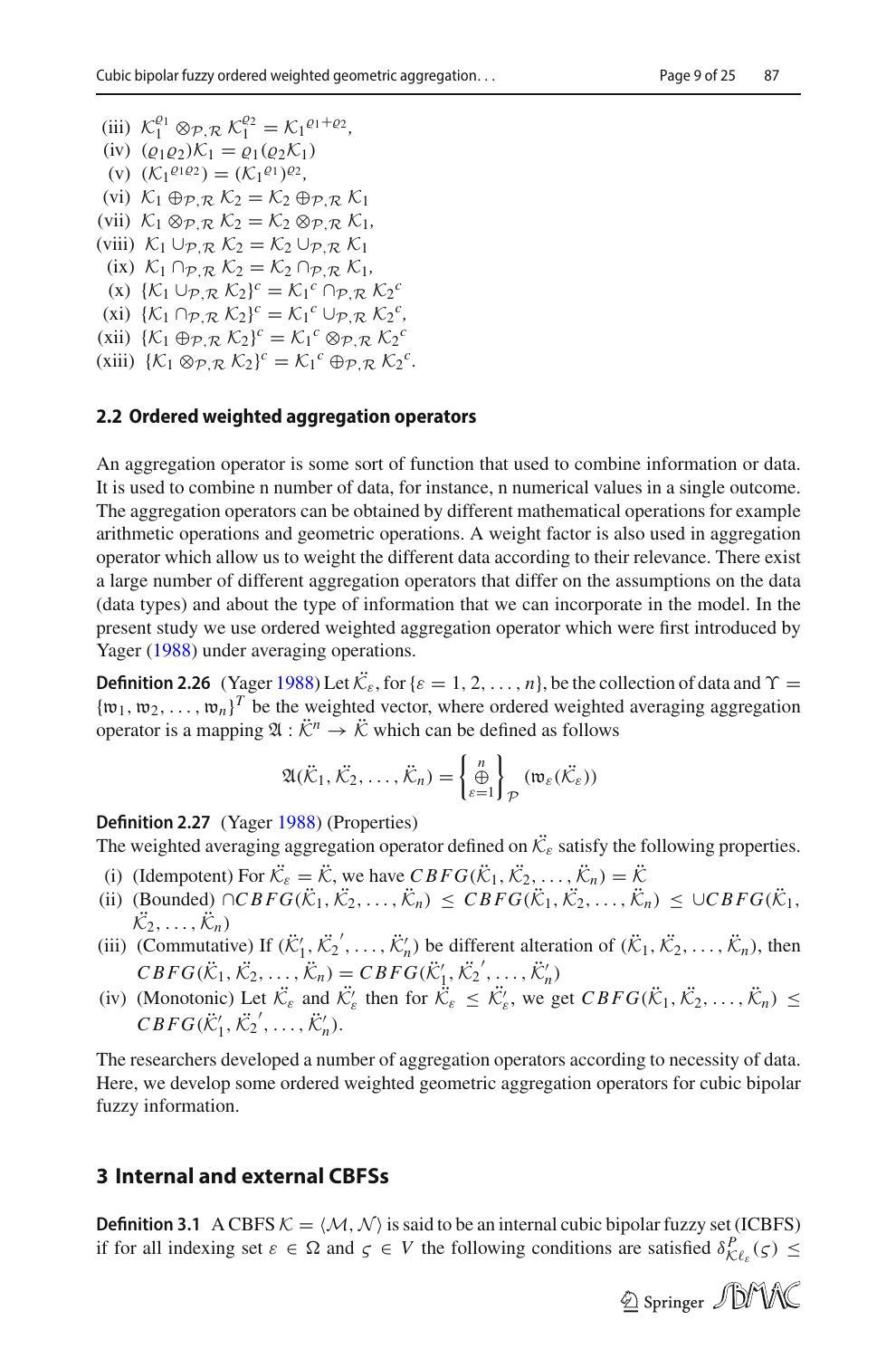(iii) $\mathcal{K}_1^{\varrho_1} \otimes_{\mathcal{P},\mathcal{R}} \mathcal{K}_1^{\varrho_2} = \mathcal{K}_1{}^{\varrho_1+\varrho_2}$,
(iv) $(\varrho_1\varrho_2)\mathcal{K}_1 = \varrho_1(\varrho_2\mathcal{K}_1)$
(v) $(\mathcal{K}_1{}^{\varrho_1\varrho_2}) = (\mathcal{K}_1{}^{\varrho_1})^{\varrho_2}$,
(vi) $\mathcal{K}_1 \oplus_{\mathcal{P},\mathcal{R}} \mathcal{K}_2 = \mathcal{K}_2 \oplus_{\mathcal{P},\mathcal{R}} \mathcal{K}_1$
(vii) $\mathcal{K}_1 \otimes_{\mathcal{P},\mathcal{R}} \mathcal{K}_2 = \mathcal{K}_2 \otimes_{\mathcal{P},\mathcal{R}} \mathcal{K}_1$,
(viii) $\mathcal{K}_1 \cup_{\mathcal{P},\mathcal{R}} \mathcal{K}_2 = \mathcal{K}_2 \cup_{\mathcal{P},\mathcal{R}} \mathcal{K}_1$
(ix) $\mathcal{K}_1 \cap_{\mathcal{P},\mathcal{R}} \mathcal{K}_2 = \mathcal{K}_2 \cap_{\mathcal{P},\mathcal{R}} \mathcal{K}_1$,
(x) $\{\mathcal{K}_1 \cup_{\mathcal{P},\mathcal{R}} \mathcal{K}_2\}^c = \mathcal{K}_1{}^c \cap_{\mathcal{P},\mathcal{R}} \mathcal{K}_2{}^c$
(xi) $\{\mathcal{K}_1 \cap_{\mathcal{P},\mathcal{R}} \mathcal{K}_2\}^c = \mathcal{K}_1{}^c \cup_{\mathcal{P},\mathcal{R}} \mathcal{K}_2{}^c$,
(xii) $\{\mathcal{K}_1 \oplus_{\mathcal{P},\mathcal{R}} \mathcal{K}_2\}^c = \mathcal{K}_1{}^c \otimes_{\mathcal{P},\mathcal{R}} \mathcal{K}_2{}^c$
(xiii) $\{\mathcal{K}_1 \otimes_{\mathcal{P},\mathcal{R}} \mathcal{K}_2\}^c = \mathcal{K}_1{}^c \oplus_{\mathcal{P},\mathcal{R}} \mathcal{K}_2{}^c$.

### 2.2 Ordered weighted aggregation operators

An aggregation operator is some sort of function that used to combine information or data. It is used to combine n number of data, for instance, n numerical values in a single outcome. The aggregation operators can be obtained by different mathematical operations for example arithmetic operations and geometric operations. A weight factor is also used in aggregation operator which allow us to weight the different data according to their relevance. There exist a large number of different aggregation operators that differ on the assumptions on the data (data types) and about the type of information that we can incorporate in the model. In the present study we use ordered weighted aggregation operator which were first introduced by Yager (1988) under averaging operations.

**Definition 2.26** (Yager 1988) Let $\ddot{\mathcal{K}}_\varepsilon$, for $\{\varepsilon = 1, 2, \ldots, n\}$, be the collection of data and $\Upsilon = \{\mathfrak{w}_1, \mathfrak{w}_2, \ldots, \mathfrak{w}_n\}^T$ be the weighted vector, where ordered weighted averaging aggregation operator is a mapping $\mathfrak{A} : \ddot{\mathcal{K}}^n \to \ddot{\mathcal{K}}$ which can be defined as follows

$$\mathfrak{A}(\ddot{\mathcal{K}}_1, \ddot{\mathcal{K}}_2, \ldots, \ddot{\mathcal{K}}_n) = \left\{ \overset{n}{\underset{\varepsilon=1}{\oplus}} \right\}_{\mathcal{P}} (\mathfrak{w}_\varepsilon(\ddot{\mathcal{K}}_\varepsilon))$$

**Definition 2.27** (Yager 1988) (Properties)
The weighted averaging aggregation operator defined on $\ddot{\mathcal{K}}_\varepsilon$ satisfy the following properties.

(i) (Idempotent) For $\ddot{\mathcal{K}}_\varepsilon = \ddot{\mathcal{K}}$, we have $CBFG(\ddot{\mathcal{K}}_1, \ddot{\mathcal{K}}_2, \ldots, \ddot{\mathcal{K}}_n) = \ddot{\mathcal{K}}$
(ii) (Bounded) $\cap CBFG(\ddot{\mathcal{K}}_1, \ddot{\mathcal{K}}_2, \ldots, \ddot{\mathcal{K}}_n) \leq CBFG(\ddot{\mathcal{K}}_1, \ddot{\mathcal{K}}_2, \ldots, \ddot{\mathcal{K}}_n) \leq \cup CBFG(\ddot{\mathcal{K}}_1, \ddot{\mathcal{K}}_2, \ldots, \ddot{\mathcal{K}}_n)$
(iii) (Commutative) If $(\ddot{\mathcal{K}}_1', \ddot{\mathcal{K}}_2', \ldots, \ddot{\mathcal{K}}_n')$ be different alteration of $(\ddot{\mathcal{K}}_1, \ddot{\mathcal{K}}_2, \ldots, \ddot{\mathcal{K}}_n)$, then $CBFG(\ddot{\mathcal{K}}_1, \ddot{\mathcal{K}}_2, \ldots, \ddot{\mathcal{K}}_n) = CBFG(\ddot{\mathcal{K}}_1', \ddot{\mathcal{K}}_2', \ldots, \ddot{\mathcal{K}}_n')$
(iv) (Monotonic) Let $\ddot{\mathcal{K}}_\varepsilon$ and $\ddot{\mathcal{K}}_\varepsilon'$ then for $\ddot{\mathcal{K}}_\varepsilon \leq \ddot{\mathcal{K}}_\varepsilon'$, we get $CBFG(\ddot{\mathcal{K}}_1, \ddot{\mathcal{K}}_2, \ldots, \ddot{\mathcal{K}}_n) \leq CBFG(\ddot{\mathcal{K}}_1', \ddot{\mathcal{K}}_2', \ldots, \ddot{\mathcal{K}}_n')$.

The researchers developed a number of aggregation operators according to necessity of data. Here, we develop some ordered weighted geometric aggregation operators for cubic bipolar fuzzy information.

## 3 Internal and external CBFSs

**Definition 3.1** A CBFS $\mathcal{K} = \langle \mathcal{M}, \mathcal{N} \rangle$ is said to be an internal cubic bipolar fuzzy set (ICBFS) if for all indexing set $\varepsilon \in \Omega$ and $\varsigma \in V$ the following conditions are satisfied $\delta^P_{\mathcal{K}\ell_\varepsilon}(\varsigma) \leq$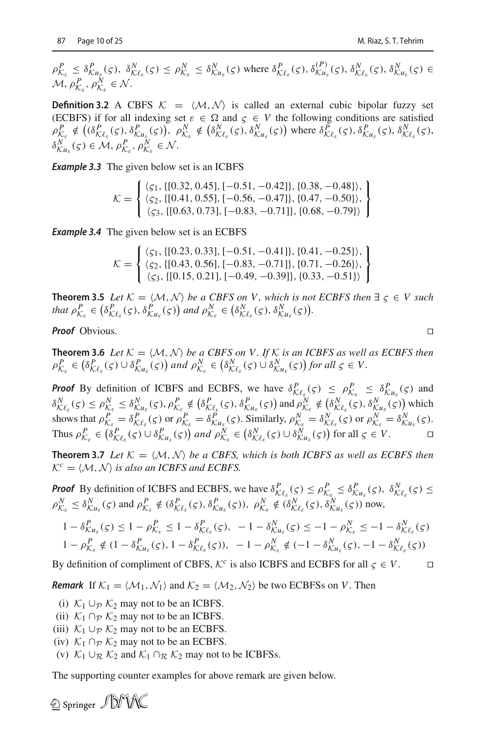$\rho^P_{\mathcal{K}_\varepsilon} \leq \delta^P_{\mathcal{K}u_\varepsilon}(\varsigma)$, $\delta^N_{\mathcal{K}\ell_\varepsilon}(\varsigma) \leq \rho^N_{\mathcal{K}_\varepsilon} \leq \delta^N_{\mathcal{K}u_\varepsilon}(\varsigma)$ where $\delta^P_{\mathcal{K}\ell_\varepsilon}(\varsigma), \delta^{(P)}_{\mathcal{K}u_\varepsilon}(\varsigma), \delta^N_{\mathcal{K}\ell_\varepsilon}(\varsigma), \delta^N_{\mathcal{K}u_\varepsilon}(\varsigma) \in \mathcal{M}$, $\rho^P_{\mathcal{K}_\varepsilon}, \rho^N_{\mathcal{K}_\varepsilon} \in \mathcal{N}$.

**Definition 3.2** A CBFS $\mathcal{K} = \langle \mathcal{M}, \mathcal{N} \rangle$ is called an external cubic bipolar fuzzy set (ECBFS) if for all indexing set $\varepsilon \in \Omega$ and $\varsigma \in V$ the following conditions are satisfied $\rho^P_{\mathcal{K}_\varepsilon} \notin \big((\delta^P_{\mathcal{K}\ell_\varepsilon}(\varsigma), \delta^P_{\mathcal{K}u_\varepsilon}(\varsigma)\big)$, $\rho^N_{\mathcal{K}_\varepsilon} \notin \big(\delta^N_{\mathcal{K}\ell_\varepsilon}(\varsigma), \delta^N_{\mathcal{K}u_\varepsilon}(\varsigma)\big)$ where $\delta^P_{\mathcal{K}\ell_\varepsilon}(\varsigma), \delta^P_{\mathcal{K}u_\varepsilon}(\varsigma), \delta^N_{\mathcal{K}\ell_\varepsilon}(\varsigma), \delta^N_{\mathcal{K}u_\varepsilon}(\varsigma) \in \mathcal{M}$, $\rho^P_{\mathcal{K}_\varepsilon}, \rho^N_{\mathcal{K}_\varepsilon} \in \mathcal{N}$.

***Example 3.3*** The given below set is an ICBFS

$$\mathcal{K} = \left\{ \begin{array}{l} \langle \varsigma_1, \{[0.32, 0.45], [-0.51, -0.42]\}, \{0.38, -0.48\}\rangle, \\ \langle \varsigma_2, \{[0.41, 0.55], [-0.56, -0.47]\}, \{0.47, -0.50\}\rangle, \\ \langle \varsigma_3, \{[0.63, 0.73], [-0.83, -0.71]\}, \{0.68, -0.79\}\rangle \end{array} \right\}$$

***Example 3.4*** The given below set is an ECBFS

$$\mathcal{K} = \left\{ \begin{array}{l} \langle \varsigma_1, \{[0.23, 0.33], [-0.51, -0.41]\}, \{0.41, -0.25\}\rangle, \\ \langle \varsigma_2, \{[0.43, 0.56], [-0.83, -0.71]\}, \{0.71, -0.26\}\rangle, \\ \langle \varsigma_3, \{[0.15, 0.21], [-0.49, -0.39]\}, \{0.33, -0.51\}\rangle \end{array} \right\}$$

**Theorem 3.5** *Let $\mathcal{K} = \langle \mathcal{M}, \mathcal{N} \rangle$ be a CBFS on $V$, which is not ECBFS then $\exists\ \varsigma \in V$ such that $\rho^P_{\mathcal{K}_\varepsilon} \in \big(\delta^P_{\mathcal{K}\ell_\varepsilon}(\varsigma), \delta^P_{\mathcal{K}u_\varepsilon}(\varsigma)\big)$ and $\rho^N_{\mathcal{K}_\varepsilon} \in \big(\delta^N_{\mathcal{K}\ell_\varepsilon}(\varsigma), \delta^N_{\mathcal{K}u_\varepsilon}(\varsigma)\big)$.*

***Proof*** Obvious. □

**Theorem 3.6** *Let $\mathcal{K} = \langle \mathcal{M}, \mathcal{N} \rangle$ be a CBFS on $V$. If $\mathcal{K}$ is an ICBFS as well as ECBFS then $\rho^P_{\mathcal{K}_\varepsilon} \in \big(\delta^P_{\mathcal{K}\ell_\varepsilon}(\varsigma) \cup \delta^P_{\mathcal{K}u_\varepsilon}(\varsigma)\big)$ and $\rho^N_{\mathcal{K}_\varepsilon} \in \big(\delta^N_{\mathcal{K}\ell_\varepsilon}(\varsigma) \cup \delta^N_{\mathcal{K}u_\varepsilon}(\varsigma)\big)$ for all $\varsigma \in V$.*

***Proof*** By definition of ICBFS and ECBFS, we have $\delta^P_{\mathcal{K}\ell_\varepsilon}(\varsigma) \leq \rho^P_{\mathcal{K}_\varepsilon} \leq \delta^P_{\mathcal{K}u_\varepsilon}(\varsigma)$ and $\delta^N_{\mathcal{K}\ell_\varepsilon}(\varsigma) \leq \rho^N_{\mathcal{K}_\varepsilon} \leq \delta^N_{\mathcal{K}u_\varepsilon}(\varsigma)$, $\rho^P_{\mathcal{K}_\varepsilon} \notin \big(\delta^P_{\mathcal{K}\ell_\varepsilon}(\varsigma), \delta^P_{\mathcal{K}u_\varepsilon}(\varsigma)\big)$ and $\rho^N_{\mathcal{K}_\varepsilon} \notin \big(\delta^N_{\mathcal{K}\ell_\varepsilon}(\varsigma), \delta^N_{\mathcal{K}u_\varepsilon}(\varsigma)\big)$ which shows that $\rho^P_{\mathcal{K}_\varepsilon} = \delta^P_{\mathcal{K}\ell_\varepsilon}(\varsigma)$ or $\rho^P_{\mathcal{K}_\varepsilon} = \delta^P_{\mathcal{K}u_\varepsilon}(\varsigma)$. Similarly, $\rho^N_{\mathcal{K}_\varepsilon} = \delta^N_{\mathcal{K}\ell_\varepsilon}(\varsigma)$ or $\rho^N_{\mathcal{K}_\varepsilon} = \delta^N_{\mathcal{K}u_\varepsilon}(\varsigma)$. Thus $\rho^P_{\mathcal{K}_\varepsilon} \in \big(\delta^P_{\mathcal{K}\ell_\varepsilon}(\varsigma) \cup \delta^P_{\mathcal{K}u_\varepsilon}(\varsigma)\big)$ *and* $\rho^N_{\mathcal{K}_\varepsilon} \in \big(\delta^N_{\mathcal{K}\ell_\varepsilon}(\varsigma) \cup \delta^N_{\mathcal{K}u_\varepsilon}(\varsigma)\big)$ for all $\varsigma \in V$. □

**Theorem 3.7** *Let $\mathcal{K} = \langle \mathcal{M}, \mathcal{N} \rangle$ be a CBFS, which is both ICBFS as well as ECBFS then $\mathcal{K}^c = \langle \mathcal{M}, \mathcal{N} \rangle$ is also an ICBFS and ECBFS.*

***Proof*** By definition of ICBFS and ECBFS, we have $\delta^P_{\mathcal{K}\ell_\varepsilon}(\varsigma) \leq \rho^P_{\mathcal{K}_\varepsilon} \leq \delta^P_{\mathcal{K}u_\varepsilon}(\varsigma)$, $\delta^N_{\mathcal{K}\ell_\varepsilon}(\varsigma) \leq \rho^N_{\mathcal{K}_\varepsilon} \leq \delta^N_{\mathcal{K}u_\varepsilon}(\varsigma)$ and $\rho^P_{\mathcal{K}_\varepsilon} \notin (\delta^P_{\mathcal{K}\ell_\varepsilon}(\varsigma), \delta^P_{\mathcal{K}u_\varepsilon}(\varsigma))$, $\rho^N_{\mathcal{K}_\varepsilon} \notin (\delta^N_{\mathcal{K}\ell_\varepsilon}(\varsigma), \delta^N_{\mathcal{K}u_\varepsilon}(\varsigma))$ now,

$$1 - \delta^P_{\mathcal{K}u_\varepsilon}(\varsigma) \leq 1 - \rho^P_{\mathcal{K}_\varepsilon} \leq 1 - \delta^P_{\mathcal{K}\ell_\varepsilon}(\varsigma),\ \ -1 - \delta^N_{\mathcal{K}u_\varepsilon}(\varsigma) \leq -1 - \rho^N_{\mathcal{K}_\varepsilon} \leq -1 - \delta^N_{\mathcal{K}\ell_\varepsilon}(\varsigma)$$
$$1 - \rho^P_{\mathcal{K}_\varepsilon} \notin (1 - \delta^P_{\mathcal{K}u_\varepsilon}(\varsigma), 1 - \delta^P_{\mathcal{K}\ell_\varepsilon}(\varsigma)),\ \ -1 - \rho^N_{\mathcal{K}_\varepsilon} \notin (-1 - \delta^N_{\mathcal{K}u_\varepsilon}(\varsigma), -1 - \delta^N_{\mathcal{K}\ell_\varepsilon}(\varsigma))$$

By definition of compliment of CBFS, $\mathcal{K}^c$ is also ICBFS and ECBFS for all $\varsigma \in V$. □

***Remark*** If $\mathcal{K}_1 = \langle \mathcal{M}_1, \mathcal{N}_1 \rangle$ and $\mathcal{K}_2 = \langle \mathcal{M}_2, \mathcal{N}_2 \rangle$ be two ECBFSs on $V$. Then

(i) $\mathcal{K}_1 \cup_{\mathcal{P}} \mathcal{K}_2$ may not to be an ICBFS.
(ii) $\mathcal{K}_1 \cap_{\mathcal{P}} \mathcal{K}_2$ may not to be an ICBFS.
(iii) $\mathcal{K}_1 \cup_{\mathcal{P}} \mathcal{K}_2$ may not to be an ECBFS.
(iv) $\mathcal{K}_1 \cap_{\mathcal{P}} \mathcal{K}_2$ may not to be an ECBFS.
(v) $\mathcal{K}_1 \cup_{\mathcal{R}} \mathcal{K}_2$ and $\mathcal{K}_1 \cap_{\mathcal{R}} \mathcal{K}_2$ may not to be ICBFSs.

The supporting counter examples for above remark are given below.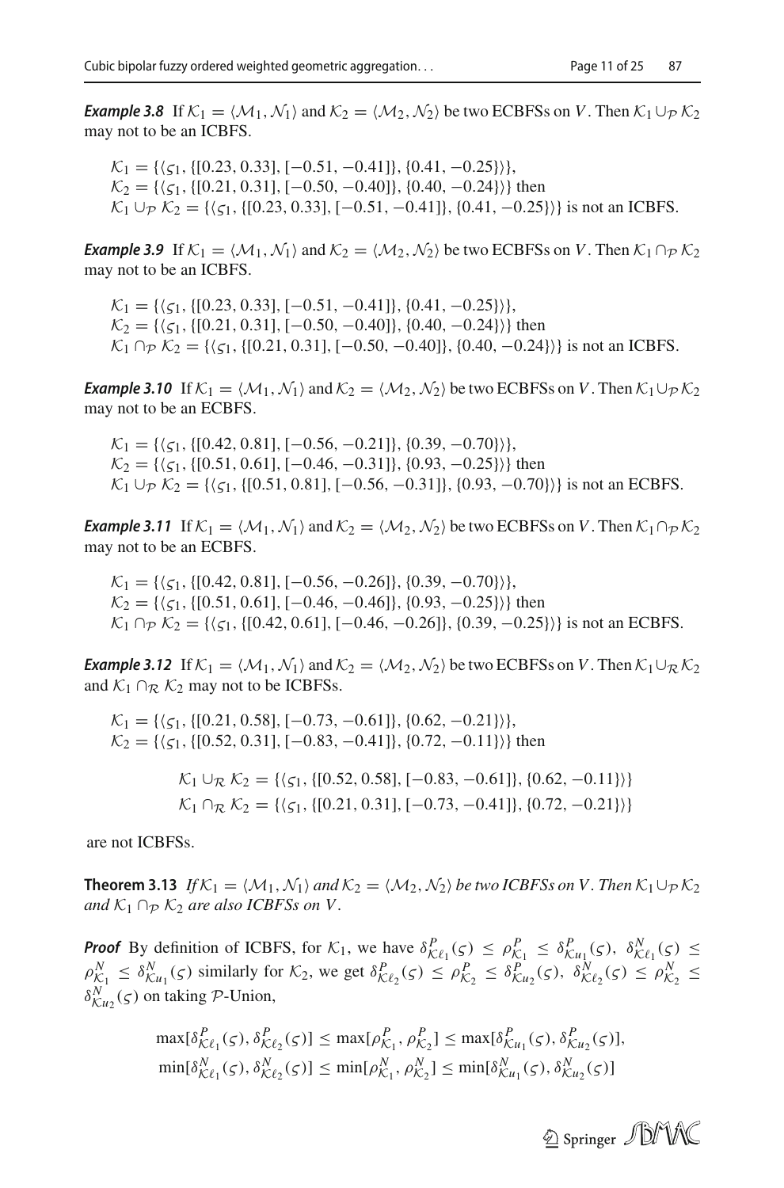**_Example 3.8_** If $\mathcal{K}_1 = \langle \mathcal{M}_1, \mathcal{N}_1 \rangle$ and $\mathcal{K}_2 = \langle \mathcal{M}_2, \mathcal{N}_2 \rangle$ be two ECBFSs on $V$. Then $\mathcal{K}_1 \cup_{\mathcal{P}} \mathcal{K}_2$ may not to be an ICBFS.

$\mathcal{K}_1 = \{\langle \varsigma_1, \{[0.23, 0.33], [-0.51, -0.41]\}, \{0.41, -0.25\} \rangle\}$,
$\mathcal{K}_2 = \{\langle \varsigma_1, \{[0.21, 0.31], [-0.50, -0.40]\}, \{0.40, -0.24\} \rangle\}$ then
$\mathcal{K}_1 \cup_{\mathcal{P}} \mathcal{K}_2 = \{\langle \varsigma_1, \{[0.23, 0.33], [-0.51, -0.41]\}, \{0.41, -0.25\} \rangle\}$ is not an ICBFS.

**_Example 3.9_** If $\mathcal{K}_1 = \langle \mathcal{M}_1, \mathcal{N}_1 \rangle$ and $\mathcal{K}_2 = \langle \mathcal{M}_2, \mathcal{N}_2 \rangle$ be two ECBFSs on $V$. Then $\mathcal{K}_1 \cap_{\mathcal{P}} \mathcal{K}_2$ may not to be an ICBFS.

$\mathcal{K}_1 = \{\langle \varsigma_1, \{[0.23, 0.33], [-0.51, -0.41]\}, \{0.41, -0.25\} \rangle\}$,
$\mathcal{K}_2 = \{\langle \varsigma_1, \{[0.21, 0.31], [-0.50, -0.40]\}, \{0.40, -0.24\} \rangle\}$ then
$\mathcal{K}_1 \cap_{\mathcal{P}} \mathcal{K}_2 = \{\langle \varsigma_1, \{[0.21, 0.31], [-0.50, -0.40]\}, \{0.40, -0.24\} \rangle\}$ is not an ICBFS.

**_Example 3.10_** If $\mathcal{K}_1 = \langle \mathcal{M}_1, \mathcal{N}_1 \rangle$ and $\mathcal{K}_2 = \langle \mathcal{M}_2, \mathcal{N}_2 \rangle$ be two ECBFSs on $V$. Then $\mathcal{K}_1 \cup_{\mathcal{P}} \mathcal{K}_2$ may not to be an ECBFS.

$\mathcal{K}_1 = \{\langle \varsigma_1, \{[0.42, 0.81], [-0.56, -0.21]\}, \{0.39, -0.70\} \rangle\}$,
$\mathcal{K}_2 = \{\langle \varsigma_1, \{[0.51, 0.61], [-0.46, -0.31]\}, \{0.93, -0.25\} \rangle\}$ then
$\mathcal{K}_1 \cup_{\mathcal{P}} \mathcal{K}_2 = \{\langle \varsigma_1, \{[0.51, 0.81], [-0.56, -0.31]\}, \{0.93, -0.70\} \rangle\}$ is not an ECBFS.

**_Example 3.11_** If $\mathcal{K}_1 = \langle \mathcal{M}_1, \mathcal{N}_1 \rangle$ and $\mathcal{K}_2 = \langle \mathcal{M}_2, \mathcal{N}_2 \rangle$ be two ECBFSs on $V$. Then $\mathcal{K}_1 \cap_{\mathcal{P}} \mathcal{K}_2$ may not to be an ECBFS.

$\mathcal{K}_1 = \{\langle \varsigma_1, \{[0.42, 0.81], [-0.56, -0.26]\}, \{0.39, -0.70\} \rangle\}$,
$\mathcal{K}_2 = \{\langle \varsigma_1, \{[0.51, 0.61], [-0.46, -0.46]\}, \{0.93, -0.25\} \rangle\}$ then
$\mathcal{K}_1 \cap_{\mathcal{P}} \mathcal{K}_2 = \{\langle \varsigma_1, \{[0.42, 0.61], [-0.46, -0.26]\}, \{0.39, -0.25\} \rangle\}$ is not an ECBFS.

**_Example 3.12_** If $\mathcal{K}_1 = \langle \mathcal{M}_1, \mathcal{N}_1 \rangle$ and $\mathcal{K}_2 = \langle \mathcal{M}_2, \mathcal{N}_2 \rangle$ be two ECBFSs on $V$. Then $\mathcal{K}_1 \cup_{\mathcal{R}} \mathcal{K}_2$ and $\mathcal{K}_1 \cap_{\mathcal{R}} \mathcal{K}_2$ may not to be ICBFSs.

$\mathcal{K}_1 = \{\langle \varsigma_1, \{[0.21, 0.58], [-0.73, -0.61]\}, \{0.62, -0.21\} \rangle\}$,
$\mathcal{K}_2 = \{\langle \varsigma_1, \{[0.52, 0.31], [-0.83, -0.41]\}, \{0.72, -0.11\} \rangle\}$ then

$$\mathcal{K}_1 \cup_{\mathcal{R}} \mathcal{K}_2 = \{\langle \varsigma_1, \{[0.52, 0.58], [-0.83, -0.61]\}, \{0.62, -0.11\} \rangle\}$$
$$\mathcal{K}_1 \cap_{\mathcal{R}} \mathcal{K}_2 = \{\langle \varsigma_1, \{[0.21, 0.31], [-0.73, -0.41]\}, \{0.72, -0.21\} \rangle\}$$

are not ICBFSs.

**Theorem 3.13** *If $\mathcal{K}_1 = \langle \mathcal{M}_1, \mathcal{N}_1 \rangle$ and $\mathcal{K}_2 = \langle \mathcal{M}_2, \mathcal{N}_2 \rangle$ be two ICBFSs on V. Then $\mathcal{K}_1 \cup_{\mathcal{P}} \mathcal{K}_2$ and $\mathcal{K}_1 \cap_{\mathcal{P}} \mathcal{K}_2$ are also ICBFSs on V.*

***Proof*** By definition of ICBFS, for $\mathcal{K}_1$, we have $\delta^P_{\mathcal{K}\ell_1}(\varsigma) \leq \rho^P_{\mathcal{K}_1} \leq \delta^P_{\mathcal{K}u_1}(\varsigma)$, $\delta^N_{\mathcal{K}\ell_1}(\varsigma) \leq \rho^N_{\mathcal{K}_1} \leq \delta^N_{\mathcal{K}u_1}(\varsigma)$ similarly for $\mathcal{K}_2$, we get $\delta^P_{\mathcal{K}\ell_2}(\varsigma) \leq \rho^P_{\mathcal{K}_2} \leq \delta^P_{\mathcal{K}u_2}(\varsigma)$, $\delta^N_{\mathcal{K}\ell_2}(\varsigma) \leq \rho^N_{\mathcal{K}_2} \leq \delta^N_{\mathcal{K}u_2}(\varsigma)$ on taking $\mathcal{P}$-Union,

$$\max[\delta^P_{\mathcal{K}\ell_1}(\varsigma), \delta^P_{\mathcal{K}\ell_2}(\varsigma)] \leq \max[\rho^P_{\mathcal{K}_1}, \rho^P_{\mathcal{K}_2}] \leq \max[\delta^P_{\mathcal{K}u_1}(\varsigma), \delta^P_{\mathcal{K}u_2}(\varsigma)],$$
$$\min[\delta^N_{\mathcal{K}\ell_1}(\varsigma), \delta^N_{\mathcal{K}\ell_2}(\varsigma)] \leq \min[\rho^N_{\mathcal{K}_1}, \rho^N_{\mathcal{K}_2}] \leq \min[\delta^N_{\mathcal{K}u_1}(\varsigma), \delta^N_{\mathcal{K}u_2}(\varsigma)]$$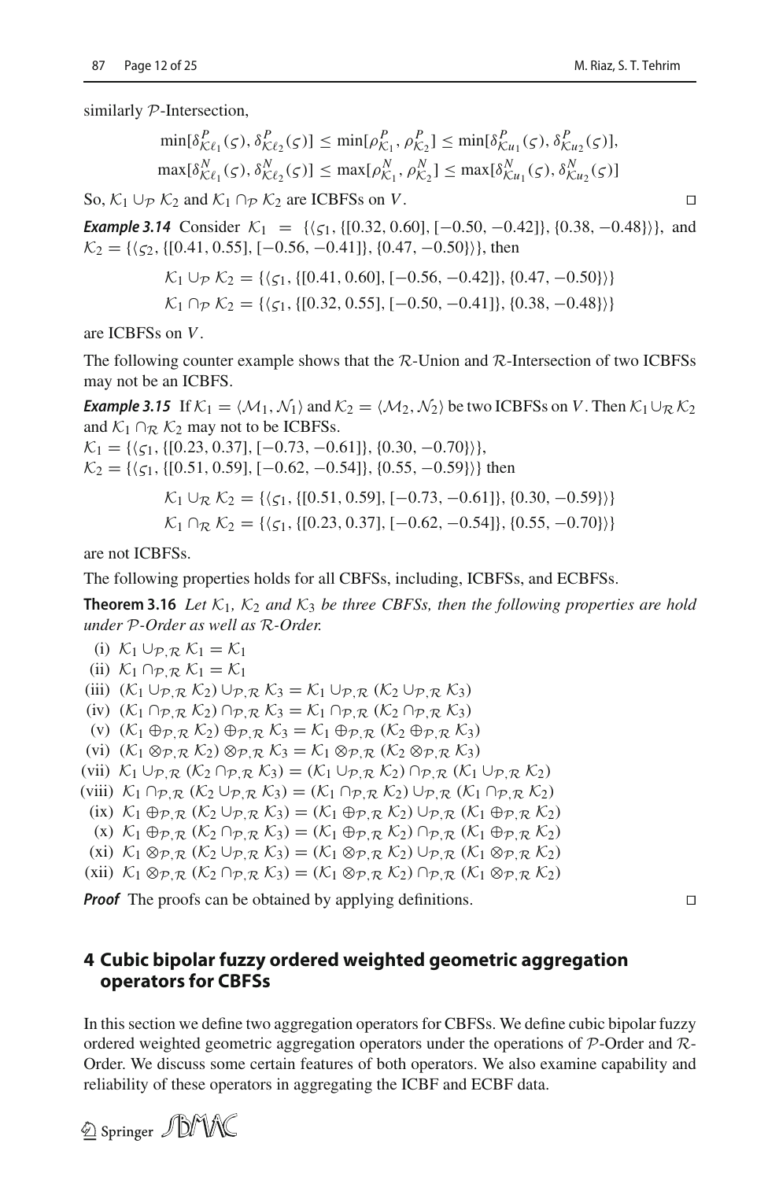similarly $\mathcal{P}$-Intersection,

$$\min[\delta^P_{\mathcal{K}\ell_1}(\varsigma), \delta^P_{\mathcal{K}\ell_2}(\varsigma)] \leq \min[\rho^P_{\mathcal{K}_1}, \rho^P_{\mathcal{K}_2}] \leq \min[\delta^P_{\mathcal{K}u_1}(\varsigma), \delta^P_{\mathcal{K}u_2}(\varsigma)],$$
$$\max[\delta^N_{\mathcal{K}\ell_1}(\varsigma), \delta^N_{\mathcal{K}\ell_2}(\varsigma)] \leq \max[\rho^N_{\mathcal{K}_1}, \rho^N_{\mathcal{K}_2}] \leq \max[\delta^N_{\mathcal{K}u_1}(\varsigma), \delta^N_{\mathcal{K}u_2}(\varsigma)]$$

So, $\mathcal{K}_1 \cup_{\mathcal{P}} \mathcal{K}_2$ and $\mathcal{K}_1 \cap_{\mathcal{P}} \mathcal{K}_2$ are ICBFSs on $V$. □

***Example 3.14*** Consider $\mathcal{K}_1 = \{\langle \varsigma_1, \{[0.32, 0.60], [-0.50, -0.42]\}, \{0.38, -0.48\}\rangle\}$, and $\mathcal{K}_2 = \{\langle \varsigma_2, \{[0.41, 0.55], [-0.56, -0.41]\}, \{0.47, -0.50\}\rangle\}$, then

$$\mathcal{K}_1 \cup_{\mathcal{P}} \mathcal{K}_2 = \{\langle \varsigma_1, \{[0.41, 0.60], [-0.56, -0.42]\}, \{0.47, -0.50\}\rangle\}$$
$$\mathcal{K}_1 \cap_{\mathcal{P}} \mathcal{K}_2 = \{\langle \varsigma_1, \{[0.32, 0.55], [-0.50, -0.41]\}, \{0.38, -0.48\}\rangle\}$$

are ICBFSs on $V$.

The following counter example shows that the $\mathcal{R}$-Union and $\mathcal{R}$-Intersection of two ICBFSs may not be an ICBFS.

***Example 3.15*** If $\mathcal{K}_1 = \langle \mathcal{M}_1, \mathcal{N}_1 \rangle$ and $\mathcal{K}_2 = \langle \mathcal{M}_2, \mathcal{N}_2 \rangle$ be two ICBFSs on $V$. Then $\mathcal{K}_1 \cup_{\mathcal{R}} \mathcal{K}_2$ and $\mathcal{K}_1 \cap_{\mathcal{R}} \mathcal{K}_2$ may not to be ICBFSs.
$\mathcal{K}_1 = \{\langle \varsigma_1, \{[0.23, 0.37], [-0.73, -0.61]\}, \{0.30, -0.70\}\rangle\}$,
$\mathcal{K}_2 = \{\langle \varsigma_1, \{[0.51, 0.59], [-0.62, -0.54]\}, \{0.55, -0.59\}\rangle\}$ then

$$\mathcal{K}_1 \cup_{\mathcal{R}} \mathcal{K}_2 = \{\langle \varsigma_1, \{[0.51, 0.59], [-0.73, -0.61]\}, \{0.30, -0.59\}\rangle\}$$
$$\mathcal{K}_1 \cap_{\mathcal{R}} \mathcal{K}_2 = \{\langle \varsigma_1, \{[0.23, 0.37], [-0.62, -0.54]\}, \{0.55, -0.70\}\rangle\}$$

are not ICBFSs.

The following properties holds for all CBFSs, including, ICBFSs, and ECBFSs.

**Theorem 3.16** *Let $\mathcal{K}_1$, $\mathcal{K}_2$ and $\mathcal{K}_3$ be three CBFSs, then the following properties are hold under $\mathcal{P}$-Order as well as $\mathcal{R}$-Order.*

(i) $\mathcal{K}_1 \cup_{\mathcal{P},\mathcal{R}} \mathcal{K}_1 = \mathcal{K}_1$
(ii) $\mathcal{K}_1 \cap_{\mathcal{P},\mathcal{R}} \mathcal{K}_1 = \mathcal{K}_1$
(iii) $(\mathcal{K}_1 \cup_{\mathcal{P},\mathcal{R}} \mathcal{K}_2) \cup_{\mathcal{P},\mathcal{R}} \mathcal{K}_3 = \mathcal{K}_1 \cup_{\mathcal{P},\mathcal{R}} (\mathcal{K}_2 \cup_{\mathcal{P},\mathcal{R}} \mathcal{K}_3)$
(iv) $(\mathcal{K}_1 \cap_{\mathcal{P},\mathcal{R}} \mathcal{K}_2) \cap_{\mathcal{P},\mathcal{R}} \mathcal{K}_3 = \mathcal{K}_1 \cap_{\mathcal{P},\mathcal{R}} (\mathcal{K}_2 \cap_{\mathcal{P},\mathcal{R}} \mathcal{K}_3)$
(v) $(\mathcal{K}_1 \oplus_{\mathcal{P},\mathcal{R}} \mathcal{K}_2) \oplus_{\mathcal{P},\mathcal{R}} \mathcal{K}_3 = \mathcal{K}_1 \oplus_{\mathcal{P},\mathcal{R}} (\mathcal{K}_2 \oplus_{\mathcal{P},\mathcal{R}} \mathcal{K}_3)$
(vi) $(\mathcal{K}_1 \otimes_{\mathcal{P},\mathcal{R}} \mathcal{K}_2) \otimes_{\mathcal{P},\mathcal{R}} \mathcal{K}_3 = \mathcal{K}_1 \otimes_{\mathcal{P},\mathcal{R}} (\mathcal{K}_2 \otimes_{\mathcal{P},\mathcal{R}} \mathcal{K}_3)$
(vii) $\mathcal{K}_1 \cup_{\mathcal{P},\mathcal{R}} (\mathcal{K}_2 \cap_{\mathcal{P},\mathcal{R}} \mathcal{K}_3) = (\mathcal{K}_1 \cup_{\mathcal{P},\mathcal{R}} \mathcal{K}_2) \cap_{\mathcal{P},\mathcal{R}} (\mathcal{K}_1 \cup_{\mathcal{P},\mathcal{R}} \mathcal{K}_2)$
(viii) $\mathcal{K}_1 \cap_{\mathcal{P},\mathcal{R}} (\mathcal{K}_2 \cup_{\mathcal{P},\mathcal{R}} \mathcal{K}_3) = (\mathcal{K}_1 \cap_{\mathcal{P},\mathcal{R}} \mathcal{K}_2) \cup_{\mathcal{P},\mathcal{R}} (\mathcal{K}_1 \cap_{\mathcal{P},\mathcal{R}} \mathcal{K}_2)$
(ix) $\mathcal{K}_1 \oplus_{\mathcal{P},\mathcal{R}} (\mathcal{K}_2 \cup_{\mathcal{P},\mathcal{R}} \mathcal{K}_3) = (\mathcal{K}_1 \oplus_{\mathcal{P},\mathcal{R}} \mathcal{K}_2) \cup_{\mathcal{P},\mathcal{R}} (\mathcal{K}_1 \oplus_{\mathcal{P},\mathcal{R}} \mathcal{K}_2)$
(x) $\mathcal{K}_1 \oplus_{\mathcal{P},\mathcal{R}} (\mathcal{K}_2 \cap_{\mathcal{P},\mathcal{R}} \mathcal{K}_3) = (\mathcal{K}_1 \oplus_{\mathcal{P},\mathcal{R}} \mathcal{K}_2) \cap_{\mathcal{P},\mathcal{R}} (\mathcal{K}_1 \oplus_{\mathcal{P},\mathcal{R}} \mathcal{K}_2)$
(xi) $\mathcal{K}_1 \otimes_{\mathcal{P},\mathcal{R}} (\mathcal{K}_2 \cup_{\mathcal{P},\mathcal{R}} \mathcal{K}_3) = (\mathcal{K}_1 \otimes_{\mathcal{P},\mathcal{R}} \mathcal{K}_2) \cup_{\mathcal{P},\mathcal{R}} (\mathcal{K}_1 \otimes_{\mathcal{P},\mathcal{R}} \mathcal{K}_2)$
(xii) $\mathcal{K}_1 \otimes_{\mathcal{P},\mathcal{R}} (\mathcal{K}_2 \cap_{\mathcal{P},\mathcal{R}} \mathcal{K}_3) = (\mathcal{K}_1 \otimes_{\mathcal{P},\mathcal{R}} \mathcal{K}_2) \cap_{\mathcal{P},\mathcal{R}} (\mathcal{K}_1 \otimes_{\mathcal{P},\mathcal{R}} \mathcal{K}_2)$

***Proof*** The proofs can be obtained by applying definitions. □

## 4 Cubic bipolar fuzzy ordered weighted geometric aggregation operators for CBFSs

In this section we define two aggregation operators for CBFSs. We define cubic bipolar fuzzy ordered weighted geometric aggregation operators under the operations of $\mathcal{P}$-Order and $\mathcal{R}$-Order. We discuss some certain features of both operators. We also examine capability and reliability of these operators in aggregating the ICBF and ECBF data.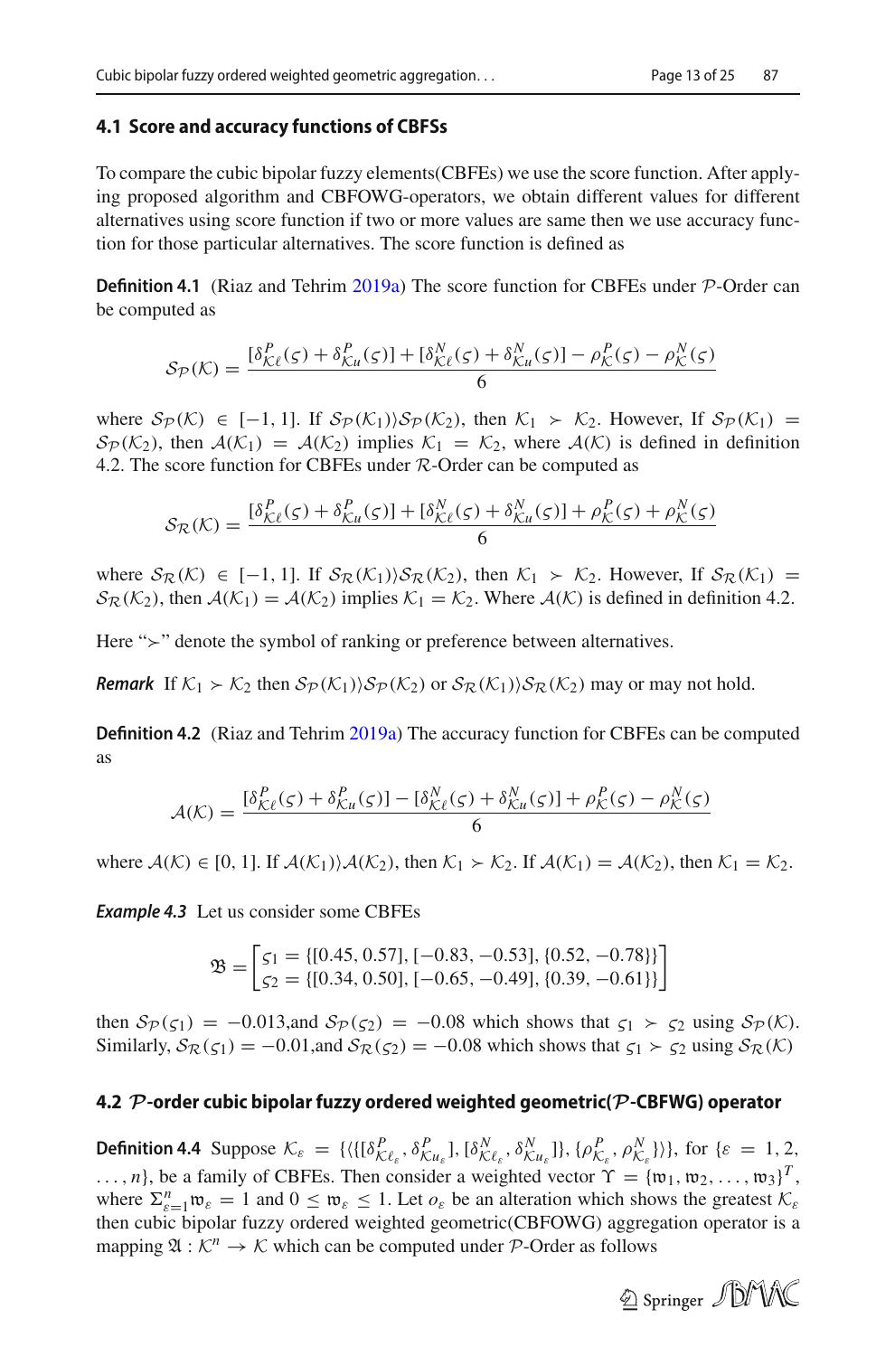### 4.1 Score and accuracy functions of CBFSs

To compare the cubic bipolar fuzzy elements(CBFEs) we use the score function. After applying proposed algorithm and CBFOWG-operators, we obtain different values for different alternatives using score function if two or more values are same then we use accuracy function for those particular alternatives. The score function is defined as

**Definition 4.1** (Riaz and Tehrim 2019a) The score function for CBFEs under $\mathcal{P}$-Order can be computed as

$$\mathcal{S}_{\mathcal{P}}(\mathcal{K}) = \frac{[\delta^{P}_{\mathcal{K}\ell}(\varsigma) + \delta^{P}_{\mathcal{K}u}(\varsigma)] + [\delta^{N}_{\mathcal{K}\ell}(\varsigma) + \delta^{N}_{\mathcal{K}u}(\varsigma)] - \rho^{P}_{\mathcal{K}}(\varsigma) - \rho^{N}_{\mathcal{K}}(\varsigma)}{6}$$

where $\mathcal{S}_{\mathcal{P}}(\mathcal{K}) \in [-1, 1]$. If $\mathcal{S}_{\mathcal{P}}(\mathcal{K}_1) \rangle \mathcal{S}_{\mathcal{P}}(\mathcal{K}_2)$, then $\mathcal{K}_1 \succ \mathcal{K}_2$. However, If $\mathcal{S}_{\mathcal{P}}(\mathcal{K}_1) = \mathcal{S}_{\mathcal{P}}(\mathcal{K}_2)$, then $\mathcal{A}(\mathcal{K}_1) = \mathcal{A}(\mathcal{K}_2)$ implies $\mathcal{K}_1 = \mathcal{K}_2$, where $\mathcal{A}(\mathcal{K})$ is defined in definition 4.2. The score function for CBFEs under $\mathcal{R}$-Order can be computed as

$$\mathcal{S}_{\mathcal{R}}(\mathcal{K}) = \frac{[\delta^{P}_{\mathcal{K}\ell}(\varsigma) + \delta^{P}_{\mathcal{K}u}(\varsigma)] + [\delta^{N}_{\mathcal{K}\ell}(\varsigma) + \delta^{N}_{\mathcal{K}u}(\varsigma)] + \rho^{P}_{\mathcal{K}}(\varsigma) + \rho^{N}_{\mathcal{K}}(\varsigma)}{6}$$

where $\mathcal{S}_{\mathcal{R}}(\mathcal{K}) \in [-1, 1]$. If $\mathcal{S}_{\mathcal{R}}(\mathcal{K}_1) \rangle \mathcal{S}_{\mathcal{R}}(\mathcal{K}_2)$, then $\mathcal{K}_1 \succ \mathcal{K}_2$. However, If $\mathcal{S}_{\mathcal{R}}(\mathcal{K}_1) = \mathcal{S}_{\mathcal{R}}(\mathcal{K}_2)$, then $\mathcal{A}(\mathcal{K}_1) = \mathcal{A}(\mathcal{K}_2)$ implies $\mathcal{K}_1 = \mathcal{K}_2$. Where $\mathcal{A}(\mathcal{K})$ is defined in definition 4.2.

Here "$\succ$" denote the symbol of ranking or preference between alternatives.

***Remark*** If $\mathcal{K}_1 \succ \mathcal{K}_2$ then $\mathcal{S}_{\mathcal{P}}(\mathcal{K}_1) \rangle \mathcal{S}_{\mathcal{P}}(\mathcal{K}_2)$ or $\mathcal{S}_{\mathcal{R}}(\mathcal{K}_1) \rangle \mathcal{S}_{\mathcal{R}}(\mathcal{K}_2)$ may or may not hold.

**Definition 4.2** (Riaz and Tehrim 2019a) The accuracy function for CBFEs can be computed as

$$\mathcal{A}(\mathcal{K}) = \frac{[\delta^{P}_{\mathcal{K}\ell}(\varsigma) + \delta^{P}_{\mathcal{K}u}(\varsigma)] - [\delta^{N}_{\mathcal{K}\ell}(\varsigma) + \delta^{N}_{\mathcal{K}u}(\varsigma)] + \rho^{P}_{\mathcal{K}}(\varsigma) - \rho^{N}_{\mathcal{K}}(\varsigma)}{6}$$

where $\mathcal{A}(\mathcal{K}) \in [0, 1]$. If $\mathcal{A}(\mathcal{K}_1) \rangle \mathcal{A}(\mathcal{K}_2)$, then $\mathcal{K}_1 \succ \mathcal{K}_2$. If $\mathcal{A}(\mathcal{K}_1) = \mathcal{A}(\mathcal{K}_2)$, then $\mathcal{K}_1 = \mathcal{K}_2$.

***Example 4.3*** Let us consider some CBFEs

$$\mathfrak{B} = \begin{bmatrix} \varsigma_1 = \{[0.45, 0.57], [-0.83, -0.53], \{0.52, -0.78\}\} \\ \varsigma_2 = \{[0.34, 0.50], [-0.65, -0.49], \{0.39, -0.61\}\} \end{bmatrix}$$

then $\mathcal{S}_{\mathcal{P}}(\varsigma_1) = -0.013$,and $\mathcal{S}_{\mathcal{P}}(\varsigma_2) = -0.08$ which shows that $\varsigma_1 \succ \varsigma_2$ using $\mathcal{S}_{\mathcal{P}}(\mathcal{K})$. Similarly, $\mathcal{S}_{\mathcal{R}}(\varsigma_1) = -0.01$,and $\mathcal{S}_{\mathcal{R}}(\varsigma_2) = -0.08$ which shows that $\varsigma_1 \succ \varsigma_2$ using $\mathcal{S}_{\mathcal{R}}(\mathcal{K})$

### 4.2 $\mathcal{P}$-order cubic bipolar fuzzy ordered weighted geometric($\mathcal{P}$-CBFWG) operator

**Definition 4.4** Suppose $\mathcal{K}_\varepsilon = \{\langle\{[\delta^{P}_{\mathcal{K}\ell_\varepsilon}, \delta^{P}_{\mathcal{K}u_\varepsilon}], [\delta^{N}_{\mathcal{K}\ell_\varepsilon}, \delta^{N}_{\mathcal{K}u_\varepsilon}]\}, \{\rho^{P}_{\mathcal{K}_\varepsilon}, \rho^{N}_{\mathcal{K}_\varepsilon}\}\rangle\}$, for $\{\varepsilon = 1, 2, \ldots, n\}$, be a family of CBFEs. Then consider a weighted vector $\Upsilon = \{\mathfrak{w}_1, \mathfrak{w}_2, \ldots, \mathfrak{w}_3\}^T$, where $\Sigma^{n}_{\varepsilon=1}\mathfrak{w}_\varepsilon = 1$ and $0 \leq \mathfrak{w}_\varepsilon \leq 1$. Let $o_\varepsilon$ be an alteration which shows the greatest $\mathcal{K}_\varepsilon$ then cubic bipolar fuzzy ordered weighted geometric(CBFOWG) aggregation operator is a mapping $\mathfrak{A} : \mathcal{K}^n \rightarrow \mathcal{K}$ which can be computed under $\mathcal{P}$-Order as follows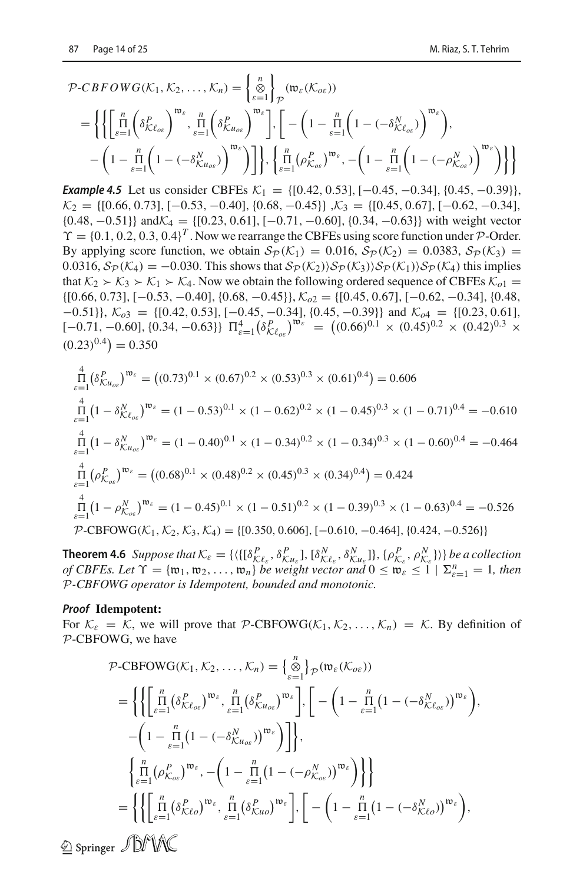$$
\begin{aligned}
\mathcal{P}\text{-}CBFOWG(\mathcal{K}_1, \mathcal{K}_2, \ldots, \mathcal{K}_n) &= \left\{ \bigotimes_{\varepsilon=1}^{n} \right\}_{\mathcal{P}} (\mathfrak{w}_\varepsilon(\mathcal{K}_{o\varepsilon})) \\
&= \left\{ \left\{ \left[ \prod_{\varepsilon=1}^{n} \left( \delta^P_{\mathcal{K}\ell_{o\varepsilon}} \right)^{\mathfrak{w}_\varepsilon}, \prod_{\varepsilon=1}^{n} \left( \delta^P_{\mathcal{K}u_{o\varepsilon}} \right)^{\mathfrak{w}_\varepsilon} \right], \left[ -\left( 1 - \prod_{\varepsilon=1}^{n} \left( 1 - (-\delta^N_{\mathcal{K}\ell_{o\varepsilon}}) \right)^{\mathfrak{w}_\varepsilon} \right), \right. \right. \right. \\
&\quad \left. \left. -\left( 1 - \prod_{\varepsilon=1}^{n} \left( 1 - (-\delta^N_{\mathcal{K}u_{o\varepsilon}}) \right)^{\mathfrak{w}_\varepsilon} \right) \right] \right\}, \left. \left\{ \prod_{\varepsilon=1}^{n} \left( \rho^P_{\mathcal{K}_{o\varepsilon}} \right)^{\mathfrak{w}_\varepsilon}, -\left( 1 - \prod_{\varepsilon=1}^{n} \left( 1 - (-\rho^N_{\mathcal{K}_{o\varepsilon}}) \right)^{\mathfrak{w}_\varepsilon} \right) \right\} \right\}
\end{aligned}
$$

***Example 4.5*** Let us consider CBFEs $\mathcal{K}_1 = \{[0.42, 0.53], [-0.45, -0.34], \{0.45, -0.39\}\}$, $\mathcal{K}_2 = \{[0.66, 0.73], [-0.53, -0.40], \{0.68, -0.45\}\}$ ,$\mathcal{K}_3 = \{[0.45, 0.67], [-0.62, -0.34], \{0.48, -0.51\}\}$ and$\mathcal{K}_4 = \{[0.23, 0.61], [-0.71, -0.60], \{0.34, -0.63\}\}$ with weight vector $\Upsilon = \{0.1, 0.2, 0.3, 0.4\}^T$. Now we rearrange the CBFEs using score function under $\mathcal{P}$-Order. By applying score function, we obtain $\mathcal{S}_{\mathcal{P}}(\mathcal{K}_1) = 0.016$, $\mathcal{S}_{\mathcal{P}}(\mathcal{K}_2) = 0.0383$, $\mathcal{S}_{\mathcal{P}}(\mathcal{K}_3) = 0.0316$, $\mathcal{S}_{\mathcal{P}}(\mathcal{K}_4) = -0.030$. This shows that $\mathcal{S}_{\mathcal{P}}(\mathcal{K}_2)\rangle\mathcal{S}_{\mathcal{P}}(\mathcal{K}_3)\rangle\mathcal{S}_{\mathcal{P}}(\mathcal{K}_1)\rangle\mathcal{S}_{\mathcal{P}}(\mathcal{K}_4)$ this implies that $\mathcal{K}_2 \succ \mathcal{K}_3 \succ \mathcal{K}_1 \succ \mathcal{K}_4$. Now we obtain the following ordered sequence of CBFEs $\mathcal{K}_{o1} = \{[0.66, 0.73], [-0.53, -0.40], \{0.68, -0.45\}\}$, $\mathcal{K}_{o2} = \{[0.45, 0.67], [-0.62, -0.34], \{0.48, -0.51\}\}$, $\mathcal{K}_{o3} = \{[0.42, 0.53], [-0.45, -0.34], \{0.45, -0.39\}\}$ and $\mathcal{K}_{o4} = \{[0.23, 0.61], [-0.71, -0.60], \{0.34, -0.63\}\}$ $\Pi_{\varepsilon=1}^{4}\left(\delta^P_{\mathcal{K}\ell_{o\varepsilon}}\right)^{\mathfrak{w}_\varepsilon} = \left((0.66)^{0.1} \times (0.45)^{0.2} \times (0.42)^{0.3} \times (0.23)^{0.4}\right) = 0.350$

$$
\prod_{\varepsilon=1}^{4}\left(\delta^P_{\mathcal{K}u_{o\varepsilon}}\right)^{\mathfrak{w}_\varepsilon} = \left((0.73)^{0.1} \times (0.67)^{0.2} \times (0.53)^{0.3} \times (0.61)^{0.4}\right) = 0.606
$$

$$
\prod_{\varepsilon=1}^{4}\left(1 - \delta^N_{\mathcal{K}\ell_{o\varepsilon}}\right)^{\mathfrak{w}_\varepsilon} = (1 - 0.53)^{0.1} \times (1 - 0.62)^{0.2} \times (1 - 0.45)^{0.3} \times (1 - 0.71)^{0.4} = -0.610
$$

$$
\prod_{\varepsilon=1}^{4}\left(1 - \delta^N_{\mathcal{K}u_{o\varepsilon}}\right)^{\mathfrak{w}_\varepsilon} = (1 - 0.40)^{0.1} \times (1 - 0.34)^{0.2} \times (1 - 0.34)^{0.3} \times (1 - 0.60)^{0.4} = -0.464
$$

$$
\prod_{\varepsilon=1}^{4}\left(\rho^P_{\mathcal{K}_{o\varepsilon}}\right)^{\mathfrak{w}_\varepsilon} = \left((0.68)^{0.1} \times (0.48)^{0.2} \times (0.45)^{0.3} \times (0.34)^{0.4}\right) = 0.424
$$

$$
\prod_{\varepsilon=1}^{4}\left(1 - \rho^N_{\mathcal{K}_{o\varepsilon}}\right)^{\mathfrak{w}_\varepsilon} = (1 - 0.45)^{0.1} \times (1 - 0.51)^{0.2} \times (1 - 0.39)^{0.3} \times (1 - 0.63)^{0.4} = -0.526
$$

$$
\mathcal{P}\text{-CBFOWG}(\mathcal{K}_1, \mathcal{K}_2, \mathcal{K}_3, \mathcal{K}_4) = \{[0.350, 0.606], [-0.610, -0.464], \{0.424, -0.526\}\}
$$

**Theorem 4.6** *Suppose that* $\mathcal{K}_\varepsilon = \{\langle\{[\delta^P_{\mathcal{K}\ell_\varepsilon}, \delta^P_{\mathcal{K}u_\varepsilon}], [\delta^N_{\mathcal{K}\ell_\varepsilon}, \delta^N_{\mathcal{K}u_\varepsilon}]\}, \{\rho^P_{\mathcal{K}_\varepsilon}, \rho^N_{\mathcal{K}_\varepsilon}\}\rangle\}$ *be a collection of CBFEs. Let* $\Upsilon = \{\mathfrak{w}_1, \mathfrak{w}_2, \ldots, \mathfrak{w}_n\}$ *be weight vector and* $0 \leq \mathfrak{w}_\varepsilon \leq 1 \mid \Sigma^n_{\varepsilon=1} = 1$*, then* $\mathcal{P}$*-CBFOWG operator is Idempotent, bounded and monotonic.*

***Proof*** **Idempotent:**
For $\mathcal{K}_\varepsilon = \mathcal{K}$, we will prove that $\mathcal{P}$-CBFOWG$(\mathcal{K}_1, \mathcal{K}_2, \ldots, \mathcal{K}_n) = \mathcal{K}$. By definition of $\mathcal{P}$-CBFOWG, we have

$$
\begin{aligned}
\mathcal{P}\text{-CBFOWG}(\mathcal{K}_1, \mathcal{K}_2, \ldots, \mathcal{K}_n) &= \left\{ \bigotimes_{\varepsilon=1}^{n} \right\}_{\mathcal{P}} (\mathfrak{w}_\varepsilon(\mathcal{K}_{o\varepsilon})) \\
&= \left\{ \left\{ \left[ \prod_{\varepsilon=1}^{n} \left( \delta^P_{\mathcal{K}\ell_{o\varepsilon}} \right)^{\mathfrak{w}_\varepsilon}, \prod_{\varepsilon=1}^{n} \left( \delta^P_{\mathcal{K}u_{o\varepsilon}} \right)^{\mathfrak{w}_\varepsilon} \right], \left[ -\left( 1 - \prod_{\varepsilon=1}^{n} \left( 1 - (-\delta^N_{\mathcal{K}\ell_{o\varepsilon}}) \right)^{\mathfrak{w}_\varepsilon} \right), \right. \right. \right. \\
&\quad \left. \left. -\left( 1 - \prod_{\varepsilon=1}^{n} \left( 1 - (-\delta^N_{\mathcal{K}u_{o\varepsilon}}) \right)^{\mathfrak{w}_\varepsilon} \right) \right] \right\}, \\
&\quad \left. \left\{ \prod_{\varepsilon=1}^{n} \left( \rho^P_{\mathcal{K}_{o\varepsilon}} \right)^{\mathfrak{w}_\varepsilon}, -\left( 1 - \prod_{\varepsilon=1}^{n} \left( 1 - (-\rho^N_{\mathcal{K}_{o\varepsilon}}) \right)^{\mathfrak{w}_\varepsilon} \right) \right\} \right\} \\
&= \left\{ \left\{ \left[ \prod_{\varepsilon=1}^{n} \left( \delta^P_{\mathcal{K}\ell o} \right)^{\mathfrak{w}_\varepsilon}, \prod_{\varepsilon=1}^{n} \left( \delta^P_{\mathcal{K}uo} \right)^{\mathfrak{w}_\varepsilon} \right], \left[ -\left( 1 - \prod_{\varepsilon=1}^{n} \left( 1 - (-\delta^N_{\mathcal{K}\ell o}) \right)^{\mathfrak{w}_\varepsilon} \right), \right. \right. \right.
\end{aligned}
$$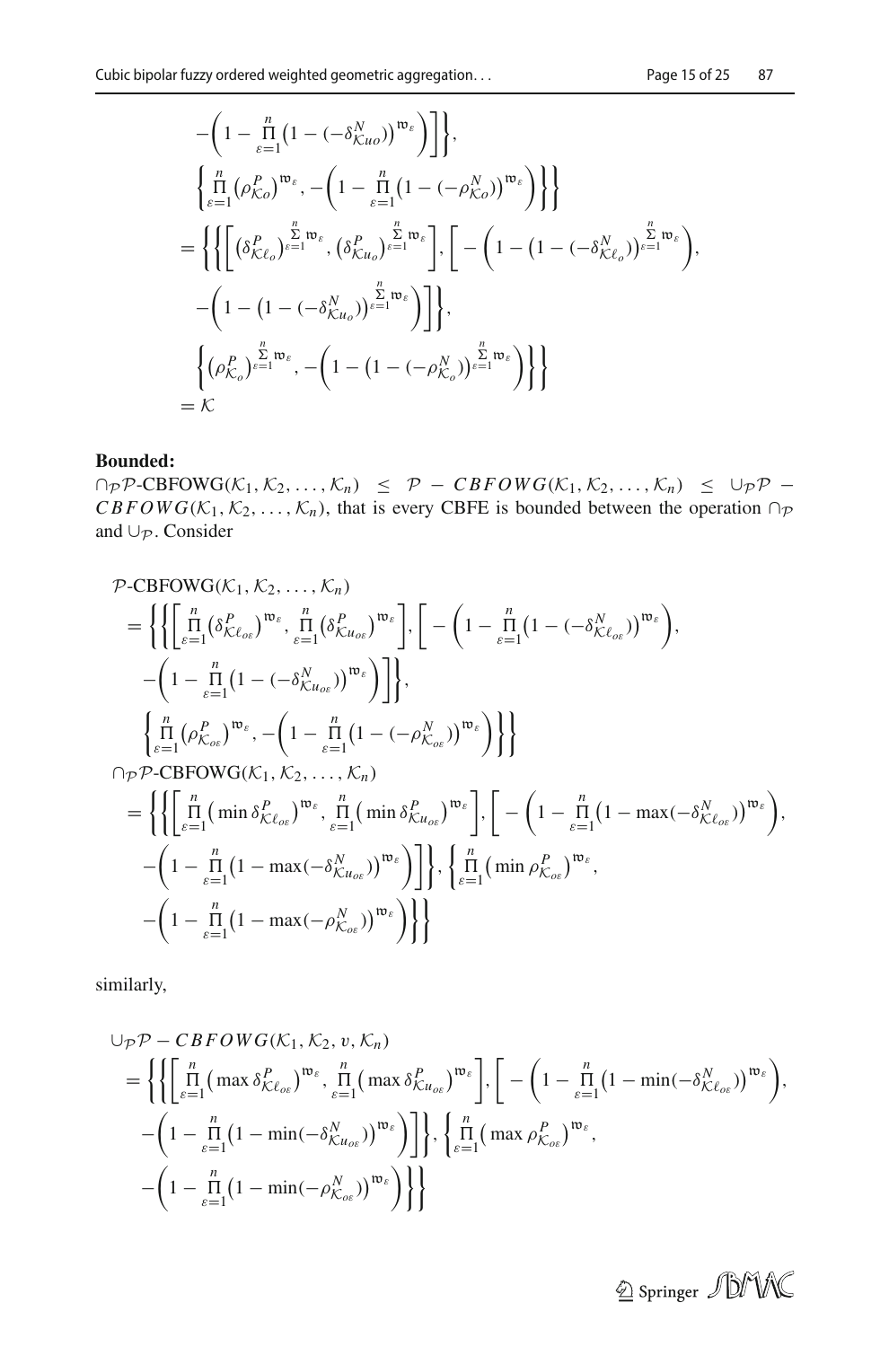$$
-\left(1-\prod_{\varepsilon=1}^{n}\left(1-(-\delta^{N}_{\mathcal{K}uo})\right)^{\mathfrak{w}_\varepsilon}\right)\Bigg]\Bigg\},
$$

$$
\left\{\prod_{\varepsilon=1}^{n}\left(\rho^{P}_{\mathcal{K}o}\right)^{\mathfrak{w}_\varepsilon}, -\left(1-\prod_{\varepsilon=1}^{n}\left(1-(-\rho^{N}_{\mathcal{K}o})\right)^{\mathfrak{w}_\varepsilon}\right)\right\}\Bigg\}
$$

$$
=\Bigg\{\Bigg\{\Bigg[\left(\delta^{P}_{\mathcal{K}\ell_o}\right)^{\sum_{\varepsilon=1}^{n}\mathfrak{w}_\varepsilon}, \left(\delta^{P}_{\mathcal{K}u_o}\right)^{\sum_{\varepsilon=1}^{n}\mathfrak{w}_\varepsilon}\Bigg], \Bigg[-\left(1-\left(1-(-\delta^{N}_{\mathcal{K}\ell_o})\right)^{\sum_{\varepsilon=1}^{n}\mathfrak{w}_\varepsilon}\right),
$$

$$
-\left(1-\left(1-(-\delta^{N}_{\mathcal{K}u_o})\right)^{\sum_{\varepsilon=1}^{n}\mathfrak{w}_\varepsilon}\right)\Bigg]\Bigg\},
$$

$$
\left\{\left(\rho^{P}_{\mathcal{K}_o}\right)^{\sum_{\varepsilon=1}^{n}\mathfrak{w}_\varepsilon}, -\left(1-\left(1-(-\rho^{N}_{\mathcal{K}_o})\right)^{\sum_{\varepsilon=1}^{n}\mathfrak{w}_\varepsilon}\right)\right\}\Bigg\}
$$

$$
=\mathcal{K}
$$

**Bounded:**

$\cap_{\mathcal{P}}\mathcal{P}$-CBFOWG$(\mathcal{K}_1, \mathcal{K}_2, \ldots, \mathcal{K}_n) \leq \mathcal{P} - CBFOWG(\mathcal{K}_1, \mathcal{K}_2, \ldots, \mathcal{K}_n) \leq \cup_{\mathcal{P}}\mathcal{P} - CBFOWG(\mathcal{K}_1, \mathcal{K}_2, \ldots, \mathcal{K}_n)$, that is every CBFE is bounded between the operation $\cap_{\mathcal{P}}$ and $\cup_{\mathcal{P}}$. Consider

$$
\mathcal{P}\text{-CBFOWG}(\mathcal{K}_1, \mathcal{K}_2, \ldots, \mathcal{K}_n)
$$

$$
=\Bigg\{\Bigg\{\Bigg[\prod_{\varepsilon=1}^{n}\left(\delta^{P}_{\mathcal{K}\ell_{o\varepsilon}}\right)^{\mathfrak{w}_\varepsilon}, \prod_{\varepsilon=1}^{n}\left(\delta^{P}_{\mathcal{K}u_{o\varepsilon}}\right)^{\mathfrak{w}_\varepsilon}\Bigg], \Bigg[-\left(1-\prod_{\varepsilon=1}^{n}\left(1-(-\delta^{N}_{\mathcal{K}\ell_{o\varepsilon}})\right)^{\mathfrak{w}_\varepsilon}\right),
$$

$$
-\left(1-\prod_{\varepsilon=1}^{n}\left(1-(-\delta^{N}_{\mathcal{K}u_{o\varepsilon}})\right)^{\mathfrak{w}_\varepsilon}\right)\Bigg]\Bigg\},
$$

$$
\left\{\prod_{\varepsilon=1}^{n}\left(\rho^{P}_{\mathcal{K}_{o\varepsilon}}\right)^{\mathfrak{w}_\varepsilon}, -\left(1-\prod_{\varepsilon=1}^{n}\left(1-(-\rho^{N}_{\mathcal{K}_{o\varepsilon}})\right)^{\mathfrak{w}_\varepsilon}\right)\right\}\Bigg\}
$$

$$
\cap_{\mathcal{P}}\mathcal{P}\text{-CBFOWG}(\mathcal{K}_1, \mathcal{K}_2, \ldots, \mathcal{K}_n)
$$

$$
=\Bigg\{\Bigg\{\Bigg[\prod_{\varepsilon=1}^{n}\left(\min\delta^{P}_{\mathcal{K}\ell_{o\varepsilon}}\right)^{\mathfrak{w}_\varepsilon}, \prod_{\varepsilon=1}^{n}\left(\min\delta^{P}_{\mathcal{K}u_{o\varepsilon}}\right)^{\mathfrak{w}_\varepsilon}\Bigg], \Bigg[-\left(1-\prod_{\varepsilon=1}^{n}\left(1-\max(-\delta^{N}_{\mathcal{K}\ell_{o\varepsilon}})\right)^{\mathfrak{w}_\varepsilon}\right),
$$

$$
-\left(1-\prod_{\varepsilon=1}^{n}\left(1-\max(-\delta^{N}_{\mathcal{K}u_{o\varepsilon}})\right)^{\mathfrak{w}_\varepsilon}\right)\Bigg]\Bigg\}, \Bigg\{\prod_{\varepsilon=1}^{n}\left(\min\rho^{P}_{\mathcal{K}_{o\varepsilon}}\right)^{\mathfrak{w}_\varepsilon},
$$

$$
-\left(1-\prod_{\varepsilon=1}^{n}\left(1-\max(-\rho^{N}_{\mathcal{K}_{o\varepsilon}})\right)^{\mathfrak{w}_\varepsilon}\right)\Bigg\}\Bigg\}
$$

similarly,

$$
\cup_{\mathcal{P}}\mathcal{P} - CBFOWG(\mathcal{K}_1, \mathcal{K}_2, v, \mathcal{K}_n)
$$

$$
=\Bigg\{\Bigg\{\Bigg[\prod_{\varepsilon=1}^{n}\left(\max\delta^{P}_{\mathcal{K}\ell_{o\varepsilon}}\right)^{\mathfrak{w}_\varepsilon}, \prod_{\varepsilon=1}^{n}\left(\max\delta^{P}_{\mathcal{K}u_{o\varepsilon}}\right)^{\mathfrak{w}_\varepsilon}\Bigg], \Bigg[-\left(1-\prod_{\varepsilon=1}^{n}\left(1-\min(-\delta^{N}_{\mathcal{K}\ell_{o\varepsilon}})\right)^{\mathfrak{w}_\varepsilon}\right),
$$

$$
-\left(1-\prod_{\varepsilon=1}^{n}\left(1-\min(-\delta^{N}_{\mathcal{K}u_{o\varepsilon}})\right)^{\mathfrak{w}_\varepsilon}\right)\Bigg]\Bigg\}, \Bigg\{\prod_{\varepsilon=1}^{n}\left(\max\rho^{P}_{\mathcal{K}_{o\varepsilon}}\right)^{\mathfrak{w}_\varepsilon},
$$

$$
-\left(1-\prod_{\varepsilon=1}^{n}\left(1-\min(-\rho^{N}_{\mathcal{K}_{o\varepsilon}})\right)^{\mathfrak{w}_\varepsilon}\right)\Bigg\}\Bigg\}
$$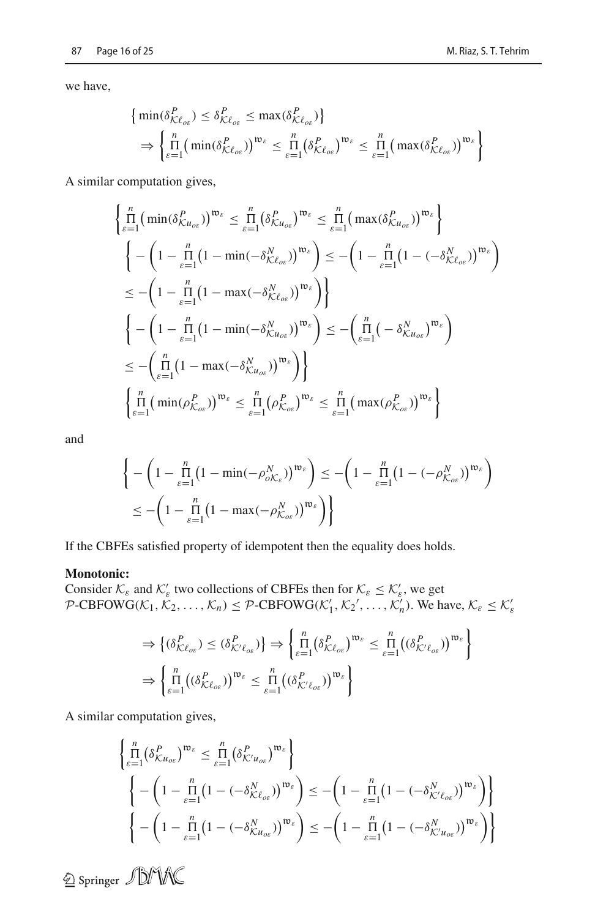we have,

$$\left\{ \min(\delta^P_{\mathcal{K}\ell_{o\varepsilon}}) \leq \delta^P_{\mathcal{K}\ell_{o\varepsilon}} \leq \max(\delta^P_{\mathcal{K}\ell_{o\varepsilon}}) \right\}$$
$$\Rightarrow \left\{ \prod_{\varepsilon=1}^{n} \big( \min(\delta^P_{\mathcal{K}\ell_{o\varepsilon}}) \big)^{\mathfrak{w}_\varepsilon} \leq \prod_{\varepsilon=1}^{n} \big( \delta^P_{\mathcal{K}\ell_{o\varepsilon}} \big)^{\mathfrak{w}_\varepsilon} \leq \prod_{\varepsilon=1}^{n} \big( \max(\delta^P_{\mathcal{K}\ell_{o\varepsilon}}) \big)^{\mathfrak{w}_\varepsilon} \right\}$$

A similar computation gives,

$$\left\{ \prod_{\varepsilon=1}^{n} \big( \min(\delta^P_{\mathcal{K}u_{o\varepsilon}}) \big)^{\mathfrak{w}_\varepsilon} \leq \prod_{\varepsilon=1}^{n} \big( \delta^P_{\mathcal{K}u_{o\varepsilon}} \big)^{\mathfrak{w}_\varepsilon} \leq \prod_{\varepsilon=1}^{n} \big( \max(\delta^P_{\mathcal{K}u_{o\varepsilon}}) \big)^{\mathfrak{w}_\varepsilon} \right\}$$

$$\left\{ -\left( 1 - \prod_{\varepsilon=1}^{n} \big( 1 - \min(-\delta^N_{\mathcal{K}\ell_{o\varepsilon}}) \big)^{\mathfrak{w}_\varepsilon} \right) \leq -\left( 1 - \prod_{\varepsilon=1}^{n} \big( 1 - (-\delta^N_{\mathcal{K}\ell_{o\varepsilon}}) \big)^{\mathfrak{w}_\varepsilon} \right) \right.$$
$$\left. \leq -\left( 1 - \prod_{\varepsilon=1}^{n} \big( 1 - \max(-\delta^N_{\mathcal{K}\ell_{o\varepsilon}}) \big)^{\mathfrak{w}_\varepsilon} \right) \right\}$$

$$\left\{ -\left( 1 - \prod_{\varepsilon=1}^{n} \big( 1 - \min(-\delta^N_{\mathcal{K}u_{o\varepsilon}}) \big)^{\mathfrak{w}_\varepsilon} \right) \leq -\left( \prod_{\varepsilon=1}^{n} \big( -\delta^N_{\mathcal{K}u_{o\varepsilon}} \big)^{\mathfrak{w}_\varepsilon} \right) \right.$$
$$\left. \leq -\left( \prod_{\varepsilon=1}^{n} \big( 1 - \max(-\delta^N_{\mathcal{K}u_{o\varepsilon}}) \big)^{\mathfrak{w}_\varepsilon} \right) \right\}$$

$$\left\{ \prod_{\varepsilon=1}^{n} \big( \min(\rho^P_{\mathcal{K}_{o\varepsilon}}) \big)^{\mathfrak{w}_\varepsilon} \leq \prod_{\varepsilon=1}^{n} \big( \rho^P_{\mathcal{K}_{o\varepsilon}} \big)^{\mathfrak{w}_\varepsilon} \leq \prod_{\varepsilon=1}^{n} \big( \max(\rho^P_{\mathcal{K}_{o\varepsilon}}) \big)^{\mathfrak{w}_\varepsilon} \right\}$$

and

$$\left\{ -\left( 1 - \prod_{\varepsilon=1}^{n} \big( 1 - \min(-\rho^N_{o\mathcal{K}_\varepsilon}) \big)^{\mathfrak{w}_\varepsilon} \right) \leq -\left( 1 - \prod_{\varepsilon=1}^{n} \big( 1 - (-\rho^N_{\mathcal{K}_{o\varepsilon}}) \big)^{\mathfrak{w}_\varepsilon} \right) \right.$$
$$\left. \leq -\left( 1 - \prod_{\varepsilon=1}^{n} \big( 1 - \max(-\rho^N_{\mathcal{K}_{o\varepsilon}}) \big)^{\mathfrak{w}_\varepsilon} \right) \right\}$$

If the CBFEs satisfied property of idempotent then the equality does holds.

**Monotonic:**
Consider $\mathcal{K}_\varepsilon$ and $\mathcal{K}'_\varepsilon$ two collections of CBFEs then for $\mathcal{K}_\varepsilon \leq \mathcal{K}'_\varepsilon$, we get $\mathcal{P}$-CBFOWG$(\mathcal{K}_1, \mathcal{K}_2, \ldots, \mathcal{K}_n) \leq \mathcal{P}$-CBFOWG$(\mathcal{K}'_1, \mathcal{K}_2{}', \ldots, \mathcal{K}'_n)$. We have, $\mathcal{K}_\varepsilon \leq \mathcal{K}'_\varepsilon$

$$\Rightarrow \left\{ (\delta^P_{\mathcal{K}\ell_{o\varepsilon}}) \leq (\delta^P_{\mathcal{K}'\ell_{o\varepsilon}}) \right\} \Rightarrow \left\{ \prod_{\varepsilon=1}^{n} \big( \delta^P_{\mathcal{K}\ell_{o\varepsilon}} \big)^{\mathfrak{w}_\varepsilon} \leq \prod_{\varepsilon=1}^{n} \big( (\delta^P_{\mathcal{K}'\ell_{o\varepsilon}}) \big)^{\mathfrak{w}_\varepsilon} \right\}$$
$$\Rightarrow \left\{ \prod_{\varepsilon=1}^{n} \big( (\delta^P_{\mathcal{K}\ell_{o\varepsilon}}) \big)^{\mathfrak{w}_\varepsilon} \leq \prod_{\varepsilon=1}^{n} \big( (\delta^P_{\mathcal{K}'\ell_{o\varepsilon}}) \big)^{\mathfrak{w}_\varepsilon} \right\}$$

A similar computation gives,

$$\left\{ \prod_{\varepsilon=1}^{n} \big( \delta^P_{\mathcal{K}u_{o\varepsilon}} \big)^{\mathfrak{w}_\varepsilon} \leq \prod_{\varepsilon=1}^{n} \big( \delta^P_{\mathcal{K}'u_{o\varepsilon}} \big)^{\mathfrak{w}_\varepsilon} \right\}$$

$$\left\{ -\left( 1 - \prod_{\varepsilon=1}^{n} \big( 1 - (-\delta^N_{\mathcal{K}\ell_{o\varepsilon}}) \big)^{\mathfrak{w}_\varepsilon} \right) \leq -\left( 1 - \prod_{\varepsilon=1}^{n} \big( 1 - (-\delta^N_{\mathcal{K}'\ell_{o\varepsilon}}) \big)^{\mathfrak{w}_\varepsilon} \right) \right\}$$

$$\left\{ -\left( 1 - \prod_{\varepsilon=1}^{n} \big( 1 - (-\delta^N_{\mathcal{K}u_{o\varepsilon}}) \big)^{\mathfrak{w}_\varepsilon} \right) \leq -\left( 1 - \prod_{\varepsilon=1}^{n} \big( 1 - (-\delta^N_{\mathcal{K}'u_{o\varepsilon}}) \big)^{\mathfrak{w}_\varepsilon} \right) \right\}$$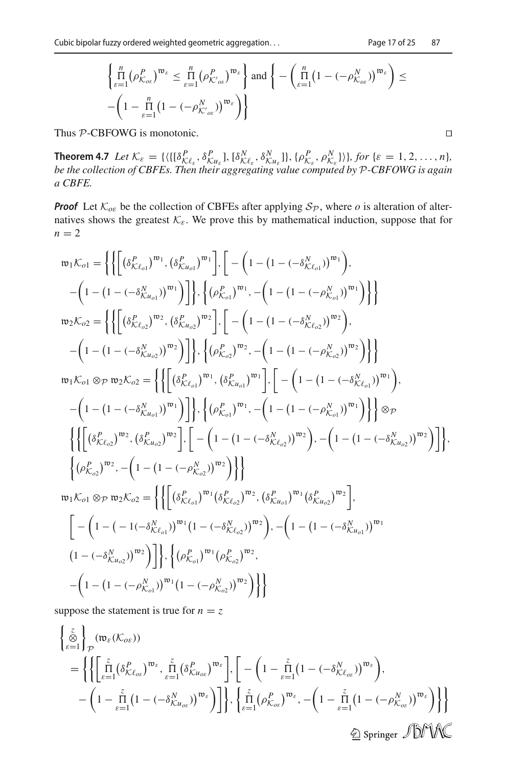$$\left\{\prod_{\varepsilon=1}^{n}\left(\rho^{P}_{\mathcal{K}_{o\varepsilon}}\right)^{\mathfrak{w}_{\varepsilon}} \leq \prod_{\varepsilon=1}^{n}\left(\rho^{P}_{\mathcal{K}'_{o\varepsilon}}\right)^{\mathfrak{w}_{\varepsilon}}\right\} \text{ and } \left\{-\left(\prod_{\varepsilon=1}^{n}\left(1-(-\rho^{N}_{\mathcal{K}_{o\varepsilon}})\right)^{\mathfrak{w}_{\varepsilon}}\right) \leq -\left(1-\prod_{\varepsilon=1}^{n}\left(1-(-\rho^{N}_{\mathcal{K}'_{o\varepsilon}})\right)^{\mathfrak{w}_{\varepsilon}}\right)\right\}$$

Thus $\mathcal{P}$-CBFOWG is monotonic. □

**Theorem 4.7** *Let* $\mathcal{K}_{\varepsilon} = \{\langle\{[\delta^{P}_{\mathcal{K}\ell_{\varepsilon}}, \delta^{P}_{\mathcal{K}u_{\varepsilon}}], [\delta^{N}_{\mathcal{K}\ell_{\varepsilon}}, \delta^{N}_{\mathcal{K}u_{\varepsilon}}]\}, \{\rho^{P}_{\mathcal{K}_{\varepsilon}}, \rho^{N}_{\mathcal{K}_{\varepsilon}}\}\rangle\}$*, for* $\{\varepsilon = 1, 2, \ldots, n\}$*, be the collection of CBFEs. Then their aggregating value computed by* $\mathcal{P}$*-CBFOWG is again a CBFE.*

***Proof*** Let $\mathcal{K}_{o\varepsilon}$ be the collection of CBFEs after applying $\mathcal{S}_{\mathcal{P}}$, where $o$ is alteration of alternatives shows the greatest $\mathcal{K}_{\varepsilon}$. We prove this by mathematical induction, suppose that for $n = 2$

$$\mathfrak{w}_1\mathcal{K}_{o1} = \left\{\left\{\left[\left(\delta^{P}_{\mathcal{K}\ell_{o1}}\right)^{\mathfrak{w}_1}, \left(\delta^{P}_{\mathcal{K}u_{o1}}\right)^{\mathfrak{w}_1}\right], \left[-\left(1-\left(1-(-\delta^{N}_{\mathcal{K}\ell_{o1}})\right)^{\mathfrak{w}_1}\right), -\left(1-\left(1-(-\delta^{N}_{\mathcal{K}u_{o1}})\right)^{\mathfrak{w}_1}\right)\right]\right\}, \left\{\left(\rho^{P}_{\mathcal{K}_{o1}}\right)^{\mathfrak{w}_1}, -\left(1-\left(1-(-\rho^{N}_{\mathcal{K}_{o1}})\right)^{\mathfrak{w}_1}\right)\right\}\right\}$$

$$\mathfrak{w}_2\mathcal{K}_{o2} = \left\{\left\{\left[\left(\delta^{P}_{\mathcal{K}\ell_{o2}}\right)^{\mathfrak{w}_2}, \left(\delta^{P}_{\mathcal{K}u_{o2}}\right)^{\mathfrak{w}_2}\right], \left[-\left(1-\left(1-(-\delta^{N}_{\mathcal{K}\ell_{o2}})\right)^{\mathfrak{w}_2}\right), -\left(1-\left(1-(-\delta^{N}_{\mathcal{K}u_{o2}})\right)^{\mathfrak{w}_2}\right)\right]\right\}, \left\{\left(\rho^{P}_{\mathcal{K}_{o2}}\right)^{\mathfrak{w}_2}, -\left(1-\left(1-(-\rho^{N}_{\mathcal{K}_{o2}})\right)^{\mathfrak{w}_2}\right)\right\}\right\}$$

$$\begin{aligned}\mathfrak{w}_1\mathcal{K}_{o1} \otimes_{\mathcal{P}} \mathfrak{w}_2\mathcal{K}_{o2} = &\left\{\left\{\left[\left(\delta^{P}_{\mathcal{K}\ell_{o1}}\right)^{\mathfrak{w}_1}, \left(\delta^{P}_{\mathcal{K}u_{o1}}\right)^{\mathfrak{w}_1}\right], \left[-\left(1-\left(1-(-\delta^{N}_{\mathcal{K}\ell_{o1}})\right)^{\mathfrak{w}_1}\right), -\left(1-\left(1-(-\delta^{N}_{\mathcal{K}u_{o1}})\right)^{\mathfrak{w}_1}\right)\right]\right\}, \left\{\left(\rho^{P}_{\mathcal{K}_{o1}}\right)^{\mathfrak{w}_1}, -\left(1-\left(1-(-\rho^{N}_{\mathcal{K}_{o1}})\right)^{\mathfrak{w}_1}\right)\right\}\right\} \otimes_{\mathcal{P}} \\ &\left\{\left\{\left[\left(\delta^{P}_{\mathcal{K}\ell_{o2}}\right)^{\mathfrak{w}_2}, \left(\delta^{P}_{\mathcal{K}u_{o2}}\right)^{\mathfrak{w}_2}\right], \left[-\left(1-\left(1-(-\delta^{N}_{\mathcal{K}\ell_{o2}})\right)^{\mathfrak{w}_2}\right), -\left(1-\left(1-(-\delta^{N}_{\mathcal{K}u_{o2}})\right)^{\mathfrak{w}_2}\right)\right]\right\}, \left\{\left(\rho^{P}_{\mathcal{K}_{o2}}\right)^{\mathfrak{w}_2}, -\left(1-\left(1-(-\rho^{N}_{\mathcal{K}_{o2}})\right)^{\mathfrak{w}_2}\right)\right\}\right\}\end{aligned}$$

$$\begin{aligned}\mathfrak{w}_1\mathcal{K}_{o1} \otimes_{\mathcal{P}} \mathfrak{w}_2\mathcal{K}_{o2} = &\left\{\left\{\left[\left(\delta^{P}_{\mathcal{K}\ell_{o1}}\right)^{\mathfrak{w}_1}\left(\delta^{P}_{\mathcal{K}\ell_{o2}}\right)^{\mathfrak{w}_2}, \left(\delta^{P}_{\mathcal{K}u_{o1}}\right)^{\mathfrak{w}_1}\left(\delta^{P}_{\mathcal{K}u_{o2}}\right)^{\mathfrak{w}_2}\right],\right.\right. \\ &\left[-\left(1-\left(-1(-\delta^{N}_{\mathcal{K}\ell_{o1}})\right)^{\mathfrak{w}_1}\left(1-(-\delta^{N}_{\mathcal{K}\ell_{o2}})\right)^{\mathfrak{w}_2}\right), -\left(1-\left(1-(-\delta^{N}_{\mathcal{K}u_{o1}})\right)^{\mathfrak{w}_1}\right.\right. \\ &\left.\left.\left.\left(1-(-\delta^{N}_{\mathcal{K}u_{o2}})\right)^{\mathfrak{w}_2}\right)\right]\right\}, \left\{\left(\rho^{P}_{\mathcal{K}_{o1}}\right)^{\mathfrak{w}_1}\left(\rho^{P}_{\mathcal{K}_{o2}}\right)^{\mathfrak{w}_2},\right. \\ &\left.\left.-\left(1-\left(1-(-\rho^{N}_{\mathcal{K}_{o1}})\right)^{\mathfrak{w}_1}\left(1-(-\rho^{N}_{\mathcal{K}_{o2}})\right)^{\mathfrak{w}_2}\right)\right\}\right\}\end{aligned}$$

suppose the statement is true for $n = z$

$$\begin{aligned}&\left\{\bigotimes_{\varepsilon=1}^{z}\right\}_{\mathcal{P}}(\mathfrak{w}_{\varepsilon}(\mathcal{K}_{o\varepsilon})) \\ &= \left\{\left\{\left[\prod_{\varepsilon=1}^{z}\left(\delta^{P}_{\mathcal{K}\ell_{o\varepsilon}}\right)^{\mathfrak{w}_{\varepsilon}}, \prod_{\varepsilon=1}^{z}\left(\delta^{P}_{\mathcal{K}u_{o\varepsilon}}\right)^{\mathfrak{w}_{\varepsilon}}\right], \left[-\left(1-\prod_{\varepsilon=1}^{z}\left(1-(-\delta^{N}_{\mathcal{K}\ell_{o\varepsilon}})\right)^{\mathfrak{w}_{\varepsilon}}\right),\right.\right.\right. \\ &\quad \left.\left.\left.-\left(1-\prod_{\varepsilon=1}^{z}\left(1-(-\delta^{N}_{\mathcal{K}u_{o\varepsilon}})\right)^{\mathfrak{w}_{\varepsilon}}\right)\right]\right\}, \left\{\prod_{\varepsilon=1}^{z}\left(\rho^{P}_{\mathcal{K}_{o\varepsilon}}\right)^{\mathfrak{w}_{\varepsilon}}, -\left(1-\prod_{\varepsilon=1}^{z}\left(1-(-\rho^{N}_{\mathcal{K}_{o\varepsilon}})\right)^{\mathfrak{w}_{\varepsilon}}\right)\right\}\right\}\end{aligned}$$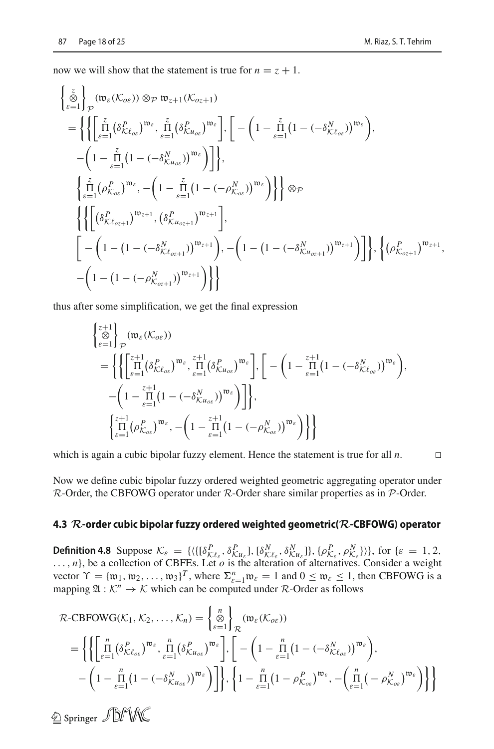now we will show that the statement is true for $n = z + 1$.

$$
\begin{aligned}
&\left\{\overset{z}{\underset{\varepsilon=1}{\otimes}}\right\}_{\mathcal{P}}(\mathfrak{w}_\varepsilon(\mathcal{K}_{o\varepsilon})) \otimes_{\mathcal{P}} \mathfrak{w}_{z+1}(\mathcal{K}_{oz+1}) \\
&= \Bigg\{\Bigg\{\left[\prod_{\varepsilon=1}^{z}\left(\delta^P_{\mathcal{K}\ell_{o\varepsilon}}\right)^{\mathfrak{w}_\varepsilon}, \prod_{\varepsilon=1}^{z}\left(\delta^P_{\mathcal{K}u_{o\varepsilon}}\right)^{\mathfrak{w}_\varepsilon}\right], \Bigg[-\left(1-\prod_{\varepsilon=1}^{z}\left(1-(-\delta^N_{\mathcal{K}\ell_{o\varepsilon}})\right)^{\mathfrak{w}_\varepsilon}\right), \\
&\quad -\left(1-\prod_{\varepsilon=1}^{z}\left(1-(-\delta^N_{\mathcal{K}u_{o\varepsilon}})\right)^{\mathfrak{w}_\varepsilon}\right)\Bigg]\Bigg\}, \\
&\quad \left\{\prod_{\varepsilon=1}^{z}\left(\rho^P_{\mathcal{K}_{o\varepsilon}}\right)^{\mathfrak{w}_\varepsilon}, -\left(1-\prod_{\varepsilon=1}^{z}\left(1-(-\rho^N_{\mathcal{K}_{o\varepsilon}})\right)^{\mathfrak{w}_\varepsilon}\right)\right\}\Bigg\} \otimes_{\mathcal{P}} \\
&\quad \Bigg\{\Bigg\{\left[\left(\delta^P_{\mathcal{K}\ell_{oz+1}}\right)^{\mathfrak{w}_{z+1}}, \left(\delta^P_{\mathcal{K}u_{oz+1}}\right)^{\mathfrak{w}_{z+1}}\right], \\
&\quad \Bigg[-\left(1-\left(1-(-\delta^N_{\mathcal{K}\ell_{oz+1}})\right)^{\mathfrak{w}_{z+1}}\right), -\left(1-\left(1-(-\delta^N_{\mathcal{K}u_{oz+1}})\right)^{\mathfrak{w}_{z+1}}\right)\Bigg]\Bigg\}, \Bigg\{\left(\rho^P_{\mathcal{K}_{oz+1}}\right)^{\mathfrak{w}_{z+1}}, \\
&\quad -\left(1-\left(1-(-\rho^N_{\mathcal{K}_{oz+1}})\right)^{\mathfrak{w}_{z+1}}\right)\Bigg\}\Bigg\}
\end{aligned}
$$

thus after some simplification, we get the final expression

$$
\begin{aligned}
&\left\{\overset{z+1}{\underset{\varepsilon=1}{\otimes}}\right\}_{\mathcal{P}}(\mathfrak{w}_\varepsilon(\mathcal{K}_{o\varepsilon})) \\
&= \Bigg\{\Bigg\{\left[\prod_{\varepsilon=1}^{z+1}\left(\delta^P_{\mathcal{K}\ell_{o\varepsilon}}\right)^{\mathfrak{w}_\varepsilon}, \prod_{\varepsilon=1}^{z+1}\left(\delta^P_{\mathcal{K}u_{o\varepsilon}}\right)^{\mathfrak{w}_\varepsilon}\right], \Bigg[-\left(1-\prod_{\varepsilon=1}^{z+1}\left(1-(-\delta^N_{\mathcal{K}\ell_{o\varepsilon}})\right)^{\mathfrak{w}_\varepsilon}\right), \\
&\quad -\left(1-\prod_{\varepsilon=1}^{z+1}\left(1-(-\delta^N_{\mathcal{K}u_{o\varepsilon}})\right)^{\mathfrak{w}_\varepsilon}\right)\Bigg]\Bigg\}, \\
&\quad \left\{\prod_{\varepsilon=1}^{z+1}\left(\rho^P_{\mathcal{K}_{o\varepsilon}}\right)^{\mathfrak{w}_\varepsilon}, -\left(1-\prod_{\varepsilon=1}^{z+1}\left(1-(-\rho^N_{\mathcal{K}_{o\varepsilon}})\right)^{\mathfrak{w}_\varepsilon}\right)\right\}\Bigg\}
\end{aligned}
$$

which is again a cubic bipolar fuzzy element. Hence the statement is true for all $n$. □

Now we define cubic bipolar fuzzy ordered weighted geometric aggregating operator under $\mathcal{R}$-Order, the CBFOWG operator under $\mathcal{R}$-Order share similar properties as in $\mathcal{P}$-Order.

### 4.3 $\mathcal{R}$-order cubic bipolar fuzzy ordered weighted geometric($\mathcal{R}$-CBFOWG) operator

**Definition 4.8** Suppose $\mathcal{K}_\varepsilon = \{\langle\{[\delta^P_{\mathcal{K}\ell_\varepsilon}, \delta^P_{\mathcal{K}u_\varepsilon}], [\delta^N_{\mathcal{K}\ell_\varepsilon}, \delta^N_{\mathcal{K}u_\varepsilon}]\}, \{\rho^P_{\mathcal{K}_\varepsilon}, \rho^N_{\mathcal{K}_\varepsilon}\}\rangle\}$, for $\{\varepsilon = 1, 2, \ldots, n\}$, be a collection of CBFEs. Let $o$ is the alteration of alternatives. Consider a weight vector $\Upsilon = \{\mathfrak{w}_1, \mathfrak{w}_2, \ldots, \mathfrak{w}_3\}^T$, where $\Sigma^n_{\varepsilon=1}\mathfrak{w}_\varepsilon = 1$ and $0 \le \mathfrak{w}_\varepsilon \le 1$, then CBFOWG is a mapping $\mathfrak{A} : \mathcal{K}^n \to \mathcal{K}$ which can be computed under $\mathcal{R}$-Order as follows

$$
\begin{aligned}
&\mathcal{R}\text{-CBFOWG}(\mathcal{K}_1, \mathcal{K}_2, \ldots, \mathcal{K}_n) = \left\{\overset{n}{\underset{\varepsilon=1}{\otimes}}\right\}_{\mathcal{R}}(\mathfrak{w}_\varepsilon(\mathcal{K}_{o\varepsilon})) \\
&= \Bigg\{\Bigg\{\left[\prod_{\varepsilon=1}^{n}\left(\delta^P_{\mathcal{K}\ell_{o\varepsilon}}\right)^{\mathfrak{w}_\varepsilon}, \prod_{\varepsilon=1}^{n}\left(\delta^P_{\mathcal{K}u_{o\varepsilon}}\right)^{\mathfrak{w}_\varepsilon}\right], \Bigg[-\left(1-\prod_{\varepsilon=1}^{n}\left(1-(-\delta^N_{\mathcal{K}\ell_{o\varepsilon}})\right)^{\mathfrak{w}_\varepsilon}\right), \\
&\quad -\left(1-\prod_{\varepsilon=1}^{n}\left(1-(-\delta^N_{\mathcal{K}u_{o\varepsilon}})\right)^{\mathfrak{w}_\varepsilon}\right)\Bigg]\Bigg\}, \left\{1-\prod_{\varepsilon=1}^{n}\left(1-\rho^P_{\mathcal{K}_{o\varepsilon}}\right)^{\mathfrak{w}_\varepsilon}, -\left(\prod_{\varepsilon=1}^{n}\left(-\rho^N_{\mathcal{K}_{o\varepsilon}}\right)^{\mathfrak{w}_\varepsilon}\right)\right\}\Bigg\}
\end{aligned}
$$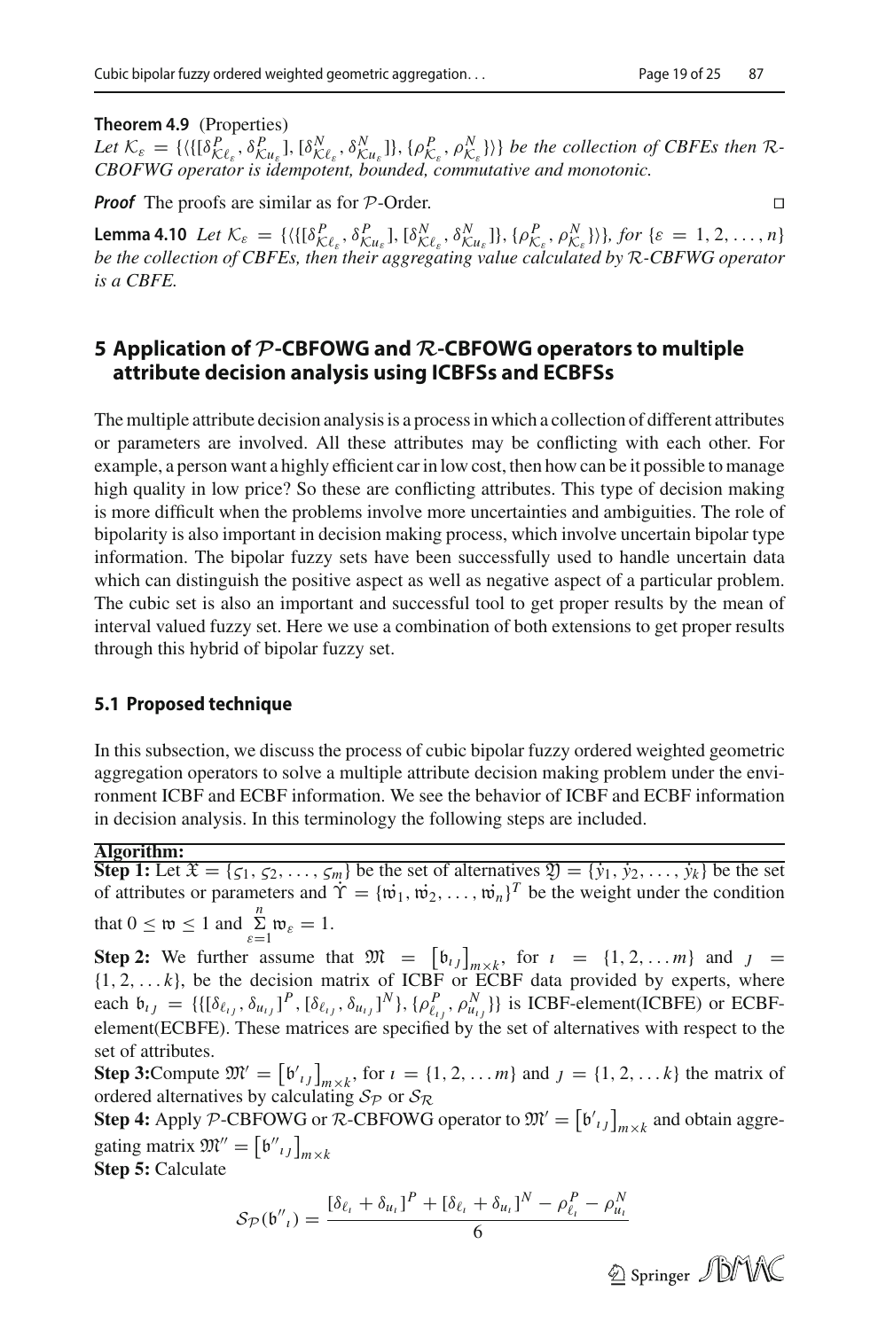**Theorem 4.9** (Properties)

*Let* $\mathcal{K}_{\varepsilon} = \{\langle\{[\delta^{P}_{\mathcal{K}\ell_{\varepsilon}}, \delta^{P}_{\mathcal{K}u_{\varepsilon}}], [\delta^{N}_{\mathcal{K}\ell_{\varepsilon}}, \delta^{N}_{\mathcal{K}u_{\varepsilon}}]\}, \{\rho^{P}_{\mathcal{K}_{\varepsilon}}, \rho^{N}_{\mathcal{K}_{\varepsilon}}\}\rangle\}$ *be the collection of CBFEs then* $\mathcal{R}$-*CBOFWG operator is idempotent, bounded, commutative and monotonic.*

***Proof*** The proofs are similar as for $\mathcal{P}$-Order. □

**Lemma 4.10** *Let* $\mathcal{K}_{\varepsilon} = \{\langle\{[\delta^{P}_{\mathcal{K}\ell_{\varepsilon}}, \delta^{P}_{\mathcal{K}u_{\varepsilon}}], [\delta^{N}_{\mathcal{K}\ell_{\varepsilon}}, \delta^{N}_{\mathcal{K}u_{\varepsilon}}]\}, \{\rho^{P}_{\mathcal{K}_{\varepsilon}}, \rho^{N}_{\mathcal{K}_{\varepsilon}}\}\rangle\}$, *for* $\{\varepsilon = 1, 2, \ldots, n\}$ *be the collection of CBFEs, then their aggregating value calculated by* $\mathcal{R}$-*CBFWG operator is a CBFE.*

## 5 Application of $\mathcal{P}$-CBFOWG and $\mathcal{R}$-CBFOWG operators to multiple attribute decision analysis using ICBFSs and ECBFSs

The multiple attribute decision analysis is a process in which a collection of different attributes or parameters are involved. All these attributes may be conflicting with each other. For example, a person want a highly efficient car in low cost, then how can be it possible to manage high quality in low price? So these are conflicting attributes. This type of decision making is more difficult when the problems involve more uncertainties and ambiguities. The role of bipolarity is also important in decision making process, which involve uncertain bipolar type information. The bipolar fuzzy sets have been successfully used to handle uncertain data which can distinguish the positive aspect as well as negative aspect of a particular problem. The cubic set is also an important and successful tool to get proper results by the mean of interval valued fuzzy set. Here we use a combination of both extensions to get proper results through this hybrid of bipolar fuzzy set.

### 5.1 Proposed technique

In this subsection, we discuss the process of cubic bipolar fuzzy ordered weighted geometric aggregation operators to solve a multiple attribute decision making problem under the environment ICBF and ECBF information. We see the behavior of ICBF and ECBF information in decision analysis. In this terminology the following steps are included.

**Algorithm:**

**Step 1:** Let $\mathfrak{X} = \{\varsigma_1, \varsigma_2, \ldots, \varsigma_m\}$ be the set of alternatives $\mathfrak{Y} = \{\dot{y}_1, \dot{y}_2, \ldots, \dot{y}_k\}$ be the set of attributes or parameters and $\dot{\Upsilon} = \{\dot{\mathfrak{w}}_1, \dot{\mathfrak{w}}_2, \ldots, \dot{\mathfrak{w}}_n\}^T$ be the weight under the condition that $0 \leq \mathfrak{w} \leq 1$ and $\sum\limits_{\varepsilon=1}^{n} \mathfrak{w}_{\varepsilon} = 1$.

**Step 2:** We further assume that $\mathfrak{M} = \left[\mathfrak{b}_{\imath\jmath}\right]_{m\times k}$, for $\imath = \{1, 2, \ldots m\}$ and $\jmath = \{1, 2, \ldots k\}$, be the decision matrix of ICBF or ECBF data provided by experts, where each $\mathfrak{b}_{\imath\jmath} = \{\{[\delta_{\ell_{\imath\jmath}}, \delta_{u_{\imath\jmath}}]^P, [\delta_{\ell_{\imath\jmath}}, \delta_{u_{\imath\jmath}}]^N\}, \{\rho^{P}_{\ell_{\imath\jmath}}, \rho^{N}_{u_{\imath\jmath}}\}\}$ is ICBF-element(ICBFE) or ECBF-element(ECBFE). These matrices are specified by the set of alternatives with respect to the set of attributes.

**Step 3:** Compute $\mathfrak{M}' = \left[\mathfrak{b}'_{\imath\jmath}\right]_{m\times k}$, for $\imath = \{1, 2, \ldots m\}$ and $\jmath = \{1, 2, \ldots k\}$ the matrix of ordered alternatives by calculating $\mathcal{S}_{\mathcal{P}}$ or $\mathcal{S}_{\mathcal{R}}$

**Step 4:** Apply $\mathcal{P}$-CBFOWG or $\mathcal{R}$-CBFOWG operator to $\mathfrak{M}' = \left[\mathfrak{b}'_{\imath\jmath}\right]_{m\times k}$ and obtain aggregating matrix $\mathfrak{M}'' = \left[\mathfrak{b}''_{\imath\jmath}\right]_{m\times k}$

**Step 5:** Calculate

$$\mathcal{S}_{\mathcal{P}}(\mathfrak{b}''_{\imath}) = \frac{[\delta_{\ell_\imath} + \delta_{u_\imath}]^P + [\delta_{\ell_\imath} + \delta_{u_\imath}]^N - \rho^{P}_{\ell_\imath} - \rho^{N}_{u_\imath}}{6}$$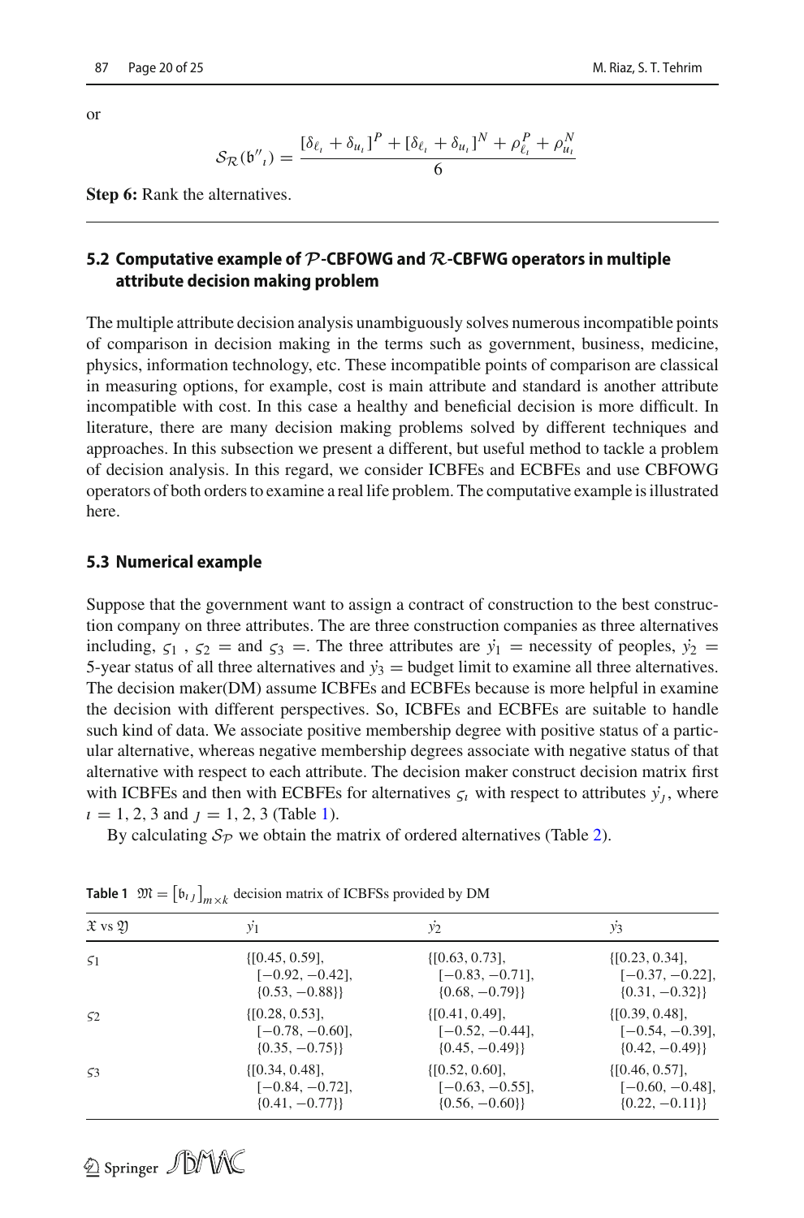or

$$\mathcal{S}_{\mathcal{R}}(\mathfrak{b}''_{\iota}) = \frac{[\delta_{\ell_\iota} + \delta_{u_\iota}]^P + [\delta_{\ell_\iota} + \delta_{u_\iota}]^N + \rho^P_{\ell_\iota} + \rho^N_{u_\iota}}{6}$$

**Step 6:** Rank the alternatives.

---

### 5.2 Computative example of $\mathcal{P}$-CBFOWG and $\mathcal{R}$-CBFWG operators in multiple attribute decision making problem

The multiple attribute decision analysis unambiguously solves numerous incompatible points of comparison in decision making in the terms such as government, business, medicine, physics, information technology, etc. These incompatible points of comparison are classical in measuring options, for example, cost is main attribute and standard is another attribute incompatible with cost. In this case a healthy and beneficial decision is more difficult. In literature, there are many decision making problems solved by different techniques and approaches. In this subsection we present a different, but useful method to tackle a problem of decision analysis. In this regard, we consider ICBFEs and ECBFEs and use CBFOWG operators of both orders to examine a real life problem. The computative example is illustrated here.

### 5.3 Numerical example

Suppose that the government want to assign a contract of construction to the best construction company on three attributes. The are three construction companies as three alternatives including, $\varsigma_1$ , $\varsigma_2$ = and $\varsigma_3$ =. The three attributes are $\dot{y}_1$ = necessity of peoples, $\dot{y}_2$ = 5-year status of all three alternatives and $\dot{y}_3$ = budget limit to examine all three alternatives. The decision maker(DM) assume ICBFEs and ECBFEs because is more helpful in examine the decision with different perspectives. So, ICBFEs and ECBFEs are suitable to handle such kind of data. We associate positive membership degree with positive status of a particular alternative, whereas negative membership degrees associate with negative status of that alternative with respect to each attribute. The decision maker construct decision matrix first with ICBFEs and then with ECBFEs for alternatives $\varsigma_\iota$ with respect to attributes $\dot{y}_\jmath$, where $\iota = 1, 2, 3$ and $\jmath = 1, 2, 3$ (Table 1).

By calculating $\mathcal{S}_{\mathcal{P}}$ we obtain the matrix of ordered alternatives (Table 2).

**Table 1** $\mathfrak{M} = \left[\mathfrak{b}_{\iota\jmath}\right]_{m \times k}$ decision matrix of ICBFSs provided by DM

| $\mathfrak{X}$ vs $\mathfrak{Y}$ | $\dot{y}_1$ | $\dot{y}_2$ | $\dot{y}_3$ |
|---|---|---|---|
| $\varsigma_1$ | {[0.45, 0.59], [−0.92, −0.42], {0.53, −0.88}} | {[0.63, 0.73], [−0.83, −0.71], {0.68, −0.79}} | {[0.23, 0.34], [−0.37, −0.22], {0.31, −0.32}} |
| $\varsigma_2$ | {[0.28, 0.53], [−0.78, −0.60], {0.35, −0.75}} | {[0.41, 0.49], [−0.52, −0.44], {0.45, −0.49}} | {[0.39, 0.48], [−0.54, −0.39], {0.42, −0.49}} |
| $\varsigma_3$ | {[0.34, 0.48], [−0.84, −0.72], {0.41, −0.77}} | {[0.52, 0.60], [−0.63, −0.55], {0.56, −0.60}} | {[0.46, 0.57], [−0.60, −0.48], {0.22, −0.11}} |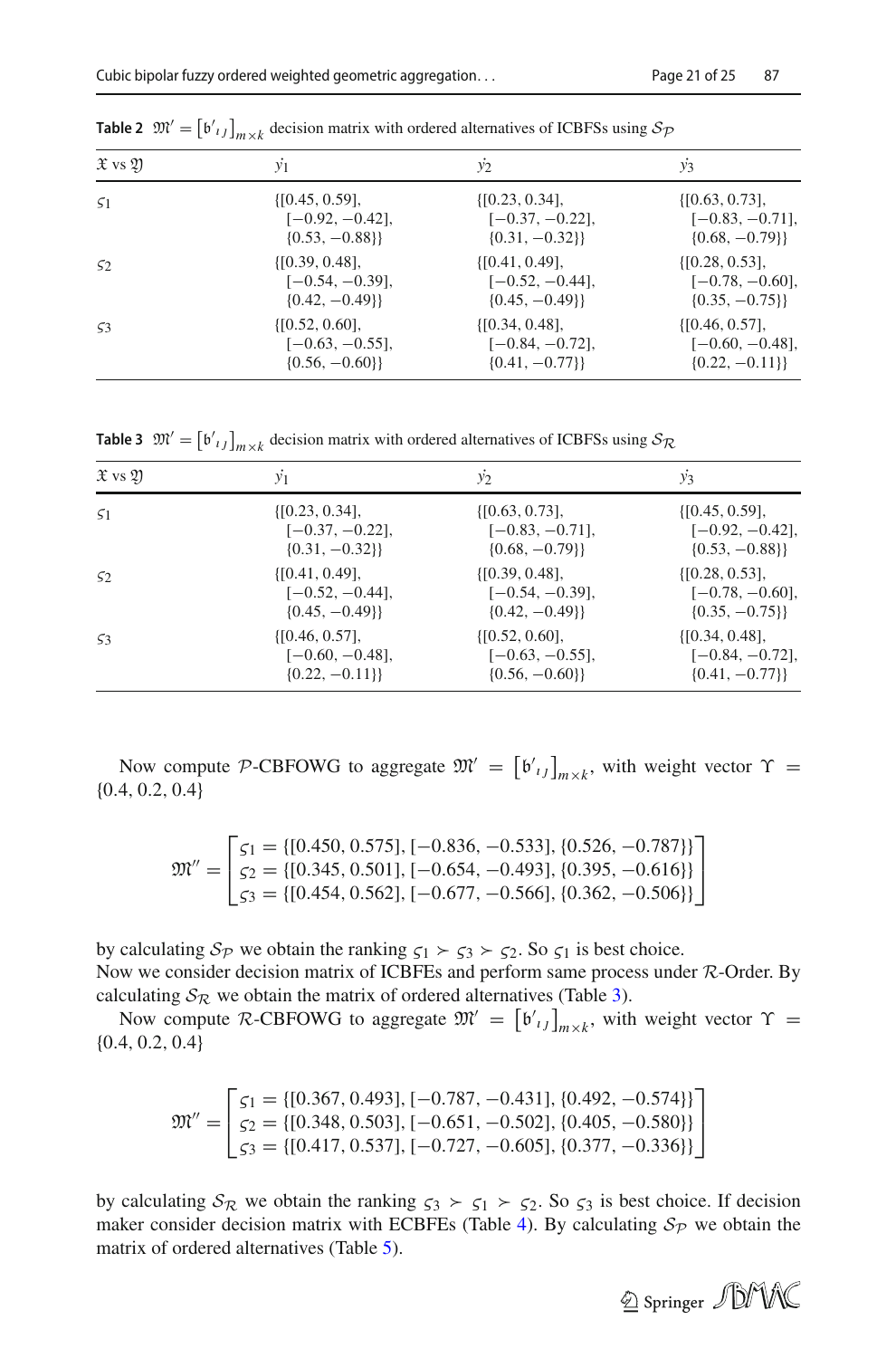**Table 2** $\mathfrak{M}' = [\mathfrak{b}'_{\imath\jmath}]_{m\times k}$ decision matrix with ordered alternatives of ICBFSs using $\mathcal{S}_{\mathcal{P}}$

| $\mathfrak{X}$ vs $\mathfrak{Y}$ | $\dot{y}_1$ | $\dot{y}_2$ | $\dot{y}_3$ |
|---|---|---|---|
| $\varsigma_1$ | $\{[0.45, 0.59], [-0.92, -0.42], \{0.53, -0.88\}\}$ | $\{[0.23, 0.34], [-0.37, -0.22], \{0.31, -0.32\}\}$ | $\{[0.63, 0.73], [-0.83, -0.71], \{0.68, -0.79\}\}$ |
| $\varsigma_2$ | $\{[0.39, 0.48], [-0.54, -0.39], \{0.42, -0.49\}\}$ | $\{[0.41, 0.49], [-0.52, -0.44], \{0.45, -0.49\}\}$ | $\{[0.28, 0.53], [-0.78, -0.60], \{0.35, -0.75\}\}$ |
| $\varsigma_3$ | $\{[0.52, 0.60], [-0.63, -0.55], \{0.56, -0.60\}\}$ | $\{[0.34, 0.48], [-0.84, -0.72], \{0.41, -0.77\}\}$ | $\{[0.46, 0.57], [-0.60, -0.48], \{0.22, -0.11\}\}$ |

**Table 3** $\mathfrak{M}' = [\mathfrak{b}'_{\imath\jmath}]_{m\times k}$ decision matrix with ordered alternatives of ICBFSs using $\mathcal{S}_{\mathcal{R}}$

| $\mathfrak{X}$ vs $\mathfrak{Y}$ | $\dot{y}_1$ | $\dot{y}_2$ | $\dot{y}_3$ |
|---|---|---|---|
| $\varsigma_1$ | $\{[0.23, 0.34], [-0.37, -0.22], \{0.31, -0.32\}\}$ | $\{[0.63, 0.73], [-0.83, -0.71], \{0.68, -0.79\}\}$ | $\{[0.45, 0.59], [-0.92, -0.42], \{0.53, -0.88\}\}$ |
| $\varsigma_2$ | $\{[0.41, 0.49], [-0.52, -0.44], \{0.45, -0.49\}\}$ | $\{[0.39, 0.48], [-0.54, -0.39], \{0.42, -0.49\}\}$ | $\{[0.28, 0.53], [-0.78, -0.60], \{0.35, -0.75\}\}$ |
| $\varsigma_3$ | $\{[0.46, 0.57], [-0.60, -0.48], \{0.22, -0.11\}\}$ | $\{[0.52, 0.60], [-0.63, -0.55], \{0.56, -0.60\}\}$ | $\{[0.34, 0.48], [-0.84, -0.72], \{0.41, -0.77\}\}$ |

Now compute $\mathcal{P}$-CBFOWG to aggregate $\mathfrak{M}' = [\mathfrak{b}'_{\imath\jmath}]_{m\times k}$, with weight vector $\Upsilon = \{0.4, 0.2, 0.4\}$

$$\mathfrak{M}'' = \begin{bmatrix} \varsigma_1 = \{[0.450, 0.575], [-0.836, -0.533], \{0.526, -0.787\}\} \\ \varsigma_2 = \{[0.345, 0.501], [-0.654, -0.493], \{0.395, -0.616\}\} \\ \varsigma_3 = \{[0.454, 0.562], [-0.677, -0.566], \{0.362, -0.506\}\} \end{bmatrix}$$

by calculating $\mathcal{S}_{\mathcal{P}}$ we obtain the ranking $\varsigma_1 \succ \varsigma_3 \succ \varsigma_2$. So $\varsigma_1$ is best choice.
Now we consider decision matrix of ICBFEs and perform same process under $\mathcal{R}$-Order. By calculating $\mathcal{S}_{\mathcal{R}}$ we obtain the matrix of ordered alternatives (Table 3).

Now compute $\mathcal{R}$-CBFOWG to aggregate $\mathfrak{M}' = [\mathfrak{b}'_{\imath\jmath}]_{m\times k}$, with weight vector $\Upsilon = \{0.4, 0.2, 0.4\}$

$$\mathfrak{M}'' = \begin{bmatrix} \varsigma_1 = \{[0.367, 0.493], [-0.787, -0.431], \{0.492, -0.574\}\} \\ \varsigma_2 = \{[0.348, 0.503], [-0.651, -0.502], \{0.405, -0.580\}\} \\ \varsigma_3 = \{[0.417, 0.537], [-0.727, -0.605], \{0.377, -0.336\}\} \end{bmatrix}$$

by calculating $\mathcal{S}_{\mathcal{R}}$ we obtain the ranking $\varsigma_3 \succ \varsigma_1 \succ \varsigma_2$. So $\varsigma_3$ is best choice. If decision maker consider decision matrix with ECBFEs (Table 4). By calculating $\mathcal{S}_{\mathcal{P}}$ we obtain the matrix of ordered alternatives (Table 5).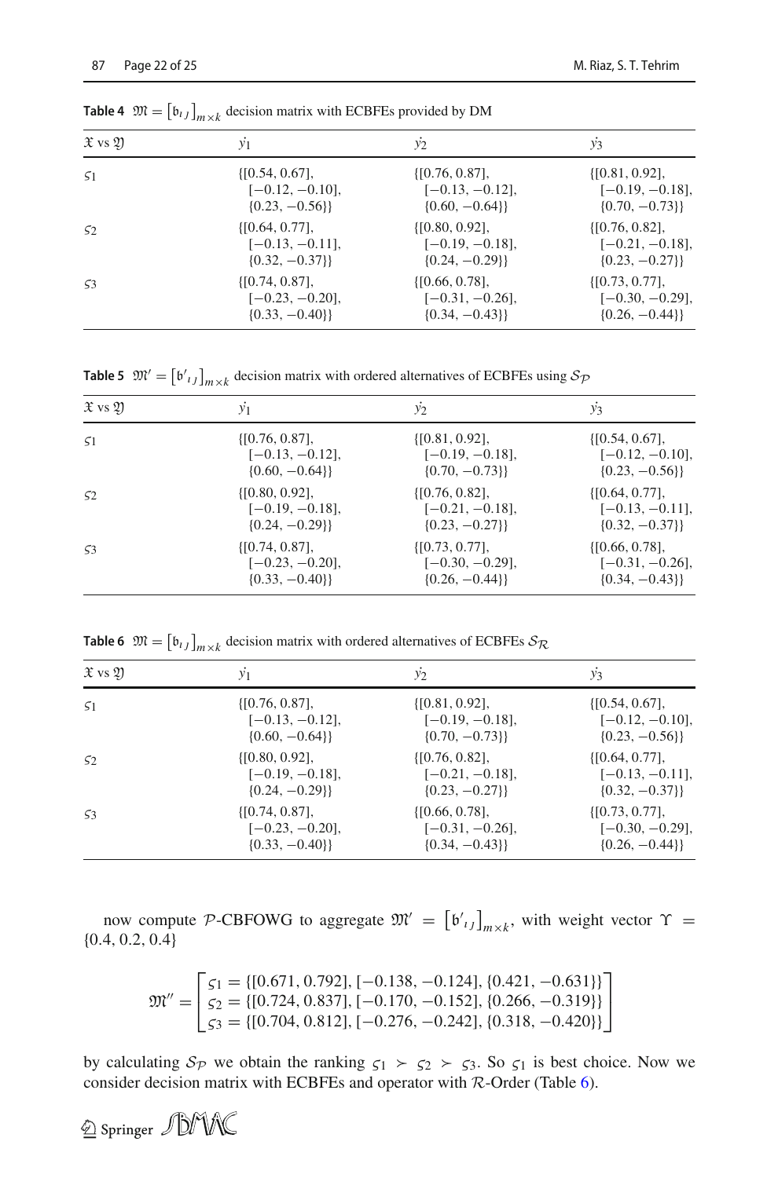**Table 4** $\mathfrak{M} = [\mathfrak{b}_{\imath\jmath}]_{m\times k}$ decision matrix with ECBFEs provided by DM

| $\mathfrak{X}$ vs $\mathfrak{Y}$ | $\dot{y}_1$ | $\dot{y}_2$ | $\dot{y}_3$ |
|---|---|---|---|
| $\varsigma_1$ | {[0.54, 0.67], [−0.12, −0.10], {0.23, −0.56}} | {[0.76, 0.87], [−0.13, −0.12], {0.60, −0.64}} | {[0.81, 0.92], [−0.19, −0.18], {0.70, −0.73}} |
| $\varsigma_2$ | {[0.64, 0.77], [−0.13, −0.11], {0.32, −0.37}} | {[0.80, 0.92], [−0.19, −0.18], {0.24, −0.29}} | {[0.76, 0.82], [−0.21, −0.18], {0.23, −0.27}} |
| $\varsigma_3$ | {[0.74, 0.87], [−0.23, −0.20], {0.33, −0.40}} | {[0.66, 0.78], [−0.31, −0.26], {0.34, −0.43}} | {[0.73, 0.77], [−0.30, −0.29], {0.26, −0.44}} |

**Table 5** $\mathfrak{M}' = [\mathfrak{b}'_{\imath\jmath}]_{m\times k}$ decision matrix with ordered alternatives of ECBFEs using $\mathcal{S}_{\mathcal{P}}$

| $\mathfrak{X}$ vs $\mathfrak{Y}$ | $\dot{y}_1$ | $\dot{y}_2$ | $\dot{y}_3$ |
|---|---|---|---|
| $\varsigma_1$ | {[0.76, 0.87], [−0.13, −0.12], {0.60, −0.64}} | {[0.81, 0.92], [−0.19, −0.18], {0.70, −0.73}} | {[0.54, 0.67], [−0.12, −0.10], {0.23, −0.56}} |
| $\varsigma_2$ | {[0.80, 0.92], [−0.19, −0.18], {0.24, −0.29}} | {[0.76, 0.82], [−0.21, −0.18], {0.23, −0.27}} | {[0.64, 0.77], [−0.13, −0.11], {0.32, −0.37}} |
| $\varsigma_3$ | {[0.74, 0.87], [−0.23, −0.20], {0.33, −0.40}} | {[0.73, 0.77], [−0.30, −0.29], {0.26, −0.44}} | {[0.66, 0.78], [−0.31, −0.26], {0.34, −0.43}} |

**Table 6** $\mathfrak{M} = [\mathfrak{b}_{\imath\jmath}]_{m\times k}$ decision matrix with ordered alternatives of ECBFEs $\mathcal{S}_{\mathcal{R}}$

| $\mathfrak{X}$ vs $\mathfrak{Y}$ | $\dot{y}_1$ | $\dot{y}_2$ | $\dot{y}_3$ |
|---|---|---|---|
| $\varsigma_1$ | {[0.76, 0.87], [−0.13, −0.12], {0.60, −0.64}} | {[0.81, 0.92], [−0.19, −0.18], {0.70, −0.73}} | {[0.54, 0.67], [−0.12, −0.10], {0.23, −0.56}} |
| $\varsigma_2$ | {[0.80, 0.92], [−0.19, −0.18], {0.24, −0.29}} | {[0.76, 0.82], [−0.21, −0.18], {0.23, −0.27}} | {[0.64, 0.77], [−0.13, −0.11], {0.32, −0.37}} |
| $\varsigma_3$ | {[0.74, 0.87], [−0.23, −0.20], {0.33, −0.40}} | {[0.66, 0.78], [−0.31, −0.26], {0.34, −0.43}} | {[0.73, 0.77], [−0.30, −0.29], {0.26, −0.44}} |

now compute $\mathcal{P}$-CBFOWG to aggregate $\mathfrak{M}' = [\mathfrak{b}'_{\imath\jmath}]_{m\times k}$, with weight vector $\Upsilon = \{0.4, 0.2, 0.4\}$

$$\mathfrak{M}'' = \begin{bmatrix} \varsigma_1 = \{[0.671, 0.792], [-0.138, -0.124], \{0.421, -0.631\}\} \\ \varsigma_2 = \{[0.724, 0.837], [-0.170, -0.152], \{0.266, -0.319\}\} \\ \varsigma_3 = \{[0.704, 0.812], [-0.276, -0.242], \{0.318, -0.420\}\} \end{bmatrix}$$

by calculating $\mathcal{S}_{\mathcal{P}}$ we obtain the ranking $\varsigma_1 \succ \varsigma_2 \succ \varsigma_3$. So $\varsigma_1$ is best choice. Now we consider decision matrix with ECBFEs and operator with $\mathcal{R}$-Order (Table 6).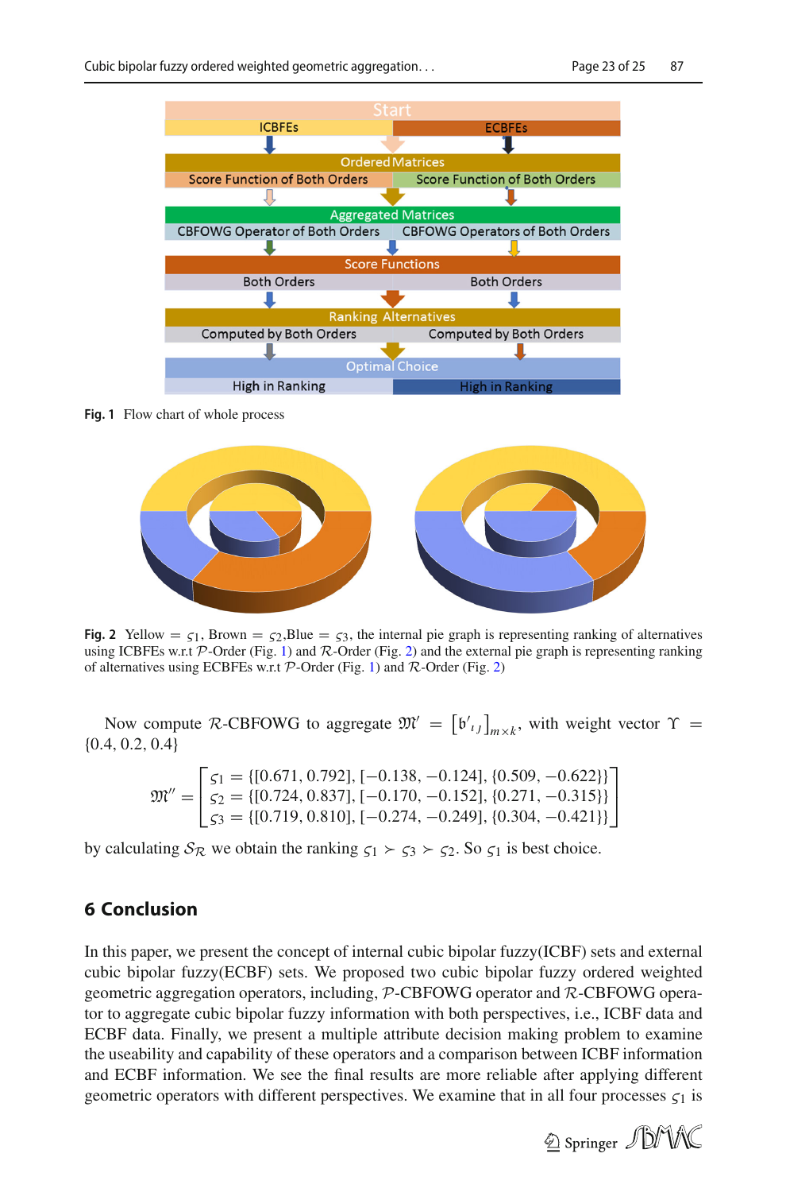**Fig. 1** Flow chart of whole process

**Fig. 2** Yellow $= \varsigma_1$, Brown $= \varsigma_2$,Blue $= \varsigma_3$, the internal pie graph is representing ranking of alternatives using ICBFEs w.r.t $\mathcal{P}$-Order (Fig. 1) and $\mathcal{R}$-Order (Fig. 2) and the external pie graph is representing ranking of alternatives using ECBFEs w.r.t $\mathcal{P}$-Order (Fig. 1) and $\mathcal{R}$-Order (Fig. 2)

Now compute $\mathcal{R}$-CBFOWG to aggregate $\mathfrak{M}' = \left[\mathfrak{b}'_{\iota\jmath}\right]_{m\times k}$, with weight vector $\Upsilon = \{0.4, 0.2, 0.4\}$

$$\mathfrak{M}'' = \begin{bmatrix} \varsigma_1 = \{[0.671, 0.792], [-0.138, -0.124], \{0.509, -0.622\}\} \\ \varsigma_2 = \{[0.724, 0.837], [-0.170, -0.152], \{0.271, -0.315\}\} \\ \varsigma_3 = \{[0.719, 0.810], [-0.274, -0.249], \{0.304, -0.421\}\} \end{bmatrix}$$

by calculating $\mathcal{S}_{\mathcal{R}}$ we obtain the ranking $\varsigma_1 \succ \varsigma_3 \succ \varsigma_2$. So $\varsigma_1$ is best choice.

## 6 Conclusion

In this paper, we present the concept of internal cubic bipolar fuzzy(ICBF) sets and external cubic bipolar fuzzy(ECBF) sets. We proposed two cubic bipolar fuzzy ordered weighted geometric aggregation operators, including, $\mathcal{P}$-CBFOWG operator and $\mathcal{R}$-CBFOWG operator to aggregate cubic bipolar fuzzy information with both perspectives, i.e., ICBF data and ECBF data. Finally, we present a multiple attribute decision making problem to examine the useability and capability of these operators and a comparison between ICBF information and ECBF information. We see the final results are more reliable after applying different geometric operators with different perspectives. We examine that in all four processes $\varsigma_1$ is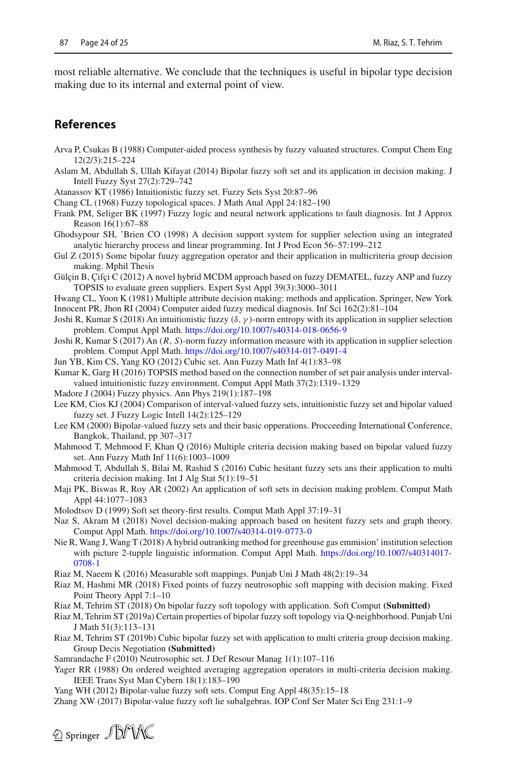most reliable alternative. We conclude that the techniques is useful in bipolar type decision making due to its internal and external point of view.

## References

Arva P, Csukas B (1988) Computer-aided process synthesis by fuzzy valuated structures. Comput Chem Eng 12(2/3):215–224

Aslam M, Abdullah S, Ullah Kifayat (2014) Bipolar fuzzy soft set and its application in decision making. J Intell Fuzzy Syst 27(2):729–742

Atanassov KT (1986) Intuitionistic fuzzy set. Fuzzy Sets Syst 20:87–96

Chang CL (1968) Fuzzy topological spaces. J Math Anal Appl 24:182–190

Frank PM, Seliger BK (1997) Fuzzy logic and neural network applications to fault diagnosis. Int J Approx Reason 16(1):67–88

Ghodsypour SH, 'Brien CO (1998) A decision support system for supplier selection using an integrated analytic hierarchy process and linear programming. Int J Prod Econ 56–57:199–212

Gul Z (2015) Some bipolar fuuzy aggregation operator and their application in multicriteria group decision making. Mphil Thesis

Gülçin B, Çifçi C (2012) A novel hybrid MCDM approach based on fuzzy DEMATEL, fuzzy ANP and fuzzy TOPSIS to evaluate green suppliers. Expert Syst Appl 39(3):3000–3011

Hwang CL, Yoon K (1981) Multiple attribute decision making: methods and application. Springer, New York

Innocent PR, Jhon RI (2004) Computer aided fuzzy medical diagnosis. Inf Sci 162(2):81–104

Joshi R, Kumar S (2018) An intuitionistic fuzzy $(\delta, \gamma)$-norm entropy with its application in supplier selection problem. Comput Appl Math. https://doi.org/10.1007/s40314-018-0656-9

Joshi R, Kumar S (2017) An $(R, S)$-norm fuzzy information measure with its application in supplier selection problem. Comput Appl Math. https://doi.org/10.1007/s40314-017-0491-4

Jun YB, Kim CS, Yang KO (2012) Cubic set. Ann Fuzzy Math Inf 4(1):83–98

Kumar K, Garg H (2016) TOPSIS method based on the connection number of set pair analysis under interval-valued intuitionistic fuzzy environment. Comput Appl Math 37(2):1319–1329

Madore J (2004) Fuzzy physics. Ann Phys 219(1):187–198

Lee KM, Cios KJ (2004) Comparison of interval-valued fuzzy sets, intuitionistic fuzzy set and bipolar valued fuzzy set. J Fuzzy Logic Intell 14(2):125–129

Lee KM (2000) Bipolar-valued fuzzy sets and their basic opperations. Procceeding International Conference, Bangkok, Thailand, pp 307–317

Mahmood T, Mehmood F, Khan Q (2016) Multiple criteria decision making based on bipolar valued fuzzy set. Ann Fuzzy Math Inf 11(6):1003–1009

Mahmood T, Abdullah S, Bilai M, Rashid S (2016) Cubic hesitant fuzzy sets ans their application to multi criteria decision making. Int J Alg Stat 5(1):19–51

Maji PK, Biswas R, Roy AR (2002) An application of soft sets in decision making problem. Comput Math Appl 44:1077–1083

Molodtsov D (1999) Soft set theory-first results. Comput Math Appl 37:19–31

Naz S, Akram M (2018) Novel decision-making approach based on hesitent fuzzy sets and graph theory. Comput Appl Math. https://doi.org/10.1007/s40314-019-0773-0

Nie R, Wang J, Wang T (2018) A hybrid outranking method for greenhouse gas emmision' institution selection with picture 2-tupple linguistic information. Comput Appl Math. https://doi.org/10.1007/s40314017-0708-1

Riaz M, Naeem K (2016) Measurable soft mappings. Punjab Uni J Math 48(2):19–34

Riaz M, Hashmi MR (2018) Fixed points of fuzzy neutrosophic soft mapping with decision making. Fixed Point Theory Appl 7:1–10

Riaz M, Tehrim ST (2018) On bipolar fuzzy soft topology with application. Soft Comput **(Submitted)**

Riaz M, Tehrim ST (2019a) Certain properties of bipolar fuzzy soft topology via Q-neighborhood. Punjab Uni J Math 51(3):113–131

Riaz M, Tehrim ST (2019b) Cubic bipolar fuzzy set with application to multi criteria group decision making. Group Decis Negotiation **(Submitted)**

Samrandache F (2010) Neutrosophic set. J Def Resour Manag 1(1):107–116

Yager RR (1988) On ordered weighted averaging aggregation operators in multi-criteria decision making. IEEE Trans Syst Man Cybern 18(1):183–190

Yang WH (2012) Bipolar-value fuzzy soft sets. Comput Eng Appl 48(35):15–18

Zhang XW (2017) Bipolar-value fuzzy soft lie subalgebras. IOP Conf Ser Mater Sci Eng 231:1–9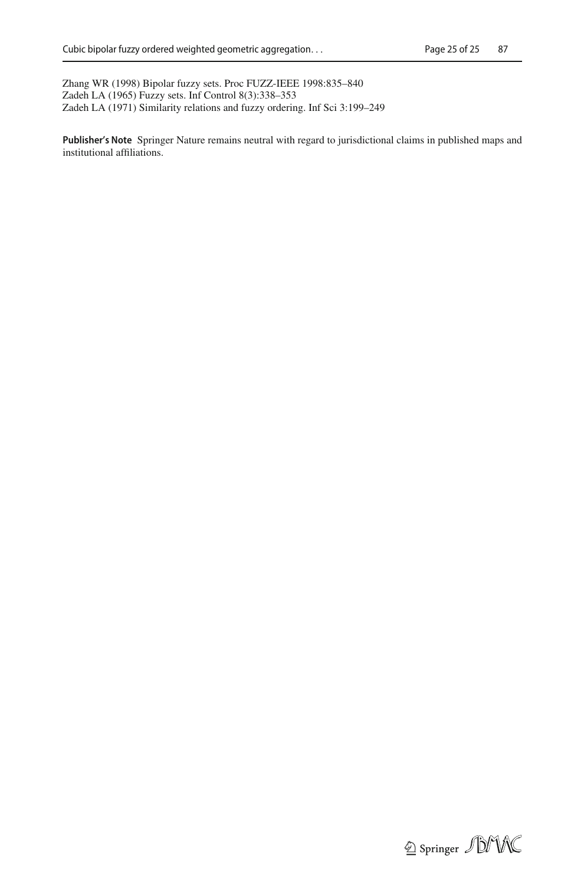Zhang WR (1998) Bipolar fuzzy sets. Proc FUZZ-IEEE 1998:835–840

Zadeh LA (1965) Fuzzy sets. Inf Control 8(3):338–353

Zadeh LA (1971) Similarity relations and fuzzy ordering. Inf Sci 3:199–249

**Publisher's Note** Springer Nature remains neutral with regard to jurisdictional claims in published maps and institutional affiliations.